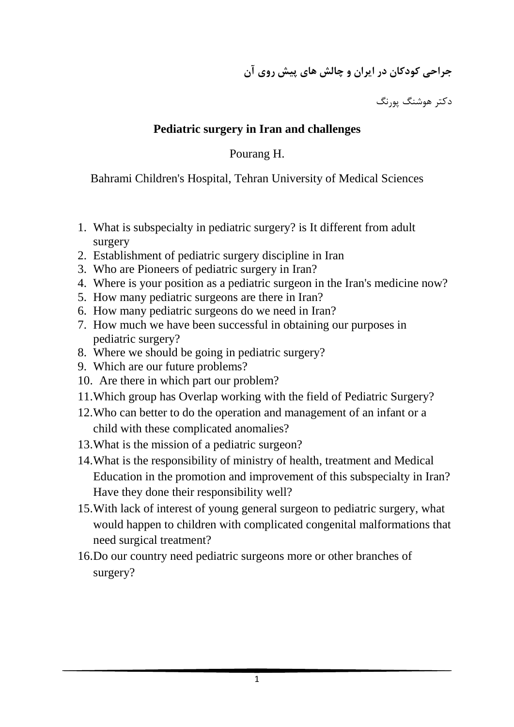**جراحی کودکان در ایران و چالش های پیش روی آن**

دکتر هوشنگ پورنگ

## Pediatric surgery in Iran and challenges

Pourang H.

Bahrami Children's Hospital, Tehran University of Medical Sciences

1. What is subspecialty in pediatric surgery? is It different from adult surgery
2. Establishment of pediatric surgery discipline in Iran
3. Who are Pioneers of pediatric surgery in Iran?
4. Where is your position as a pediatric surgeon in the Iran's medicine now?
5. How many pediatric surgeons are there in Iran?
6. How many pediatric surgeons do we need in Iran?
7. How much we have been successful in obtaining our purposes in pediatric surgery?
8. Where we should be going in pediatric surgery?
9. Which are our future problems?
10. Are there in which part our problem?
11. Which group has Overlap working with the field of Pediatric Surgery?
12. Who can better to do the operation and management of an infant or a child with these complicated anomalies?
13. What is the mission of a pediatric surgeon?
14. What is the responsibility of ministry of health, treatment and Medical Education in the promotion and improvement of this subspecialty in Iran? Have they done their responsibility well?
15. With lack of interest of young general surgeon to pediatric surgery, what would happen to children with complicated congenital malformations that need surgical treatment?
16. Do our country need pediatric surgeons more or other branches of surgery?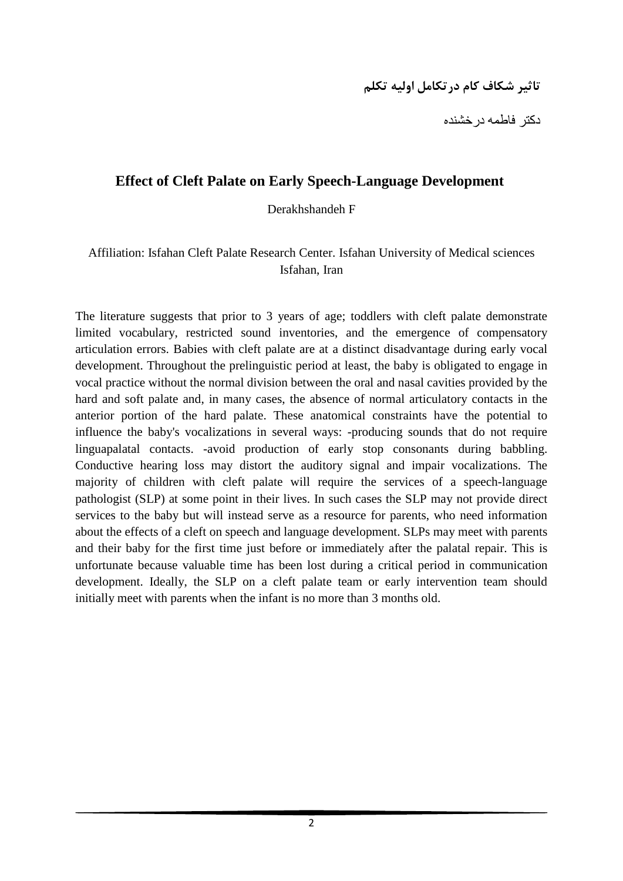**تاثیر شکاف کام درتکامل اولیه تکلم**

دکتر فاطمه درخشنده

## Effect of Cleft Palate on Early Speech-Language Development

Derakhshandeh F

Affiliation: Isfahan Cleft Palate Research Center. Isfahan University of Medical sciences Isfahan, Iran

The literature suggests that prior to 3 years of age; toddlers with cleft palate demonstrate limited vocabulary, restricted sound inventories, and the emergence of compensatory articulation errors. Babies with cleft palate are at a distinct disadvantage during early vocal development. Throughout the prelinguistic period at least, the baby is obligated to engage in vocal practice without the normal division between the oral and nasal cavities provided by the hard and soft palate and, in many cases, the absence of normal articulatory contacts in the anterior portion of the hard palate. These anatomical constraints have the potential to influence the baby's vocalizations in several ways: -producing sounds that do not require linguapalatal contacts. -avoid production of early stop consonants during babbling. Conductive hearing loss may distort the auditory signal and impair vocalizations. The majority of children with cleft palate will require the services of a speech-language pathologist (SLP) at some point in their lives. In such cases the SLP may not provide direct services to the baby but will instead serve as a resource for parents, who need information about the effects of a cleft on speech and language development. SLPs may meet with parents and their baby for the first time just before or immediately after the palatal repair. This is unfortunate because valuable time has been lost during a critical period in communication development. Ideally, the SLP on a cleft palate team or early intervention team should initially meet with parents when the infant is no more than 3 months old.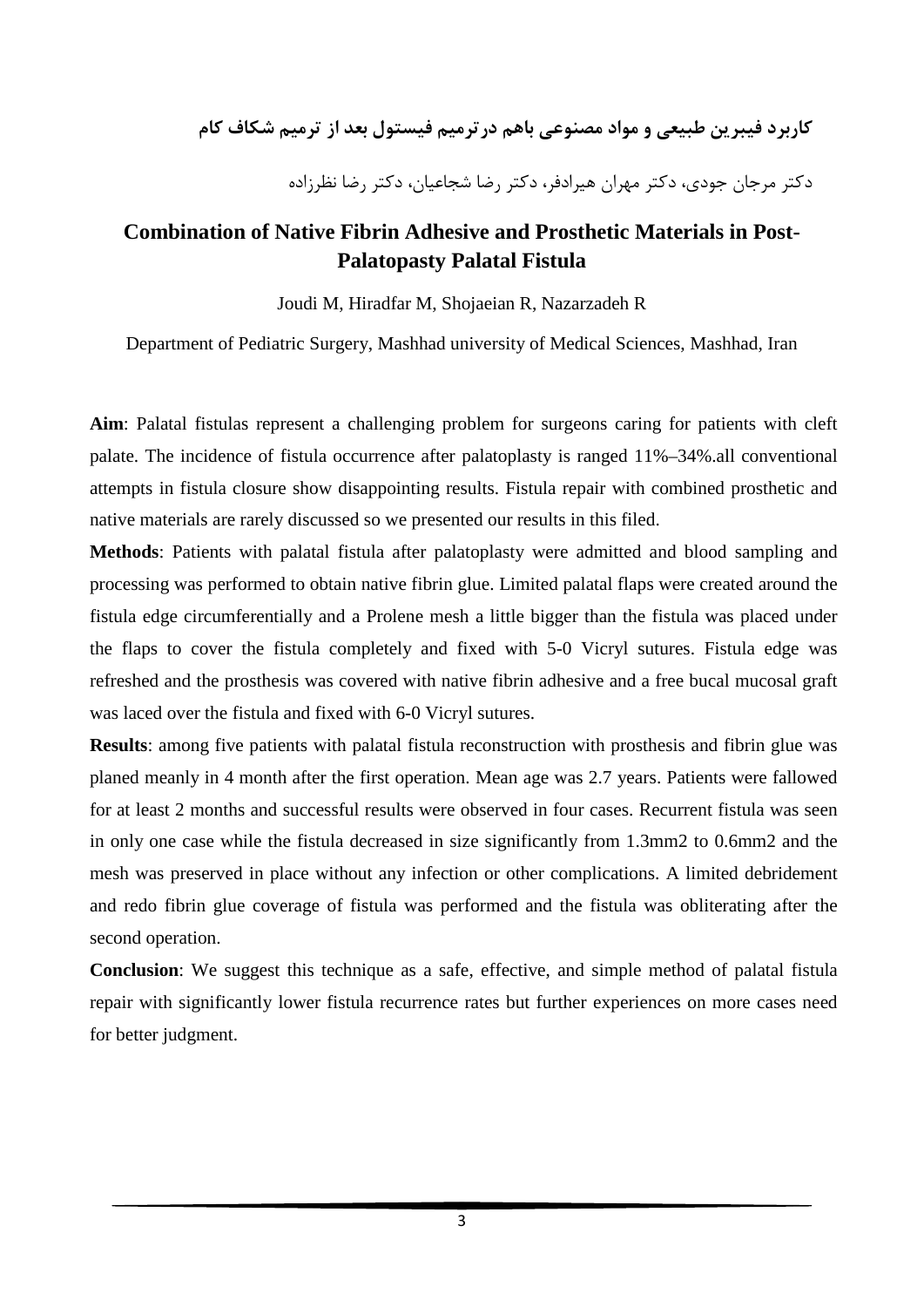**کاربرد فیبرین طبیعی و مواد مصنوعی باهم درترمیم فیستول بعد از ترمیم شکاف کام**

دکتر مرجان جودی، دکتر مهران هیرادفر، دکتر رضا شجاعیان، دکتر رضا نظرزاده

## Combination of Native Fibrin Adhesive and Prosthetic Materials in Post-Palatopasty Palatal Fistula

Joudi M, Hiradfar M, Shojaeian R, Nazarzadeh R

Department of Pediatric Surgery, Mashhad university of Medical Sciences, Mashhad, Iran

**Aim**: Palatal fistulas represent a challenging problem for surgeons caring for patients with cleft palate. The incidence of fistula occurrence after palatoplasty is ranged 11%–34%.all conventional attempts in fistula closure show disappointing results. Fistula repair with combined prosthetic and native materials are rarely discussed so we presented our results in this filed.

**Methods**: Patients with palatal fistula after palatoplasty were admitted and blood sampling and processing was performed to obtain native fibrin glue. Limited palatal flaps were created around the fistula edge circumferentially and a Prolene mesh a little bigger than the fistula was placed under the flaps to cover the fistula completely and fixed with 5-0 Vicryl sutures. Fistula edge was refreshed and the prosthesis was covered with native fibrin adhesive and a free bucal mucosal graft was laced over the fistula and fixed with 6-0 Vicryl sutures.

**Results**: among five patients with palatal fistula reconstruction with prosthesis and fibrin glue was planed meanly in 4 month after the first operation. Mean age was 2.7 years. Patients were fallowed for at least 2 months and successful results were observed in four cases. Recurrent fistula was seen in only one case while the fistula decreased in size significantly from 1.3mm2 to 0.6mm2 and the mesh was preserved in place without any infection or other complications. A limited debridement and redo fibrin glue coverage of fistula was performed and the fistula was obliterating after the second operation.

**Conclusion**: We suggest this technique as a safe, effective, and simple method of palatal fistula repair with significantly lower fistula recurrence rates but further experiences on more cases need for better judgment.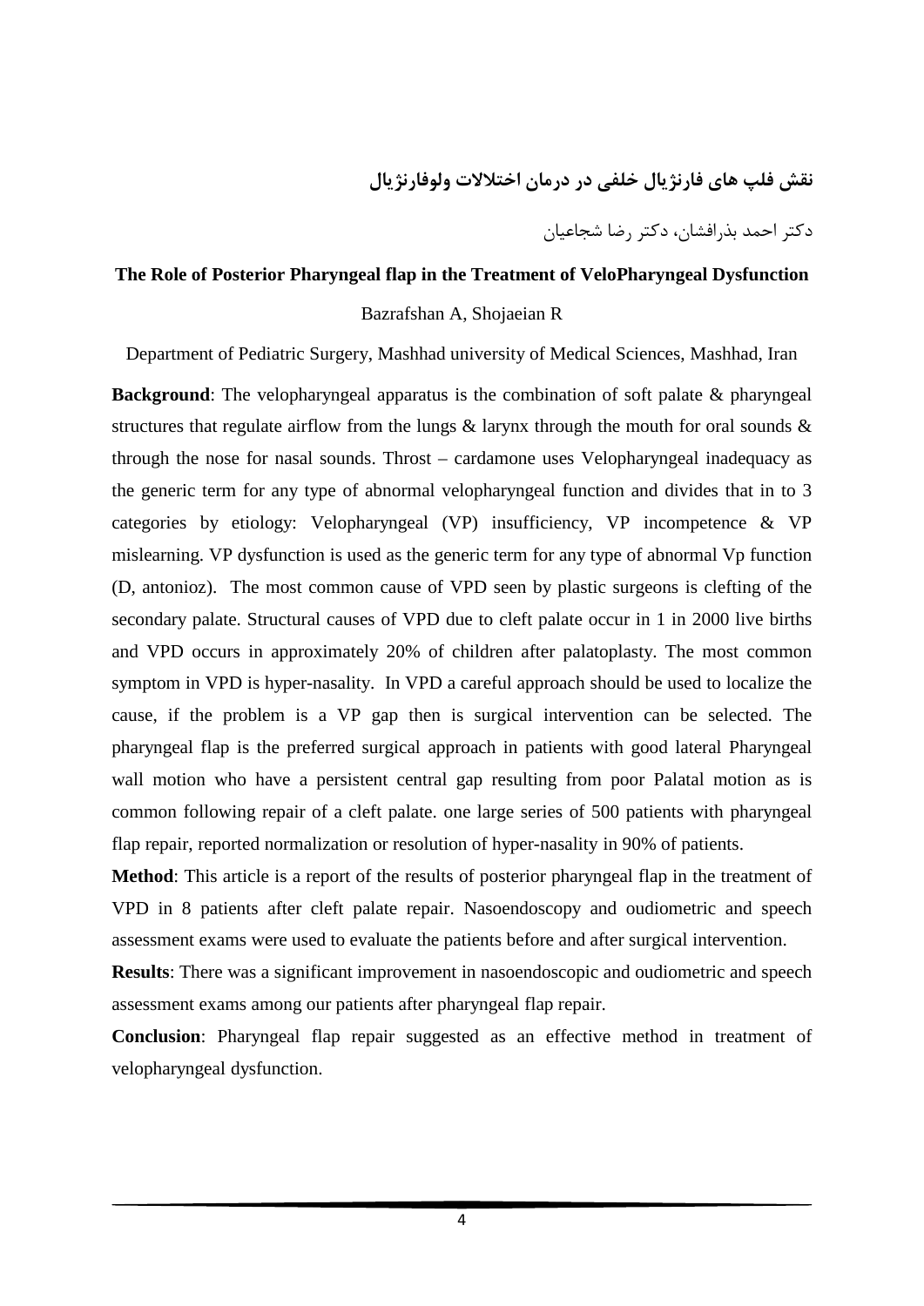## نقش فلپ های فارنژیال خلفی در درمان اختلالات ولوفارنژیال

دکتر احمد بذرافشان، دکتر رضا شجاعیان

## The Role of Posterior Pharyngeal flap in the Treatment of VeloPharyngeal Dysfunction

Bazrafshan A, Shojaeian R

Department of Pediatric Surgery, Mashhad university of Medical Sciences, Mashhad, Iran

**Background**: The velopharyngeal apparatus is the combination of soft palate & pharyngeal structures that regulate airflow from the lungs & larynx through the mouth for oral sounds & through the nose for nasal sounds. Throst – cardamone uses Velopharyngeal inadequacy as the generic term for any type of abnormal velopharyngeal function and divides that in to 3 categories by etiology: Velopharyngeal (VP) insufficiency, VP incompetence & VP mislearning. VP dysfunction is used as the generic term for any type of abnormal Vp function (D, antonioz). The most common cause of VPD seen by plastic surgeons is clefting of the secondary palate. Structural causes of VPD due to cleft palate occur in 1 in 2000 live births and VPD occurs in approximately 20% of children after palatoplasty. The most common symptom in VPD is hyper-nasality. In VPD a careful approach should be used to localize the cause, if the problem is a VP gap then is surgical intervention can be selected. The pharyngeal flap is the preferred surgical approach in patients with good lateral Pharyngeal wall motion who have a persistent central gap resulting from poor Palatal motion as is common following repair of a cleft palate. one large series of 500 patients with pharyngeal flap repair, reported normalization or resolution of hyper-nasality in 90% of patients.

**Method**: This article is a report of the results of posterior pharyngeal flap in the treatment of VPD in 8 patients after cleft palate repair. Nasoendoscopy and oudiometric and speech assessment exams were used to evaluate the patients before and after surgical intervention.

**Results**: There was a significant improvement in nasoendoscopic and oudiometric and speech assessment exams among our patients after pharyngeal flap repair.

**Conclusion**: Pharyngeal flap repair suggested as an effective method in treatment of velopharyngeal dysfunction.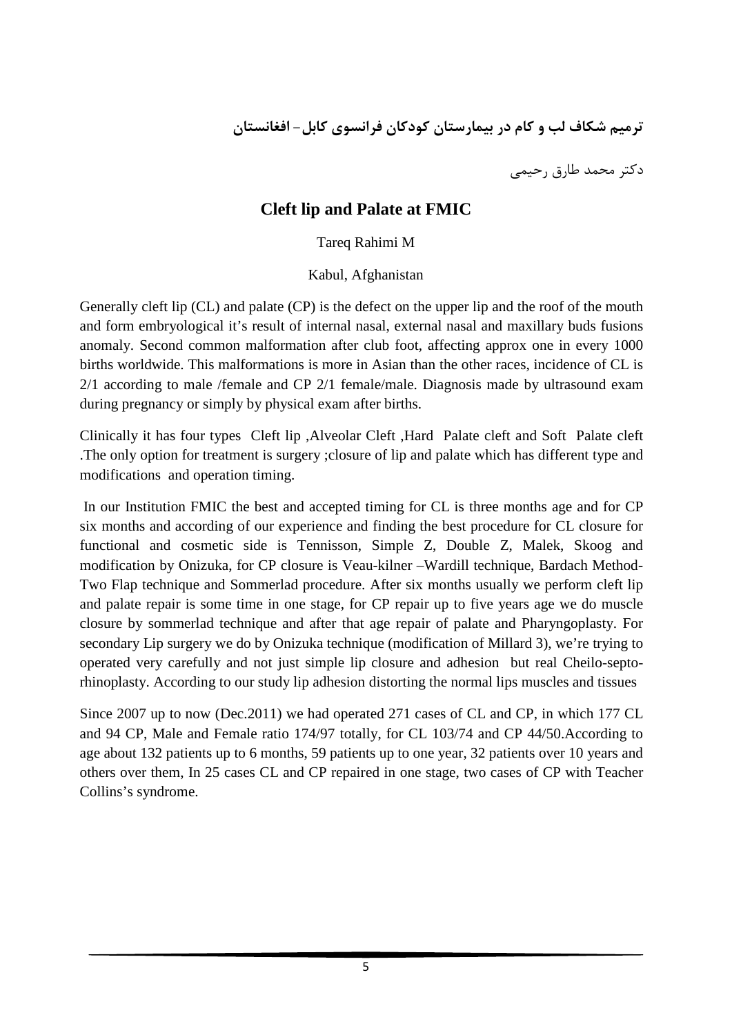**ترمیم شکاف لب و کام در بیمارستان کودکان فرانسوی کابل- افغانستان**

دکتر محمد طارق رحیمی

## Cleft lip and Palate at FMIC

Tareq Rahimi M

Kabul, Afghanistan

Generally cleft lip (CL) and palate (CP) is the defect on the upper lip and the roof of the mouth and form embryological it's result of internal nasal, external nasal and maxillary buds fusions anomaly. Second common malformation after club foot, affecting approx one in every 1000 births worldwide. This malformations is more in Asian than the other races, incidence of CL is 2/1 according to male /female and CP 2/1 female/male. Diagnosis made by ultrasound exam during pregnancy or simply by physical exam after births.

Clinically it has four types Cleft lip ,Alveolar Cleft ,Hard Palate cleft and Soft Palate cleft .The only option for treatment is surgery ;closure of lip and palate which has different type and modifications and operation timing.

In our Institution FMIC the best and accepted timing for CL is three months age and for CP six months and according of our experience and finding the best procedure for CL closure for functional and cosmetic side is Tennisson, Simple Z, Double Z, Malek, Skoog and modification by Onizuka, for CP closure is Veau-kilner –Wardill technique, Bardach Method-Two Flap technique and Sommerlad procedure. After six months usually we perform cleft lip and palate repair is some time in one stage, for CP repair up to five years age we do muscle closure by sommerlad technique and after that age repair of palate and Pharyngoplasty. For secondary Lip surgery we do by Onizuka technique (modification of Millard 3), we're trying to operated very carefully and not just simple lip closure and adhesion but real Cheilo-septo-rhinoplasty. According to our study lip adhesion distorting the normal lips muscles and tissues

Since 2007 up to now (Dec.2011) we had operated 271 cases of CL and CP, in which 177 CL and 94 CP, Male and Female ratio 174/97 totally, for CL 103/74 and CP 44/50.According to age about 132 patients up to 6 months, 59 patients up to one year, 32 patients over 10 years and others over them, In 25 cases CL and CP repaired in one stage, two cases of CP with Teacher Collins's syndrome.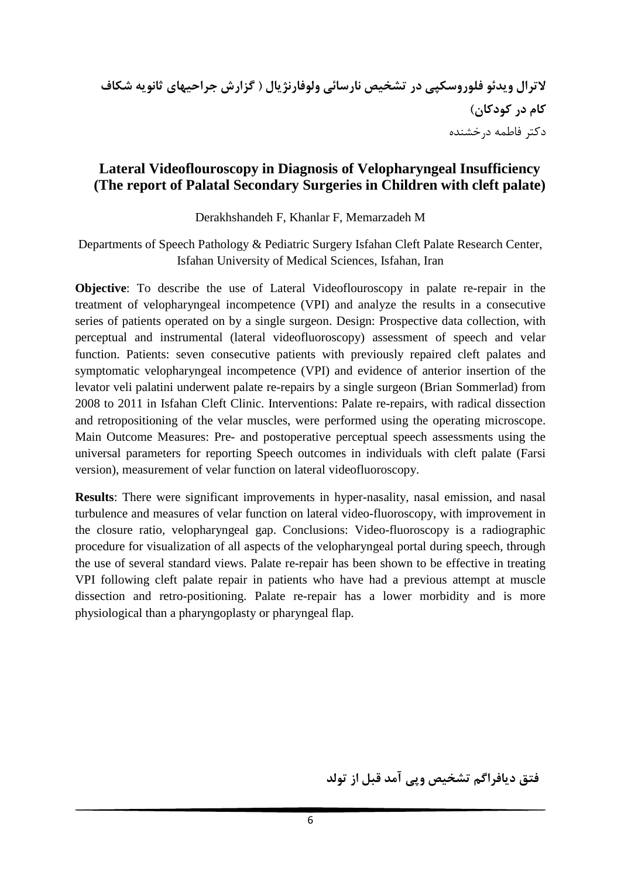**لاترال ویدئو فلوروسکپی در تشخیص نارسائی ولوفارنژیال ( گزارش جراحیهای ثانویه شکاف کام در کودکان)**

دکتر فاطمه درخشنده

## Lateral Videoflouroscopy in Diagnosis of Velopharyngeal Insufficiency (The report of Palatal Secondary Surgeries in Children with cleft palate)

Derakhshandeh F, Khanlar F, Memarzadeh M

Departments of Speech Pathology & Pediatric Surgery Isfahan Cleft Palate Research Center, Isfahan University of Medical Sciences, Isfahan, Iran

**Objective**: To describe the use of Lateral Videoflouroscopy in palate re-repair in the treatment of velopharyngeal incompetence (VPI) and analyze the results in a consecutive series of patients operated on by a single surgeon. Design: Prospective data collection, with perceptual and instrumental (lateral videofluoroscopy) assessment of speech and velar function. Patients: seven consecutive patients with previously repaired cleft palates and symptomatic velopharyngeal incompetence (VPI) and evidence of anterior insertion of the levator veli palatini underwent palate re-repairs by a single surgeon (Brian Sommerlad) from 2008 to 2011 in Isfahan Cleft Clinic. Interventions: Palate re-repairs, with radical dissection and retropositioning of the velar muscles, were performed using the operating microscope. Main Outcome Measures: Pre- and postoperative perceptual speech assessments using the universal parameters for reporting Speech outcomes in individuals with cleft palate (Farsi version), measurement of velar function on lateral videofluoroscopy.

**Results**: There were significant improvements in hyper-nasality, nasal emission, and nasal turbulence and measures of velar function on lateral video-fluoroscopy, with improvement in the closure ratio, velopharyngeal gap. Conclusions: Video-fluoroscopy is a radiographic procedure for visualization of all aspects of the velopharyngeal portal during speech, through the use of several standard views. Palate re-repair has been shown to be effective in treating VPI following cleft palate repair in patients who have had a previous attempt at muscle dissection and retro-positioning. Palate re-repair has a lower morbidity and is more physiological than a pharyngoplasty or pharyngeal flap.

**فتق دیافراگم تشخیص وپی آمد قبل از تولد**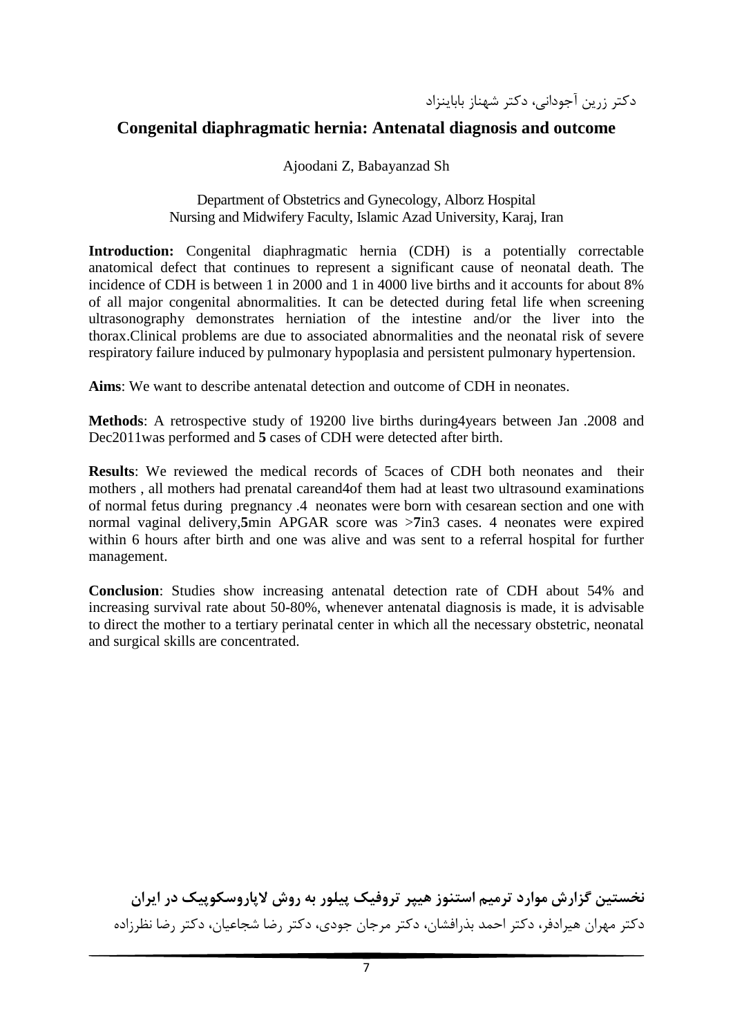دکتر زرین آجودانی، دکتر شهناز بابائینزاد

## Congenital diaphragmatic hernia: Antenatal diagnosis and outcome

Ajoodani Z, Babayanzad Sh

Department of Obstetrics and Gynecology, Alborz Hospital
Nursing and Midwifery Faculty, Islamic Azad University, Karaj, Iran

**Introduction:** Congenital diaphragmatic hernia (CDH) is a potentially correctable anatomical defect that continues to represent a significant cause of neonatal death. The incidence of CDH is between 1 in 2000 and 1 in 4000 live births and it accounts for about 8% of all major congenital abnormalities. It can be detected during fetal life when screening ultrasonography demonstrates herniation of the intestine and/or the liver into the thorax.Clinical problems are due to associated abnormalities and the neonatal risk of severe respiratory failure induced by pulmonary hypoplasia and persistent pulmonary hypertension.

**Aims**: We want to describe antenatal detection and outcome of CDH in neonates.

**Methods**: A retrospective study of 19200 live births during4years between Jan .2008 and Dec2011was performed and **5** cases of CDH were detected after birth.

**Results**: We reviewed the medical records of 5caces of CDH both neonates and their mothers , all mothers had prenatal careand4of them had at least two ultrasound examinations of normal fetus during pregnancy .4 neonates were born with cesarean section and one with normal vaginal delivery,**5**min APGAR score was >**7**in3 cases. 4 neonates were expired within 6 hours after birth and one was alive and was sent to a referral hospital for further management.

**Conclusion**: Studies show increasing antenatal detection rate of CDH about 54% and increasing survival rate about 50-80%, whenever antenatal diagnosis is made, it is advisable to direct the mother to a tertiary perinatal center in which all the necessary obstetric, neonatal and surgical skills are concentrated.

## نخستین گزارش موارد ترمیم استنوز هیپر تروفیک پیلور به روش لاپاروسکوپیک در ایران

دکتر مهران هیرادفر، دکتر احمد بذرافشان، دکتر مرجان جودی، دکتر رضا شجاعیان، دکتر رضا نظرزاده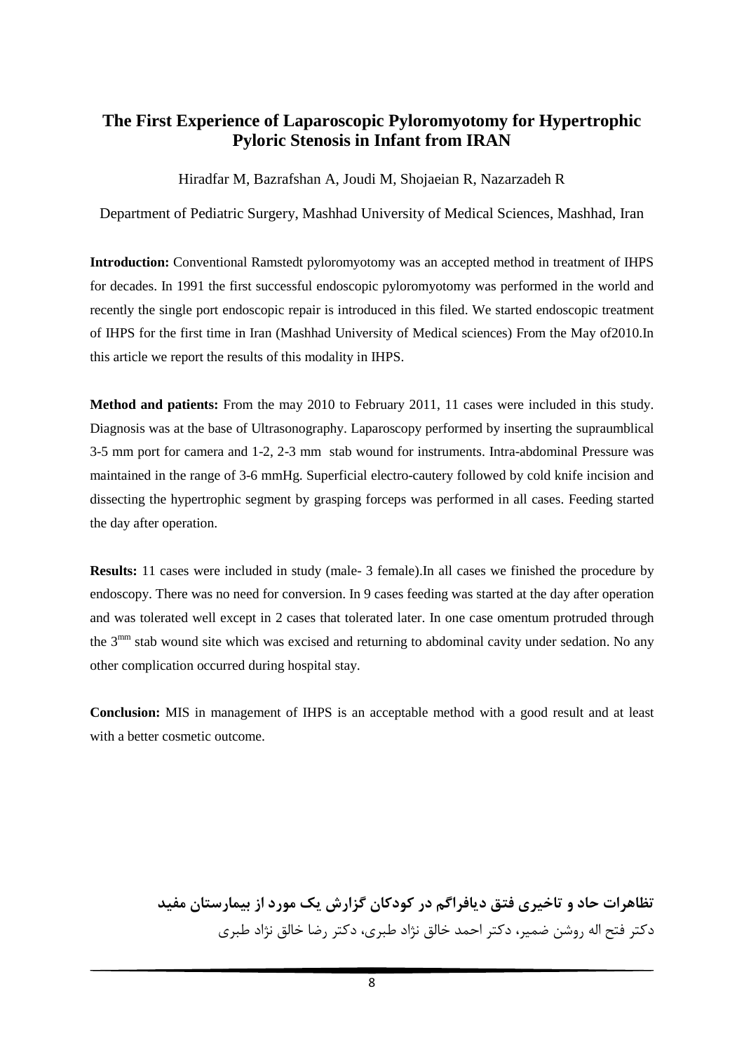## The First Experience of Laparoscopic Pyloromyotomy for Hypertrophic Pyloric Stenosis in Infant from IRAN

Hiradfar M, Bazrafshan A, Joudi M, Shojaeian R, Nazarzadeh R

Department of Pediatric Surgery, Mashhad University of Medical Sciences, Mashhad, Iran

**Introduction:** Conventional Ramstedt pyloromyotomy was an accepted method in treatment of IHPS for decades. In 1991 the first successful endoscopic pyloromyotomy was performed in the world and recently the single port endoscopic repair is introduced in this filed. We started endoscopic treatment of IHPS for the first time in Iran (Mashhad University of Medical sciences) From the May of2010.In this article we report the results of this modality in IHPS.

**Method and patients:** From the may 2010 to February 2011, 11 cases were included in this study. Diagnosis was at the base of Ultrasonography. Laparoscopy performed by inserting the supraumblical 3-5 mm port for camera and 1-2, 2-3 mm stab wound for instruments. Intra-abdominal Pressure was maintained in the range of 3-6 mmHg. Superficial electro-cautery followed by cold knife incision and dissecting the hypertrophic segment by grasping forceps was performed in all cases. Feeding started the day after operation.

**Results:** 11 cases were included in study (male- 3 female).In all cases we finished the procedure by endoscopy. There was no need for conversion. In 9 cases feeding was started at the day after operation and was tolerated well except in 2 cases that tolerated later. In one case omentum protruded through the 3$^{mm}$ stab wound site which was excised and returning to abdominal cavity under sedation. No any other complication occurred during hospital stay.

**Conclusion:** MIS in management of IHPS is an acceptable method with a good result and at least with a better cosmetic outcome.

## تظاهرات حاد و تاخیری فتق دیافراگم در کودکان گزارش یک مورد از بیمارستان مفید

دکتر فتح اله روشن ضمیر، دکتر احمد خالق نژاد طبری، دکتر رضا خالق نژاد طبری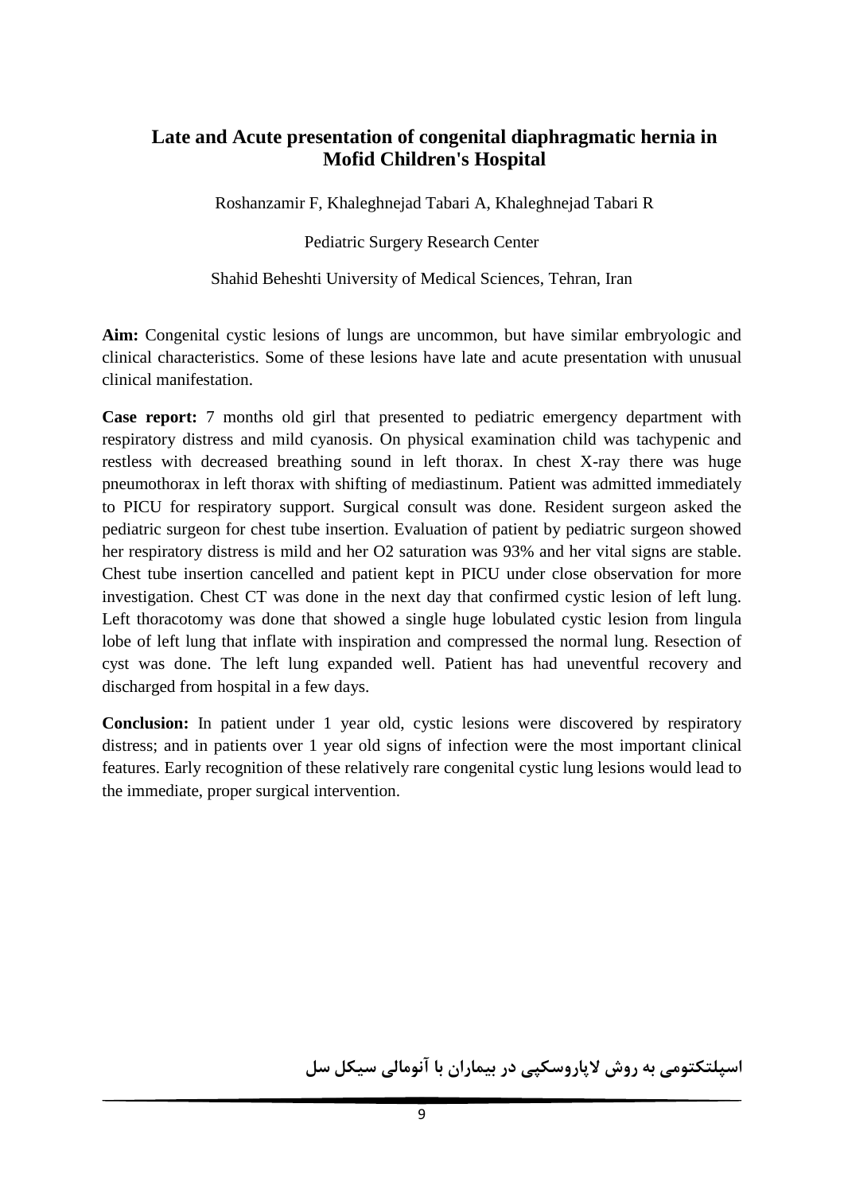## Late and Acute presentation of congenital diaphragmatic hernia in Mofid Children's Hospital

Roshanzamir F, Khaleghnejad Tabari A, Khaleghnejad Tabari R

Pediatric Surgery Research Center

Shahid Beheshti University of Medical Sciences, Tehran, Iran

**Aim:** Congenital cystic lesions of lungs are uncommon, but have similar embryologic and clinical characteristics. Some of these lesions have late and acute presentation with unusual clinical manifestation.

**Case report:** 7 months old girl that presented to pediatric emergency department with respiratory distress and mild cyanosis. On physical examination child was tachypenic and restless with decreased breathing sound in left thorax. In chest X-ray there was huge pneumothorax in left thorax with shifting of mediastinum. Patient was admitted immediately to PICU for respiratory support. Surgical consult was done. Resident surgeon asked the pediatric surgeon for chest tube insertion. Evaluation of patient by pediatric surgeon showed her respiratory distress is mild and her O2 saturation was 93% and her vital signs are stable. Chest tube insertion cancelled and patient kept in PICU under close observation for more investigation. Chest CT was done in the next day that confirmed cystic lesion of left lung. Left thoracotomy was done that showed a single huge lobulated cystic lesion from lingula lobe of left lung that inflate with inspiration and compressed the normal lung. Resection of cyst was done. The left lung expanded well. Patient has had uneventful recovery and discharged from hospital in a few days.

**Conclusion:** In patient under 1 year old, cystic lesions were discovered by respiratory distress; and in patients over 1 year old signs of infection were the most important clinical features. Early recognition of these relatively rare congenital cystic lung lesions would lead to the immediate, proper surgical intervention.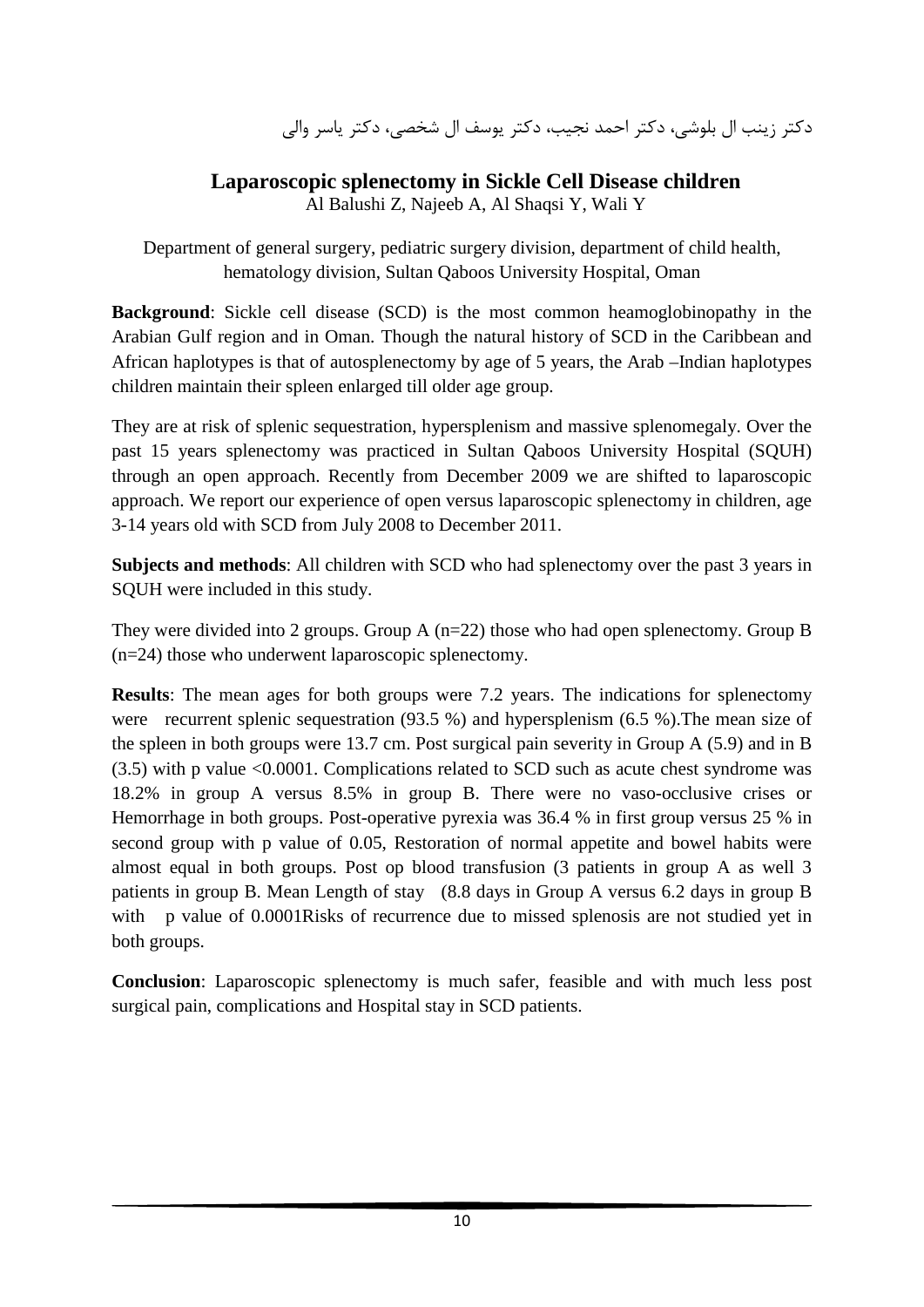دکتر زینب ال بلوشی، دکتر احمد نجیب، دکتر یوسف ال شخصی، دکتر یاسر والی

## Laparoscopic splenectomy in Sickle Cell Disease children

Al Balushi Z, Najeeb A, Al Shaqsi Y, Wali Y

Department of general surgery, pediatric surgery division, department of child health, hematology division, Sultan Qaboos University Hospital, Oman

**Background**: Sickle cell disease (SCD) is the most common heamoglobinopathy in the Arabian Gulf region and in Oman. Though the natural history of SCD in the Caribbean and African haplotypes is that of autosplenectomy by age of 5 years, the Arab –Indian haplotypes children maintain their spleen enlarged till older age group.

They are at risk of splenic sequestration, hypersplenism and massive splenomegaly. Over the past 15 years splenectomy was practiced in Sultan Qaboos University Hospital (SQUH) through an open approach. Recently from December 2009 we are shifted to laparoscopic approach. We report our experience of open versus laparoscopic splenectomy in children, age 3-14 years old with SCD from July 2008 to December 2011.

**Subjects and methods**: All children with SCD who had splenectomy over the past 3 years in SQUH were included in this study.

They were divided into 2 groups. Group A (n=22) those who had open splenectomy. Group B (n=24) those who underwent laparoscopic splenectomy.

**Results**: The mean ages for both groups were 7.2 years. The indications for splenectomy were recurrent splenic sequestration (93.5 %) and hypersplenism (6.5 %).The mean size of the spleen in both groups were 13.7 cm. Post surgical pain severity in Group A (5.9) and in B (3.5) with p value <0.0001. Complications related to SCD such as acute chest syndrome was 18.2% in group A versus 8.5% in group B. There were no vaso-occlusive crises or Hemorrhage in both groups. Post-operative pyrexia was 36.4 % in first group versus 25 % in second group with p value of 0.05, Restoration of normal appetite and bowel habits were almost equal in both groups. Post op blood transfusion (3 patients in group A as well 3 patients in group B. Mean Length of stay (8.8 days in Group A versus 6.2 days in group B with p value of 0.0001Risks of recurrence due to missed splenosis are not studied yet in both groups.

**Conclusion**: Laparoscopic splenectomy is much safer, feasible and with much less post surgical pain, complications and Hospital stay in SCD patients.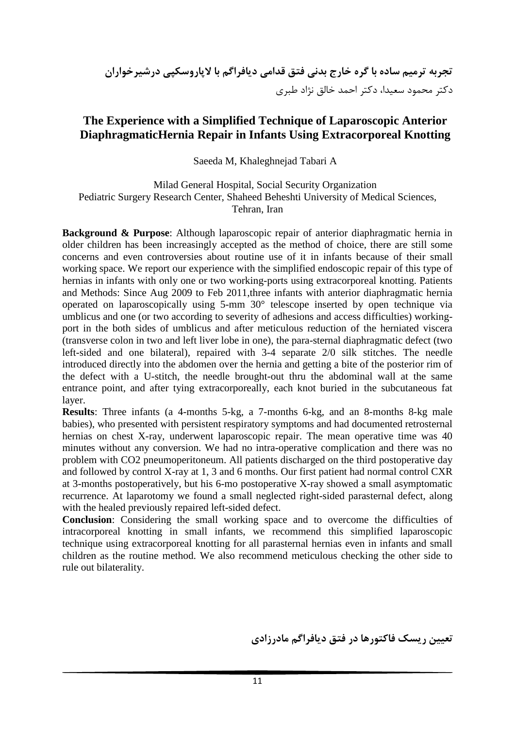## تجربه ترمیم ساده با گره خارج بدنی فتق قدامی دیافراگم با لاپاروسکپی درشیرخواران

دکتر محمود سعیدا، دکتر احمد خالق نژاد طبری

## The Experience with a Simplified Technique of Laparoscopic Anterior DiaphragmaticHernia Repair in Infants Using Extracorporeal Knotting

Saeeda M, Khaleghnejad Tabari A

Milad General Hospital, Social Security Organization
Pediatric Surgery Research Center, Shaheed Beheshti University of Medical Sciences, Tehran, Iran

**Background & Purpose**: Although laparoscopic repair of anterior diaphragmatic hernia in older children has been increasingly accepted as the method of choice, there are still some concerns and even controversies about routine use of it in infants because of their small working space. We report our experience with the simplified endoscopic repair of this type of hernias in infants with only one or two working-ports using extracorporeal knotting. Patients and Methods: Since Aug 2009 to Feb 2011,three infants with anterior diaphragmatic hernia operated on laparoscopically using 5-mm 30° telescope inserted by open technique via umblicus and one (or two according to severity of adhesions and access difficulties) working-port in the both sides of umblicus and after meticulous reduction of the herniated viscera (transverse colon in two and left liver lobe in one), the para-sternal diaphragmatic defect (two left-sided and one bilateral), repaired with 3-4 separate 2/0 silk stitches. The needle introduced directly into the abdomen over the hernia and getting a bite of the posterior rim of the defect with a U-stitch, the needle brought-out thru the abdominal wall at the same entrance point, and after tying extracorporeally, each knot buried in the subcutaneous fat layer.

**Results**: Three infants (a 4-months 5-kg, a 7-months 6-kg, and an 8-months 8-kg male babies), who presented with persistent respiratory symptoms and had documented retrosternal hernias on chest X-ray, underwent laparoscopic repair. The mean operative time was 40 minutes without any conversion. We had no intra-operative complication and there was no problem with $CO_2$ pneumoperitoneum. All patients discharged on the third postoperative day and followed by control X-ray at 1, 3 and 6 months. Our first patient had normal control CXR at 3-months postoperatively, but his 6-mo postoperative X-ray showed a small asymptomatic recurrence. At laparotomy we found a small neglected right-sided parasternal defect, along with the healed previously repaired left-sided defect.

**Conclusion**: Considering the small working space and to overcome the difficulties of intracorporeal knotting in small infants, we recommend this simplified laparoscopic technique using extracorporeal knotting for all parasternal hernias even in infants and small children as the routine method. We also recommend meticulous checking the other side to rule out bilaterality.

## تعیین ریسک فاکتورها در فتق دیافراگم مادرزادی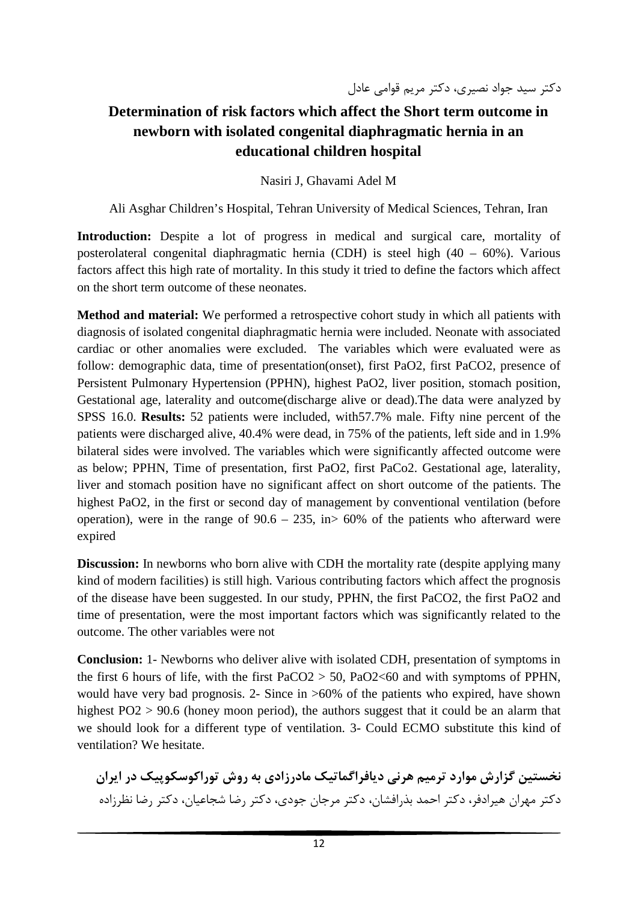دکتر سید جواد نصیری، دکتر مریم قوامی عادل

## Determination of risk factors which affect the Short term outcome in newborn with isolated congenital diaphragmatic hernia in an educational children hospital

Nasiri J, Ghavami Adel M

Ali Asghar Children's Hospital, Tehran University of Medical Sciences, Tehran, Iran

**Introduction:** Despite a lot of progress in medical and surgical care, mortality of posterolateral congenital diaphragmatic hernia (CDH) is steel high (40 – 60%). Various factors affect this high rate of mortality. In this study it tried to define the factors which affect on the short term outcome of these neonates.

**Method and material:** We performed a retrospective cohort study in which all patients with diagnosis of isolated congenital diaphragmatic hernia were included. Neonate with associated cardiac or other anomalies were excluded. The variables which were evaluated were as follow: demographic data, time of presentation(onset), first $PaO_2$, first $PaCO_2$, presence of Persistent Pulmonary Hypertension (PPHN), highest $PaO_2$, liver position, stomach position, Gestational age, laterality and outcome(discharge alive or dead).The data were analyzed by SPSS 16.0. **Results:** 52 patients were included, with57.7% male. Fifty nine percent of the patients were discharged alive, 40.4% were dead, in 75% of the patients, left side and in 1.9% bilateral sides were involved. The variables which were significantly affected outcome were as below; PPHN, Time of presentation, first $PaO_2$, first $PaCo_2$. Gestational age, laterality, liver and stomach position have no significant affect on short outcome of the patients. The highest $PaO_2$, in the first or second day of management by conventional ventilation (before operation), were in the range of 90.6 – 235, in> 60% of the patients who afterward were expired

**Discussion:** In newborns who born alive with CDH the mortality rate (despite applying many kind of modern facilities) is still high. Various contributing factors which affect the prognosis of the disease have been suggested. In our study, PPHN, the first $PaCO_2$, the first $PaO_2$ and time of presentation, were the most important factors which was significantly related to the outcome. The other variables were not

**Conclusion:** 1- Newborns who deliver alive with isolated CDH, presentation of symptoms in the first 6 hours of life, with the first $PaCO_2 > 50$, $PaO_2 < 60$ and with symptoms of PPHN, would have very bad prognosis. 2- Since in >60% of the patients who expired, have shown highest $PO_2 > 90.6$ (honey moon period), the authors suggest that it could be an alarm that we should look for a different type of ventilation. 3- Could ECMO substitute this kind of ventilation? We hesitate.

## نخستین گزارش موارد ترمیم هرنی دیافراگماتیک مادرزادی به روش توراکوسکوپیک در ایران

دکتر مهران هیرادفر، دکتر احمد بذرافشان، دکتر مرجان جودی، دکتر رضا شجاعیان، دکتر رضا نظرزاده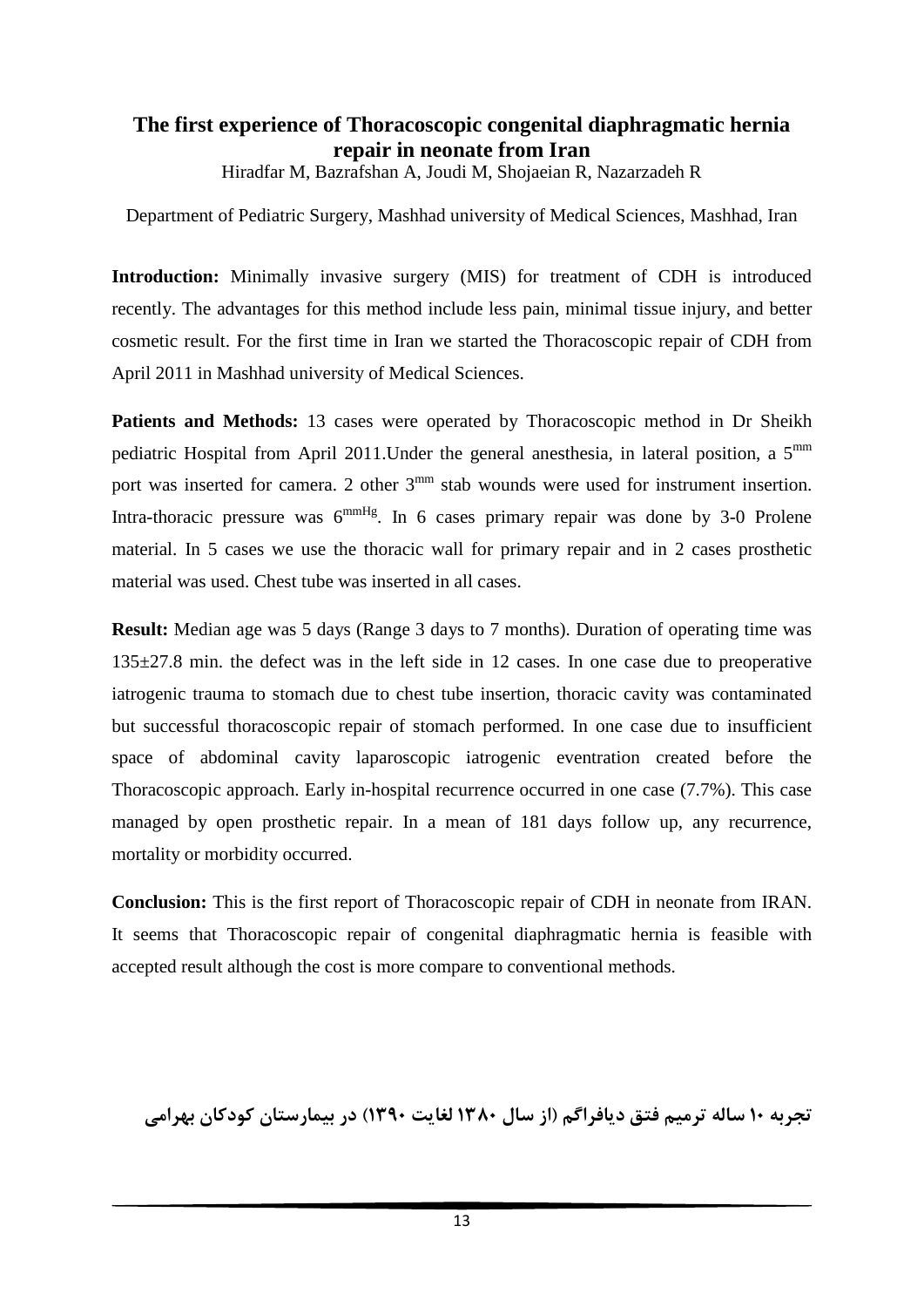## The first experience of Thoracoscopic congenital diaphragmatic hernia repair in neonate from Iran

Hiradfar M, Bazrafshan A, Joudi M, Shojaeian R, Nazarzadeh R

Department of Pediatric Surgery, Mashhad university of Medical Sciences, Mashhad, Iran

**Introduction:** Minimally invasive surgery (MIS) for treatment of CDH is introduced recently. The advantages for this method include less pain, minimal tissue injury, and better cosmetic result. For the first time in Iran we started the Thoracoscopic repair of CDH from April 2011 in Mashhad university of Medical Sciences.

**Patients and Methods:** 13 cases were operated by Thoracoscopic method in Dr Sheikh pediatric Hospital from April 2011.Under the general anesthesia, in lateral position, a $5^{mm}$ port was inserted for camera. 2 other $3^{mm}$ stab wounds were used for instrument insertion. Intra-thoracic pressure was $6^{mmHg}$. In 6 cases primary repair was done by 3-0 Prolene material. In 5 cases we use the thoracic wall for primary repair and in 2 cases prosthetic material was used. Chest tube was inserted in all cases.

**Result:** Median age was 5 days (Range 3 days to 7 months). Duration of operating time was 135±27.8 min. the defect was in the left side in 12 cases. In one case due to preoperative iatrogenic trauma to stomach due to chest tube insertion, thoracic cavity was contaminated but successful thoracoscopic repair of stomach performed. In one case due to insufficient space of abdominal cavity laparoscopic iatrogenic eventration created before the Thoracoscopic approach. Early in-hospital recurrence occurred in one case (7.7%). This case managed by open prosthetic repair. In a mean of 181 days follow up, any recurrence, mortality or morbidity occurred.

**Conclusion:** This is the first report of Thoracoscopic repair of CDH in neonate from IRAN. It seems that Thoracoscopic repair of congenital diaphragmatic hernia is feasible with accepted result although the cost is more compare to conventional methods.

## تجربه ۱۰ ساله ترمیم فتق دیافراگم (از سال ۱۳۸۰ لغایت ۱۳۹۰) در بیمارستان کودکان بهرامی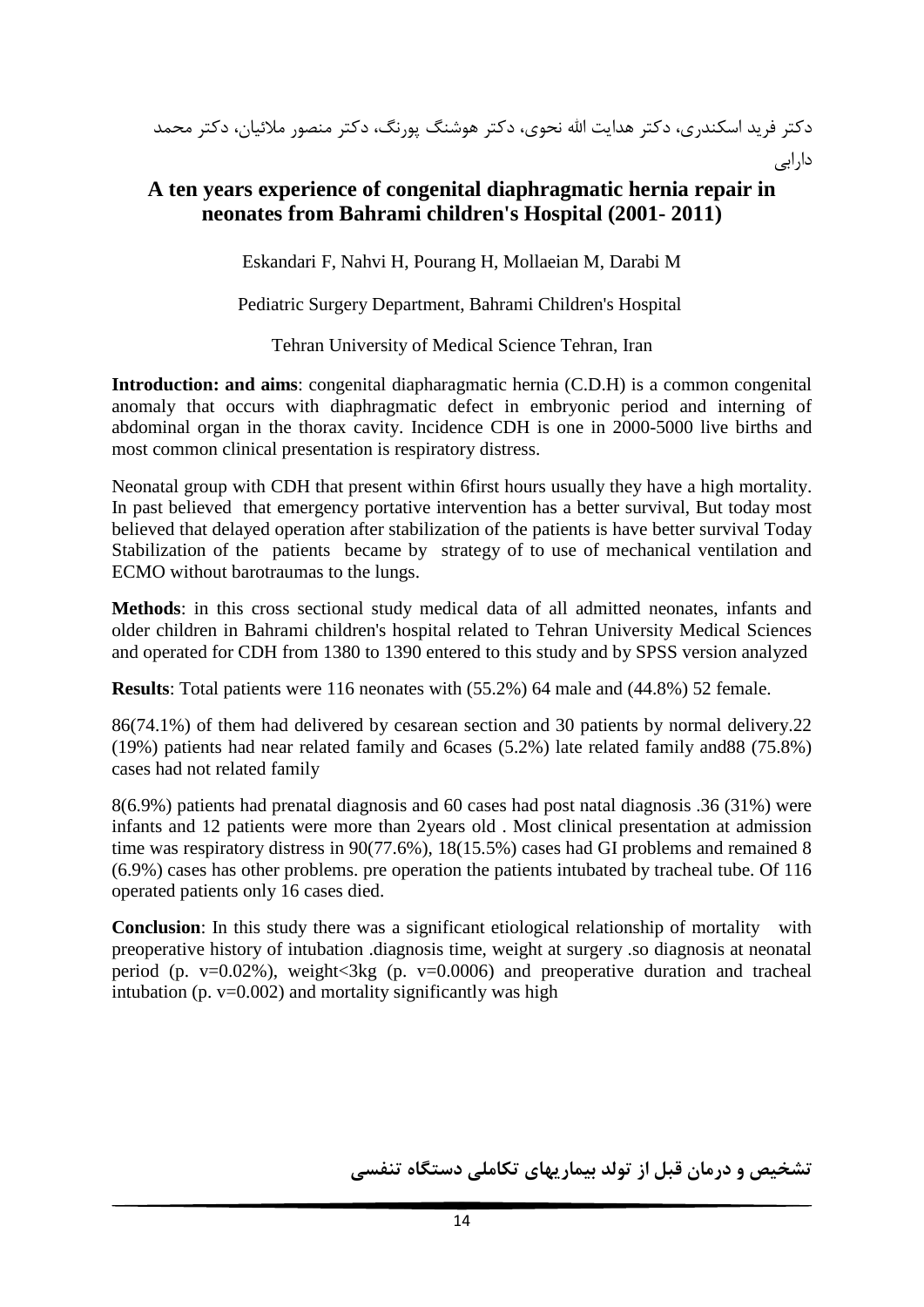دکتر فرید اسکندری، دکتر هدایت الله نحوی، دکتر هوشنگ پورنگ، دکتر منصور ملائیان، دکتر محمد دارابی

## A ten years experience of congenital diaphragmatic hernia repair in neonates from Bahrami children's Hospital (2001- 2011)

Eskandari F, Nahvi H, Pourang H, Mollaeian M, Darabi M

Pediatric Surgery Department, Bahrami Children's Hospital

Tehran University of Medical Science Tehran, Iran

**Introduction: and aims**: congenital diapharagmatic hernia (C.D.H) is a common congenital anomaly that occurs with diaphragmatic defect in embryonic period and interning of abdominal organ in the thorax cavity. Incidence CDH is one in 2000-5000 live births and most common clinical presentation is respiratory distress.

Neonatal group with CDH that present within 6first hours usually they have a high mortality. In past believed that emergency portative intervention has a better survival, But today most believed that delayed operation after stabilization of the patients is have better survival Today Stabilization of the patients became by strategy of to use of mechanical ventilation and ECMO without barotraumas to the lungs.

**Methods**: in this cross sectional study medical data of all admitted neonates, infants and older children in Bahrami children's hospital related to Tehran University Medical Sciences and operated for CDH from 1380 to 1390 entered to this study and by SPSS version analyzed

**Results**: Total patients were 116 neonates with (55.2%) 64 male and (44.8%) 52 female.

86(74.1%) of them had delivered by cesarean section and 30 patients by normal delivery.22 (19%) patients had near related family and 6cases (5.2%) late related family and88 (75.8%) cases had not related family

8(6.9%) patients had prenatal diagnosis and 60 cases had post natal diagnosis .36 (31%) were infants and 12 patients were more than 2years old . Most clinical presentation at admission time was respiratory distress in 90(77.6%), 18(15.5%) cases had GI problems and remained 8 (6.9%) cases has other problems. pre operation the patients intubated by tracheal tube. Of 116 operated patients only 16 cases died.

**Conclusion**: In this study there was a significant etiological relationship of mortality with preoperative history of intubation .diagnosis time, weight at surgery .so diagnosis at neonatal period (p. v=0.02%), weight<3kg (p. v=0.0006) and preoperative duration and tracheal intubation (p. v=0.002) and mortality significantly was high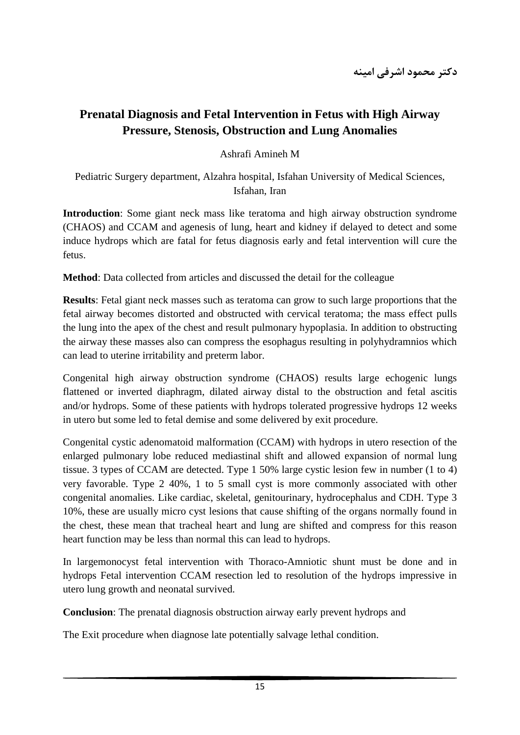دکتر محمود اشرفی امینه

# Prenatal Diagnosis and Fetal Intervention in Fetus with High Airway Pressure, Stenosis, Obstruction and Lung Anomalies

Ashrafi Amineh M

Pediatric Surgery department, Alzahra hospital, Isfahan University of Medical Sciences, Isfahan, Iran

**Introduction**: Some giant neck mass like teratoma and high airway obstruction syndrome (CHAOS) and CCAM and agenesis of lung, heart and kidney if delayed to detect and some induce hydrops which are fatal for fetus diagnosis early and fetal intervention will cure the fetus.

**Method**: Data collected from articles and discussed the detail for the colleague

**Results**: Fetal giant neck masses such as teratoma can grow to such large proportions that the fetal airway becomes distorted and obstructed with cervical teratoma; the mass effect pulls the lung into the apex of the chest and result pulmonary hypoplasia. In addition to obstructing the airway these masses also can compress the esophagus resulting in polyhydramnios which can lead to uterine irritability and preterm labor.

Congenital high airway obstruction syndrome (CHAOS) results large echogenic lungs flattened or inverted diaphragm, dilated airway distal to the obstruction and fetal ascitis and/or hydrops. Some of these patients with hydrops tolerated progressive hydrops 12 weeks in utero but some led to fetal demise and some delivered by exit procedure.

Congenital cystic adenomatoid malformation (CCAM) with hydrops in utero resection of the enlarged pulmonary lobe reduced mediastinal shift and allowed expansion of normal lung tissue. 3 types of CCAM are detected. Type 1 50% large cystic lesion few in number (1 to 4) very favorable. Type 2 40%, 1 to 5 small cyst is more commonly associated with other congenital anomalies. Like cardiac, skeletal, genitourinary, hydrocephalus and CDH. Type 3 10%, these are usually micro cyst lesions that cause shifting of the organs normally found in the chest, these mean that tracheal heart and lung are shifted and compress for this reason heart function may be less than normal this can lead to hydrops.

In largemonocyst fetal intervention with Thoraco-Amniotic shunt must be done and in hydrops Fetal intervention CCAM resection led to resolution of the hydrops impressive in utero lung growth and neonatal survived.

**Conclusion**: The prenatal diagnosis obstruction airway early prevent hydrops and

The Exit procedure when diagnose late potentially salvage lethal condition.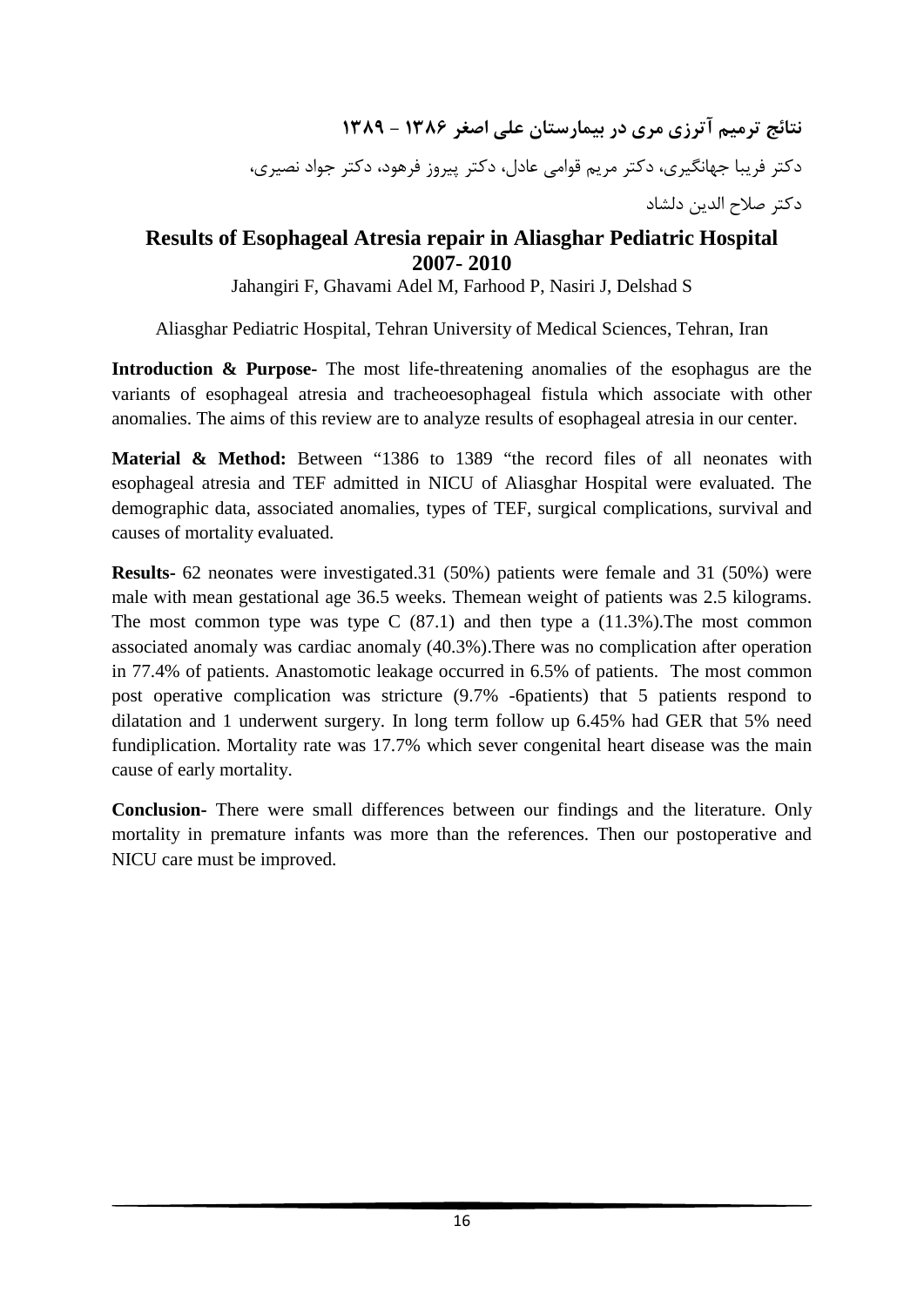**نتائج ترمیم آترزی مری در بیمارستان علی اصغر ۱۳۸۶ - ۱۳۸۹**

دکتر فریبا جهانگیری، دکتر مریم قوامی عادل، دکتر پیروز فرهود، دکتر جواد نصیری،

دکتر صلاح الدین دلشاد

## Results of Esophageal Atresia repair in Aliasghar Pediatric Hospital 2007- 2010

Jahangiri F, Ghavami Adel M, Farhood P, Nasiri J, Delshad S

Aliasghar Pediatric Hospital, Tehran University of Medical Sciences, Tehran, Iran

**Introduction & Purpose-** The most life-threatening anomalies of the esophagus are the variants of esophageal atresia and tracheoesophageal fistula which associate with other anomalies. The aims of this review are to analyze results of esophageal atresia in our center.

**Material & Method:** Between "1386 to 1389 "the record files of all neonates with esophageal atresia and TEF admitted in NICU of Aliasghar Hospital were evaluated. The demographic data, associated anomalies, types of TEF, surgical complications, survival and causes of mortality evaluated.

**Results-** 62 neonates were investigated.31 (50%) patients were female and 31 (50%) were male with mean gestational age 36.5 weeks. Themean weight of patients was 2.5 kilograms. The most common type was type C (87.1) and then type a (11.3%).The most common associated anomaly was cardiac anomaly (40.3%).There was no complication after operation in 77.4% of patients. Anastomotic leakage occurred in 6.5% of patients. The most common post operative complication was stricture (9.7% -6patients) that 5 patients respond to dilatation and 1 underwent surgery. In long term follow up 6.45% had GER that 5% need fundiplication. Mortality rate was 17.7% which sever congenital heart disease was the main cause of early mortality.

**Conclusion-** There were small differences between our findings and the literature. Only mortality in premature infants was more than the references. Then our postoperative and NICU care must be improved.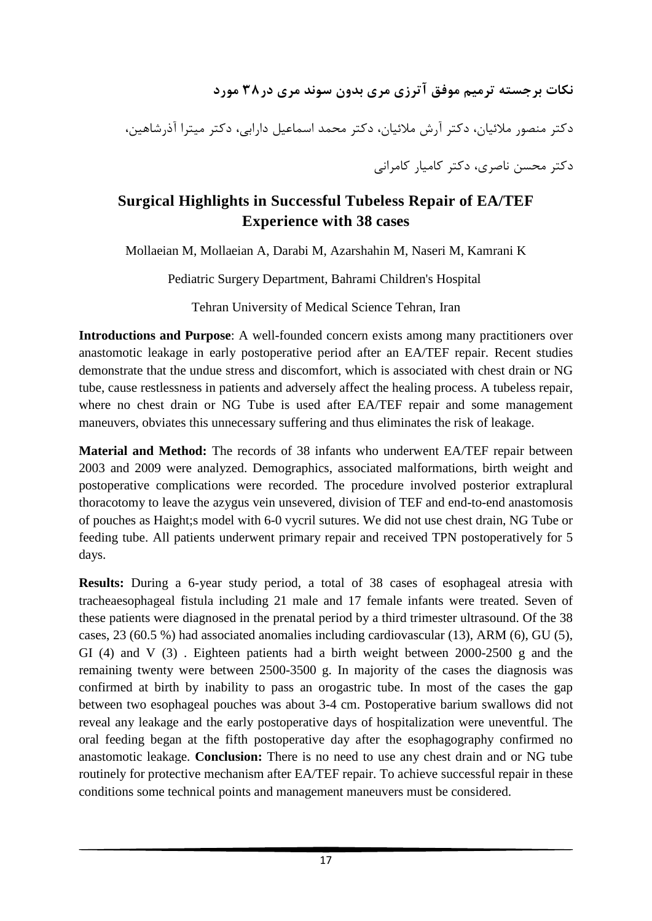**نکات برجسته ترمیم موفق آترزی مری بدون سوند مری در۳۸ مورد**

دکتر منصور ملائیان، دکتر آرش ملائیان، دکتر محمد اسماعیل دارابی، دکتر میترا آذرشاهین،

دکتر محسن ناصری، دکتر کامیار کامرانی

## Surgical Highlights in Successful Tubeless Repair of EA/TEF Experience with 38 cases

Mollaeian M, Mollaeian A, Darabi M, Azarshahin M, Naseri M, Kamrani K

Pediatric Surgery Department, Bahrami Children's Hospital

Tehran University of Medical Science Tehran, Iran

**Introductions and Purpose**: A well-founded concern exists among many practitioners over anastomotic leakage in early postoperative period after an EA/TEF repair. Recent studies demonstrate that the undue stress and discomfort, which is associated with chest drain or NG tube, cause restlessness in patients and adversely affect the healing process. A tubeless repair, where no chest drain or NG Tube is used after EA/TEF repair and some management maneuvers, obviates this unnecessary suffering and thus eliminates the risk of leakage.

**Material and Method:** The records of 38 infants who underwent EA/TEF repair between 2003 and 2009 were analyzed. Demographics, associated malformations, birth weight and postoperative complications were recorded. The procedure involved posterior extraplural thoracotomy to leave the azygus vein unsevered, division of TEF and end-to-end anastomosis of pouches as Haight;s model with 6-0 vycril sutures. We did not use chest drain, NG Tube or feeding tube. All patients underwent primary repair and received TPN postoperatively for 5 days.

**Results:** During a 6-year study period, a total of 38 cases of esophageal atresia with tracheaesophageal fistula including 21 male and 17 female infants were treated. Seven of these patients were diagnosed in the prenatal period by a third trimester ultrasound. Of the 38 cases, 23 (60.5 %) had associated anomalies including cardiovascular (13), ARM (6), GU (5), GI (4) and V (3) . Eighteen patients had a birth weight between 2000-2500 g and the remaining twenty were between 2500-3500 g. In majority of the cases the diagnosis was confirmed at birth by inability to pass an orogastric tube. In most of the cases the gap between two esophageal pouches was about 3-4 cm. Postoperative barium swallows did not reveal any leakage and the early postoperative days of hospitalization were uneventful. The oral feeding began at the fifth postoperative day after the esophagography confirmed no anastomotic leakage. **Conclusion:** There is no need to use any chest drain and or NG tube routinely for protective mechanism after EA/TEF repair. To achieve successful repair in these conditions some technical points and management maneuvers must be considered.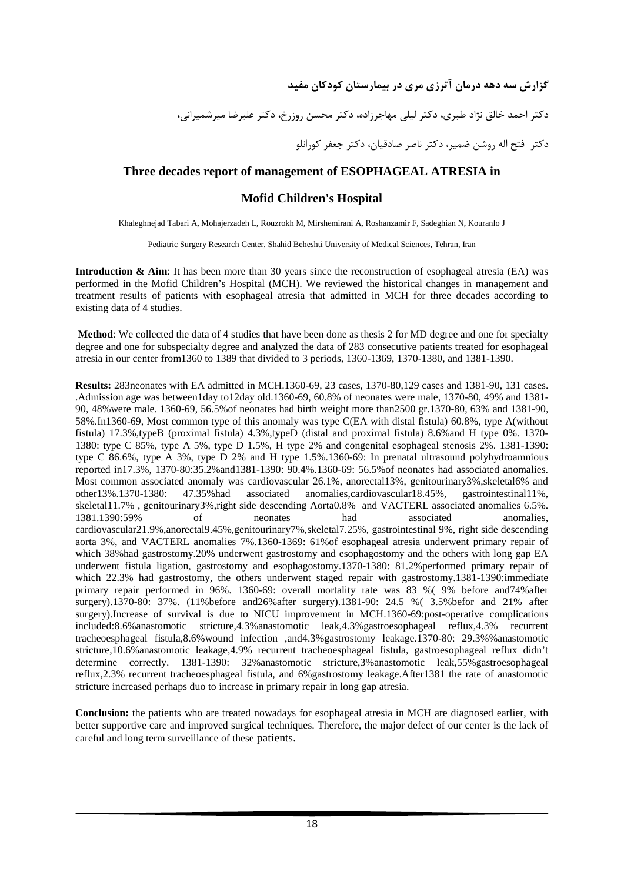## گزارش سه دهه درمان آترزی مری در بیمارستان کودکان مفید

دکتر احمد خالق نژاد طبری، دکتر لیلی مهاجرزاده، دکتر محسن روزرخ، دکتر علیرضا میرشمیرانی،

دکتر فتح اله روشن ضمیر، دکتر ناصر صادقیان، دکتر جعفر کورانلو

## Three decades report of management of ESOPHAGEAL ATRESIA in Mofid Children's Hospital

Khaleghnejad Tabari A, Mohajerzadeh L, Rouzrokh M, Mirshemirani A, Roshanzamir F, Sadeghian N, Kouranlo J

Pediatric Surgery Research Center, Shahid Beheshti University of Medical Sciences, Tehran, Iran

**Introduction & Aim**: It has been more than 30 years since the reconstruction of esophageal atresia (EA) was performed in the Mofid Children's Hospital (MCH). We reviewed the historical changes in management and treatment results of patients with esophageal atresia that admitted in MCH for three decades according to existing data of 4 studies.

**Method**: We collected the data of 4 studies that have been done as thesis 2 for MD degree and one for specialty degree and one for subspecialty degree and analyzed the data of 283 consecutive patients treated for esophageal atresia in our center from1360 to 1389 that divided to 3 periods, 1360-1369, 1370-1380, and 1381-1390.

**Results:** 283neonates with EA admitted in MCH.1360-69, 23 cases, 1370-80,129 cases and 1381-90, 131 cases. .Admission age was between1day to12day old.1360-69, 60.8% of neonates were male, 1370-80, 49% and 1381-90, 48%were male. 1360-69, 56.5%of neonates had birth weight more than2500 gr.1370-80, 63% and 1381-90, 58%.In1360-69, Most common type of this anomaly was type C(EA with distal fistula) 60.8%, type A(without fistula) 17.3%,typeB (proximal fistula) 4.3%,typeD (distal and proximal fistula) 8.6%and H type 0%. 1370-1380: type C 85%, type A 5%, type D 1.5%, H type 2% and congenital esophageal stenosis 2%. 1381-1390: type C 86.6%, type A 3%, type D 2% and H type 1.5%.1360-69: In prenatal ultrasound polyhydroamnious reported in17.3%, 1370-80:35.2%and1381-1390: 90.4%.1360-69: 56.5%of neonates had associated anomalies. Most common associated anomaly was cardiovascular 26.1%, anorectal13%, genitourinary3%,skeletal6% and other13%.1370-1380: 47.35%had associated anomalies,cardiovascular18.45%, gastrointestinal11%, skeletal11.7% , genitourinary3%,right side descending Aorta0.8% and VACTERL associated anomalies 6.5%. 1381.1390:59% of neonates had associated anomalies, cardiovascular21.9%,anorectal9.45%,genitourinary7%,skeletal7.25%, gastrointestinal 9%, right side descending aorta 3%, and VACTERL anomalies 7%.1360-1369: 61%of esophageal atresia underwent primary repair of which 38%had gastrostomy.20% underwent gastrostomy and esophagostomy and the others with long gap EA underwent fistula ligation, gastrostomy and esophagostomy.1370-1380: 81.2%performed primary repair of which 22.3% had gastrostomy, the others underwent staged repair with gastrostomy.1381-1390:immediate primary repair performed in 96%. 1360-69: overall mortality rate was 83 %( 9% before and74%after surgery).1370-80: 37%. (11%before and26%after surgery).1381-90: 24.5 %( 3.5%befor and 21% after surgery).Increase of survival is due to NICU improvement in MCH.1360-69:post-operative complications included:8.6%anastomotic stricture,4.3%anastomotic leak,4.3%gastroesophageal reflux,4.3% recurrent tracheoesphageal fistula,8.6%wound infection ,and4.3%gastrostomy leakage.1370-80: 29.3%%anastomotic stricture,10.6%anastomotic leakage,4.9% recurrent tracheoesphageal fistula, gastroesophageal reflux didn't determine correctly. 1381-1390: 32%anastomotic stricture,3%anastomotic leak,55%gastroesophageal reflux,2.3% recurrent tracheoesphageal fistula, and 6%gastrostomy leakage.After1381 the rate of anastomotic stricture increased perhaps duo to increase in primary repair in long gap atresia.

**Conclusion:** the patients who are treated nowadays for esophageal atresia in MCH are diagnosed earlier, with better supportive care and improved surgical techniques. Therefore, the major defect of our center is the lack of careful and long term surveillance of these patients.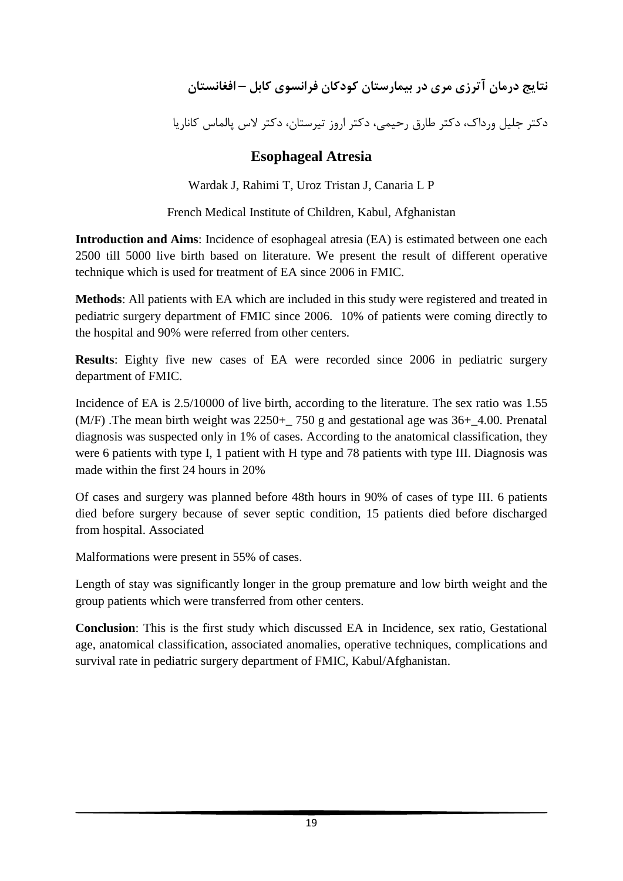## نتایج درمان آترزی مری در بیمارستان کودکان فرانسوی کابل – افغانستان

دکتر جلیل ورداک، دکتر طارق رحیمی، دکتر اروز تیرستان، دکتر لاس پالماس کاناریا

## Esophageal Atresia

Wardak J, Rahimi T, Uroz Tristan J, Canaria L P

French Medical Institute of Children, Kabul, Afghanistan

**Introduction and Aims**: Incidence of esophageal atresia (EA) is estimated between one each 2500 till 5000 live birth based on literature. We present the result of different operative technique which is used for treatment of EA since 2006 in FMIC.

**Methods**: All patients with EA which are included in this study were registered and treated in pediatric surgery department of FMIC since 2006. 10% of patients were coming directly to the hospital and 90% were referred from other centers.

**Results**: Eighty five new cases of EA were recorded since 2006 in pediatric surgery department of FMIC.

Incidence of EA is 2.5/10000 of live birth, according to the literature. The sex ratio was 1.55 (M/F) .The mean birth weight was 2250+_ 750 g and gestational age was 36+_4.00. Prenatal diagnosis was suspected only in 1% of cases. According to the anatomical classification, they were 6 patients with type I, 1 patient with H type and 78 patients with type III. Diagnosis was made within the first 24 hours in 20%

Of cases and surgery was planned before 48th hours in 90% of cases of type III. 6 patients died before surgery because of sever septic condition, 15 patients died before discharged from hospital. Associated

Malformations were present in 55% of cases.

Length of stay was significantly longer in the group premature and low birth weight and the group patients which were transferred from other centers.

**Conclusion**: This is the first study which discussed EA in Incidence, sex ratio, Gestational age, anatomical classification, associated anomalies, operative techniques, complications and survival rate in pediatric surgery department of FMIC, Kabul/Afghanistan.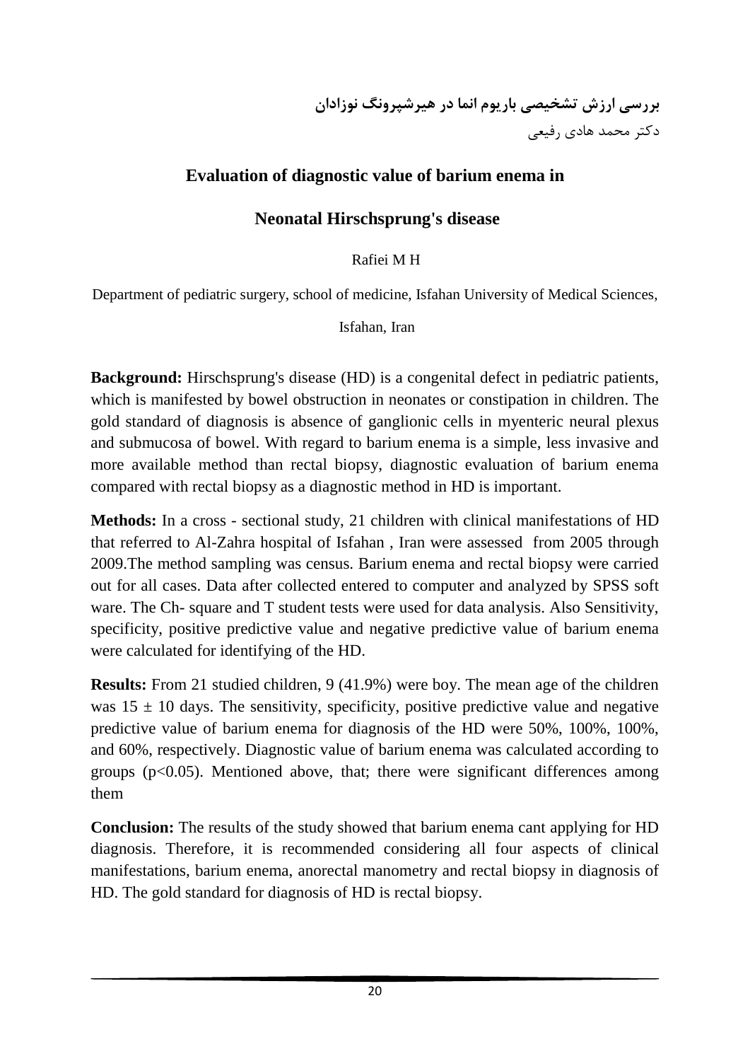**بررسی ارزش تشخیصی باریوم انما در هیرشپرونگ نوزادان**

دکتر محمد هادی رفیعی

## Evaluation of diagnostic value of barium enema in

## Neonatal Hirschsprung's disease

Rafiei M H

Department of pediatric surgery, school of medicine, Isfahan University of Medical Sciences, Isfahan, Iran

**Background:** Hirschsprung's disease (HD) is a congenital defect in pediatric patients, which is manifested by bowel obstruction in neonates or constipation in children. The gold standard of diagnosis is absence of ganglionic cells in myenteric neural plexus and submucosa of bowel. With regard to barium enema is a simple, less invasive and more available method than rectal biopsy, diagnostic evaluation of barium enema compared with rectal biopsy as a diagnostic method in HD is important.

**Methods:** In a cross - sectional study, 21 children with clinical manifestations of HD that referred to Al-Zahra hospital of Isfahan , Iran were assessed from 2005 through 2009.The method sampling was census. Barium enema and rectal biopsy were carried out for all cases. Data after collected entered to computer and analyzed by SPSS soft ware. The Ch- square and T student tests were used for data analysis. Also Sensitivity, specificity, positive predictive value and negative predictive value of barium enema were calculated for identifying of the HD.

**Results:** From 21 studied children, 9 (41.9%) were boy. The mean age of the children was $15 \pm 10$ days. The sensitivity, specificity, positive predictive value and negative predictive value of barium enema for diagnosis of the HD were 50%, 100%, 100%, and 60%, respectively. Diagnostic value of barium enema was calculated according to groups ($p<0.05$). Mentioned above, that; there were significant differences among them

**Conclusion:** The results of the study showed that barium enema cant applying for HD diagnosis. Therefore, it is recommended considering all four aspects of clinical manifestations, barium enema, anorectal manometry and rectal biopsy in diagnosis of HD. The gold standard for diagnosis of HD is rectal biopsy.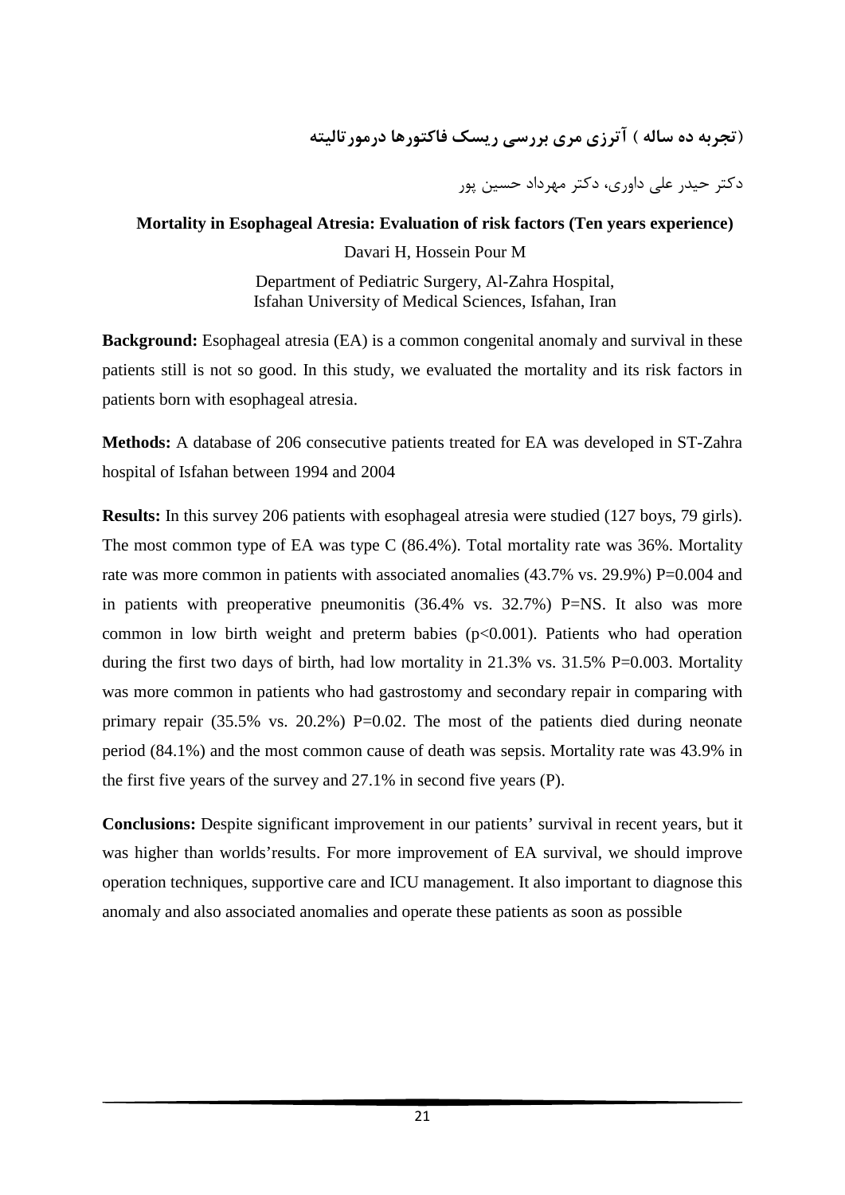### (تجربه ده ساله ) آترزی مری بررسی ریسک فاکتورها درمورتالیته

دکتر حیدر علی داوری، دکتر مهرداد حسین پور

### Mortality in Esophageal Atresia: Evaluation of risk factors (Ten years experience)

Davari H, Hossein Pour M

Department of Pediatric Surgery, Al-Zahra Hospital,
Isfahan University of Medical Sciences, Isfahan, Iran

**Background:** Esophageal atresia (EA) is a common congenital anomaly and survival in these patients still is not so good. In this study, we evaluated the mortality and its risk factors in patients born with esophageal atresia.

**Methods:** A database of 206 consecutive patients treated for EA was developed in ST-Zahra hospital of Isfahan between 1994 and 2004

**Results:** In this survey 206 patients with esophageal atresia were studied (127 boys, 79 girls). The most common type of EA was type C (86.4%). Total mortality rate was 36%. Mortality rate was more common in patients with associated anomalies (43.7% vs. 29.9%) P=0.004 and in patients with preoperative pneumonitis (36.4% vs. 32.7%) P=NS. It also was more common in low birth weight and preterm babies ($p<0.001$). Patients who had operation during the first two days of birth, had low mortality in 21.3% vs. 31.5% P=0.003. Mortality was more common in patients who had gastrostomy and secondary repair in comparing with primary repair (35.5% vs. 20.2%) P=0.02. The most of the patients died during neonate period (84.1%) and the most common cause of death was sepsis. Mortality rate was 43.9% in the first five years of the survey and 27.1% in second five years (P).

**Conclusions:** Despite significant improvement in our patients' survival in recent years, but it was higher than worlds'results. For more improvement of EA survival, we should improve operation techniques, supportive care and ICU management. It also important to diagnose this anomaly and also associated anomalies and operate these patients as soon as possible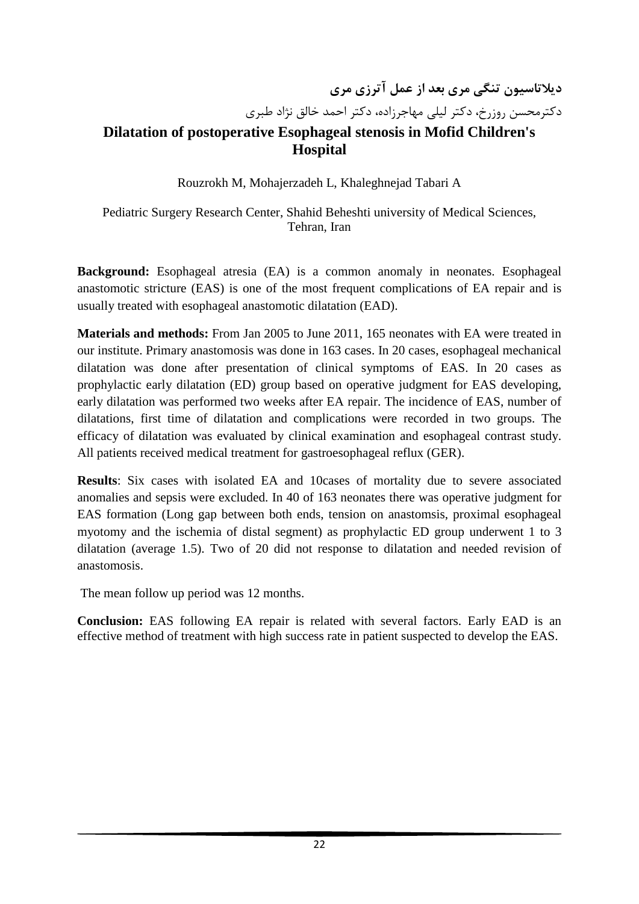## دیلاتاسیون تنگی مری بعد از عمل آترزی مری

دکترمحسن روزرخ، دکتر لیلی مهاجرزاده، دکتر احمد خالق نژاد طبری

## Dilatation of postoperative Esophageal stenosis in Mofid Children's Hospital

Rouzrokh M, Mohajerzadeh L, Khaleghnejad Tabari A

Pediatric Surgery Research Center, Shahid Beheshti university of Medical Sciences, Tehran, Iran

**Background:** Esophageal atresia (EA) is a common anomaly in neonates. Esophageal anastomotic stricture (EAS) is one of the most frequent complications of EA repair and is usually treated with esophageal anastomotic dilatation (EAD).

**Materials and methods:** From Jan 2005 to June 2011, 165 neonates with EA were treated in our institute. Primary anastomosis was done in 163 cases. In 20 cases, esophageal mechanical dilatation was done after presentation of clinical symptoms of EAS. In 20 cases as prophylactic early dilatation (ED) group based on operative judgment for EAS developing, early dilatation was performed two weeks after EA repair. The incidence of EAS, number of dilatations, first time of dilatation and complications were recorded in two groups. The efficacy of dilatation was evaluated by clinical examination and esophageal contrast study. All patients received medical treatment for gastroesophageal reflux (GER).

**Results**: Six cases with isolated EA and 10cases of mortality due to severe associated anomalies and sepsis were excluded. In 40 of 163 neonates there was operative judgment for EAS formation (Long gap between both ends, tension on anastomsis, proximal esophageal myotomy and the ischemia of distal segment) as prophylactic ED group underwent 1 to 3 dilatation (average 1.5). Two of 20 did not response to dilatation and needed revision of anastomosis.

The mean follow up period was 12 months.

**Conclusion:** EAS following EA repair is related with several factors. Early EAD is an effective method of treatment with high success rate in patient suspected to develop the EAS.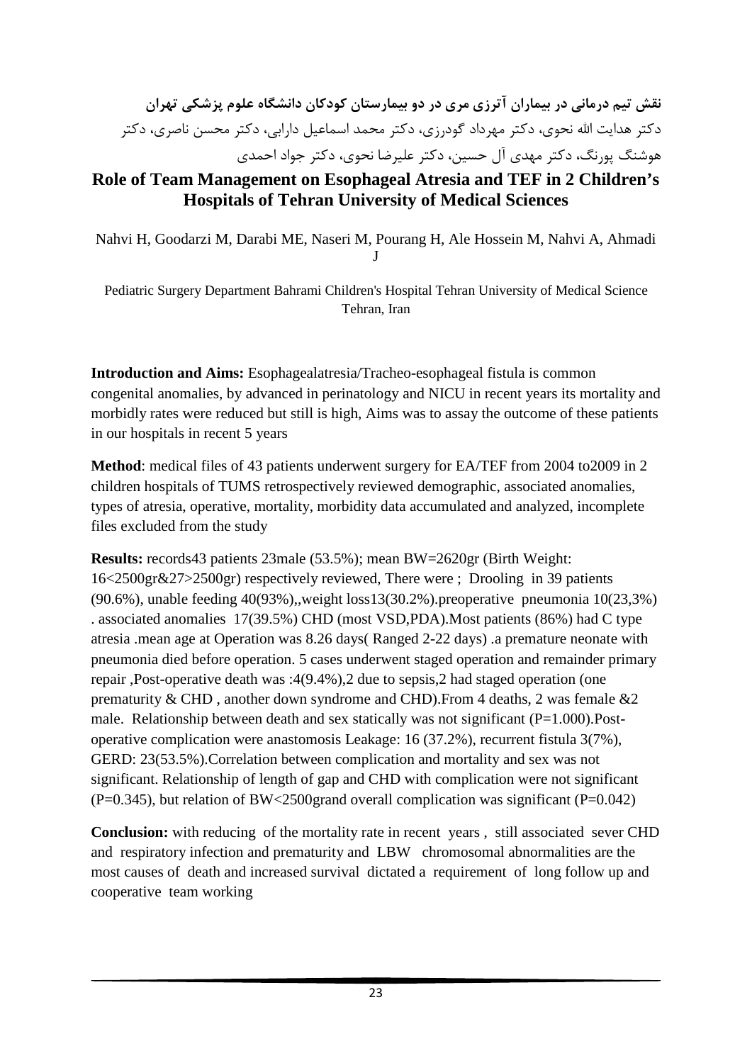**نقش تیم درمانی در بیماران آترزی مری در دو بیمارستان کودکان دانشگاه علوم پزشکی تهران**

دکتر هدایت الله نحوی، دکتر مهرداد گودرزی، دکتر محمد اسماعیل دارابی، دکتر محسن ناصری، دکتر هوشنگ پورنگ، دکتر مهدی آل حسین، دکتر علیرضا نحوی، دکتر جواد احمدی

## Role of Team Management on Esophageal Atresia and TEF in 2 Children's Hospitals of Tehran University of Medical Sciences

Nahvi H, Goodarzi M, Darabi ME, Naseri M, Pourang H, Ale Hossein M, Nahvi A, Ahmadi J

Pediatric Surgery Department Bahrami Children's Hospital Tehran University of Medical Science Tehran, Iran

**Introduction and Aims:** Esophagealatresia/Tracheo-esophageal fistula is common congenital anomalies, by advanced in perinatology and NICU in recent years its mortality and morbidly rates were reduced but still is high, Aims was to assay the outcome of these patients in our hospitals in recent 5 years

**Method**: medical files of 43 patients underwent surgery for EA/TEF from 2004 to2009 in 2 children hospitals of TUMS retrospectively reviewed demographic, associated anomalies, types of atresia, operative, mortality, morbidity data accumulated and analyzed, incomplete files excluded from the study

**Results:** records43 patients 23male (53.5%); mean BW=2620gr (Birth Weight: 16<2500gr&27>2500gr) respectively reviewed, There were ; Drooling in 39 patients (90.6%), unable feeding 40(93%),,weight loss13(30.2%).preoperative pneumonia 10(23,3%) . associated anomalies 17(39.5%) CHD (most VSD,PDA).Most patients (86%) had C type atresia .mean age at Operation was 8.26 days( Ranged 2-22 days) .a premature neonate with pneumonia died before operation. 5 cases underwent staged operation and remainder primary repair ,Post-operative death was :4(9.4%),2 due to sepsis,2 had staged operation (one prematurity & CHD , another down syndrome and CHD).From 4 deaths, 2 was female &2 male. Relationship between death and sex statically was not significant (P=1.000).Post-operative complication were anastomosis Leakage: 16 (37.2%), recurrent fistula 3(7%), GERD: 23(53.5%).Correlation between complication and mortality and sex was not significant. Relationship of length of gap and CHD with complication were not significant (P=0.345), but relation of BW<2500grand overall complication was significant (P=0.042)

**Conclusion:** with reducing of the mortality rate in recent years , still associated sever CHD and respiratory infection and prematurity and LBW chromosomal abnormalities are the most causes of death and increased survival dictated a requirement of long follow up and cooperative team working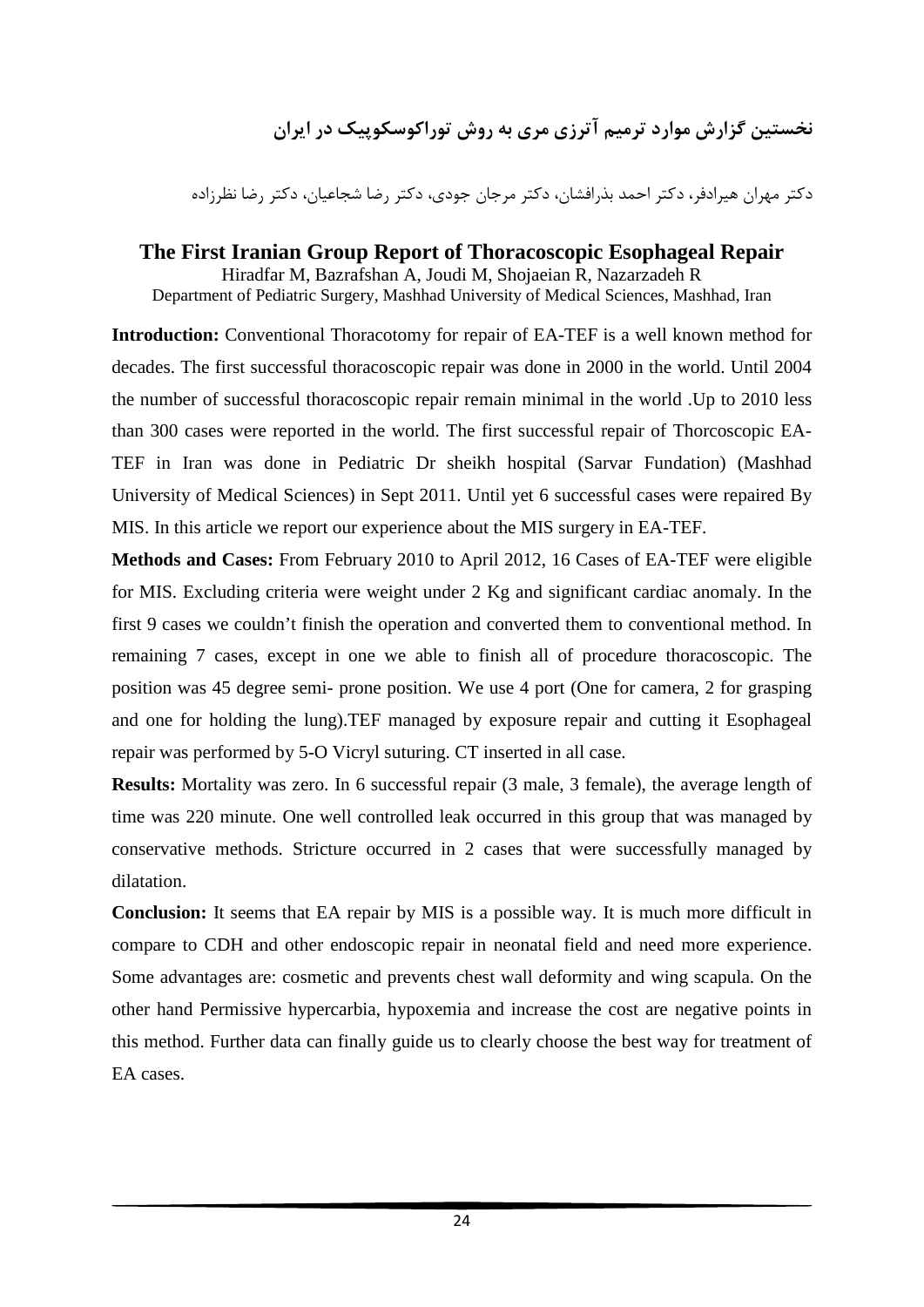# نخستین گزارش موارد ترمیم آترزی مری به روش توراکوسکوپیک در ایران

دکتر مهران هیرادفر، دکتر احمد بذرافشان، دکتر مرجان جودی، دکتر رضا شجاعیان، دکتر رضا نظرزاده

## The First Iranian Group Report of Thoracoscopic Esophageal Repair

Hiradfar M, Bazrafshan A, Joudi M, Shojaeian R, Nazarzadeh R

Department of Pediatric Surgery, Mashhad University of Medical Sciences, Mashhad, Iran

**Introduction:** Conventional Thoracotomy for repair of EA-TEF is a well known method for decades. The first successful thoracoscopic repair was done in 2000 in the world. Until 2004 the number of successful thoracoscopic repair remain minimal in the world .Up to 2010 less than 300 cases were reported in the world. The first successful repair of Thorcoscopic EA-TEF in Iran was done in Pediatric Dr sheikh hospital (Sarvar Fundation) (Mashhad University of Medical Sciences) in Sept 2011. Until yet 6 successful cases were repaired By MIS. In this article we report our experience about the MIS surgery in EA-TEF.

**Methods and Cases:** From February 2010 to April 2012, 16 Cases of EA-TEF were eligible for MIS. Excluding criteria were weight under 2 Kg and significant cardiac anomaly. In the first 9 cases we couldn't finish the operation and converted them to conventional method. In remaining 7 cases, except in one we able to finish all of procedure thoracoscopic. The position was 45 degree semi- prone position. We use 4 port (One for camera, 2 for grasping and one for holding the lung).TEF managed by exposure repair and cutting it Esophageal repair was performed by 5-O Vicryl suturing. CT inserted in all case.

**Results:** Mortality was zero. In 6 successful repair (3 male, 3 female), the average length of time was 220 minute. One well controlled leak occurred in this group that was managed by conservative methods. Stricture occurred in 2 cases that were successfully managed by dilatation.

**Conclusion:** It seems that EA repair by MIS is a possible way. It is much more difficult in compare to CDH and other endoscopic repair in neonatal field and need more experience. Some advantages are: cosmetic and prevents chest wall deformity and wing scapula. On the other hand Permissive hypercarbia, hypoxemia and increase the cost are negative points in this method. Further data can finally guide us to clearly choose the best way for treatment of EA cases.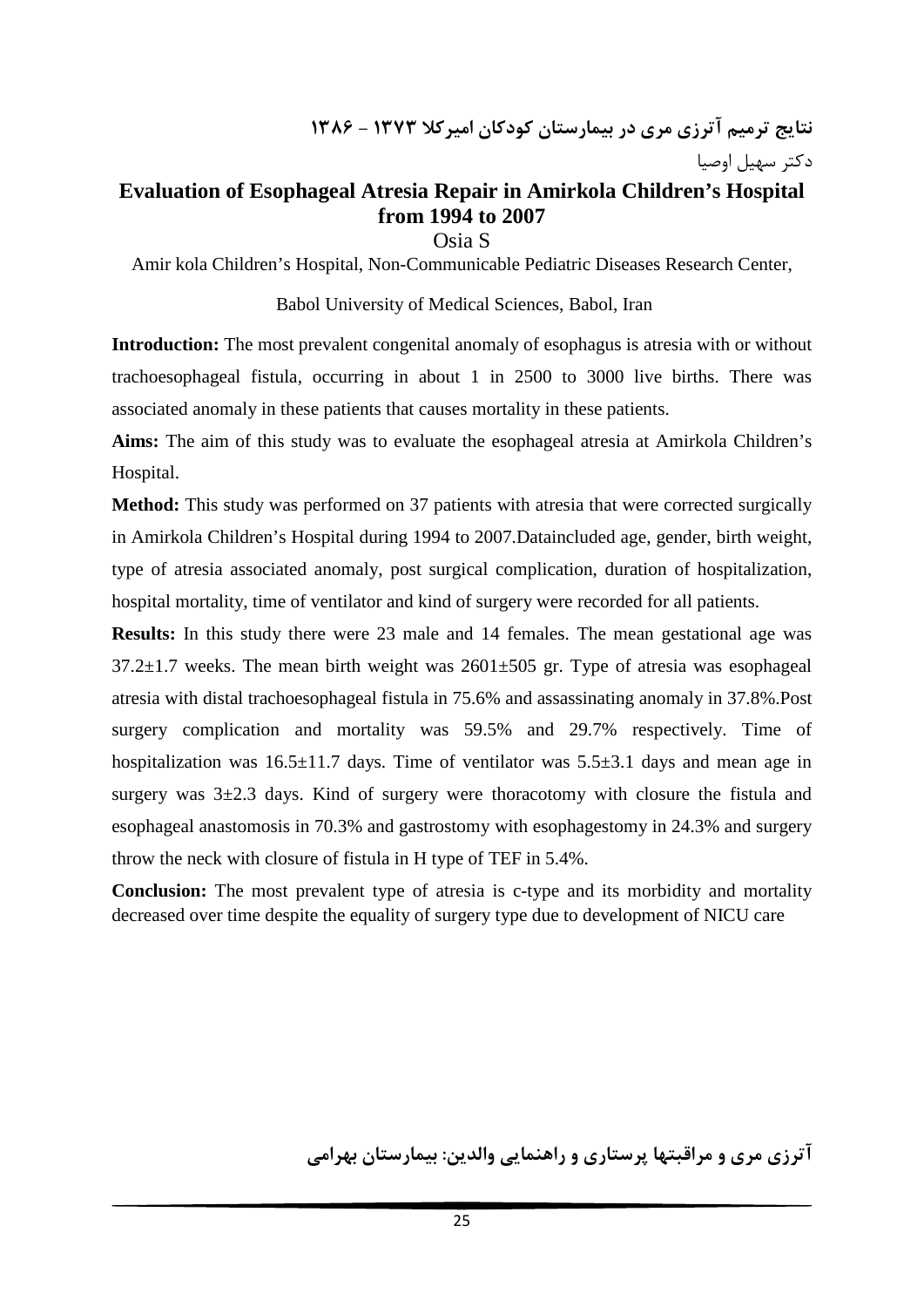**نتایج ترمیم آترزی مری در بیمارستان کودکان امیرکلا ۱۳۷۳ - ۱۳۸۶**

دکتر سهیل اوصیا

# Evaluation of Esophageal Atresia Repair in Amirkola Children's Hospital from 1994 to 2007

Osia S

Amir kola Children's Hospital, Non-Communicable Pediatric Diseases Research Center,

Babol University of Medical Sciences, Babol, Iran

**Introduction:** The most prevalent congenital anomaly of esophagus is atresia with or without trachoesophageal fistula, occurring in about 1 in 2500 to 3000 live births. There was associated anomaly in these patients that causes mortality in these patients.

**Aims:** The aim of this study was to evaluate the esophageal atresia at Amirkola Children's Hospital.

**Method:** This study was performed on 37 patients with atresia that were corrected surgically in Amirkola Children's Hospital during 1994 to 2007.Dataincluded age, gender, birth weight, type of atresia associated anomaly, post surgical complication, duration of hospitalization, hospital mortality, time of ventilator and kind of surgery were recorded for all patients.

**Results:** In this study there were 23 male and 14 females. The mean gestational age was 37.2±1.7 weeks. The mean birth weight was 2601±505 gr. Type of atresia was esophageal atresia with distal trachoesophageal fistula in 75.6% and assassinating anomaly in 37.8%.Post surgery complication and mortality was 59.5% and 29.7% respectively. Time of hospitalization was 16.5±11.7 days. Time of ventilator was 5.5±3.1 days and mean age in surgery was 3±2.3 days. Kind of surgery were thoracotomy with closure the fistula and esophageal anastomosis in 70.3% and gastrostomy with esophagestomy in 24.3% and surgery throw the neck with closure of fistula in H type of TEF in 5.4%.

**Conclusion:** The most prevalent type of atresia is c-type and its morbidity and mortality decreased over time despite the equality of surgery type due to development of NICU care

**آترزی مری و مراقبتها پرستاری و راهنمایی والدین: بیمارستان بهرامی**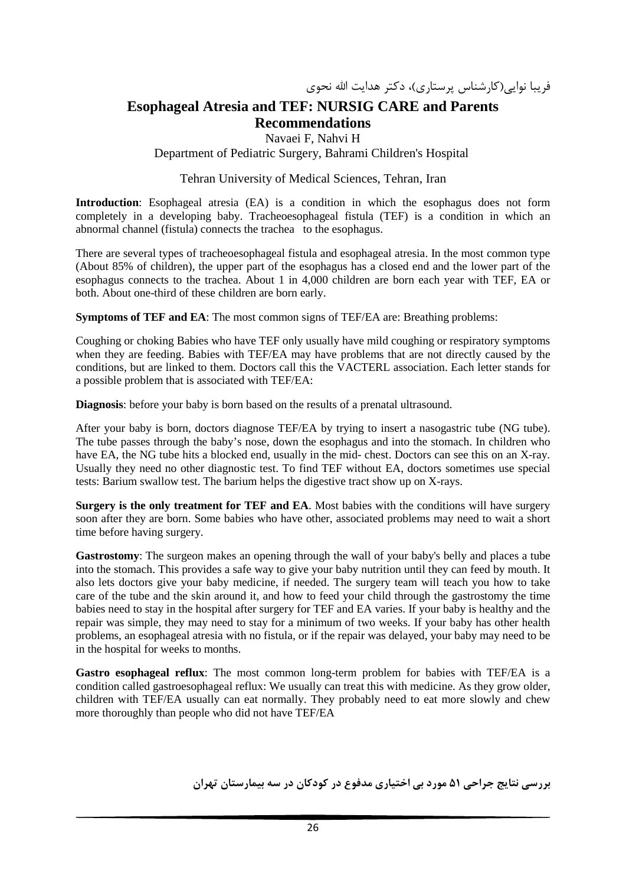فریبا نوایی(کارشناس پرستاری)، دکتر هدایت الله نحوی

## Esophageal Atresia and TEF: NURSIG CARE and Parents Recommendations

Navaei F, Nahvi H

Department of Pediatric Surgery, Bahrami Children's Hospital

Tehran University of Medical Sciences, Tehran, Iran

**Introduction**: Esophageal atresia (EA) is a condition in which the esophagus does not form completely in a developing baby. Tracheoesophageal fistula (TEF) is a condition in which an abnormal channel (fistula) connects the trachea to the esophagus.

There are several types of tracheoesophageal fistula and esophageal atresia. In the most common type (About 85% of children), the upper part of the esophagus has a closed end and the lower part of the esophagus connects to the trachea. About 1 in 4,000 children are born each year with TEF, EA or both. About one-third of these children are born early.

**Symptoms of TEF and EA**: The most common signs of TEF/EA are: Breathing problems:

Coughing or choking Babies who have TEF only usually have mild coughing or respiratory symptoms when they are feeding. Babies with TEF/EA may have problems that are not directly caused by the conditions, but are linked to them. Doctors call this the VACTERL association. Each letter stands for a possible problem that is associated with TEF/EA:

**Diagnosis**: before your baby is born based on the results of a prenatal ultrasound.

After your baby is born, doctors diagnose TEF/EA by trying to insert a nasogastric tube (NG tube). The tube passes through the baby's nose, down the esophagus and into the stomach. In children who have EA, the NG tube hits a blocked end, usually in the mid- chest. Doctors can see this on an X-ray. Usually they need no other diagnostic test. To find TEF without EA, doctors sometimes use special tests: Barium swallow test. The barium helps the digestive tract show up on X-rays.

**Surgery is the only treatment for TEF and EA**. Most babies with the conditions will have surgery soon after they are born. Some babies who have other, associated problems may need to wait a short time before having surgery.

**Gastrostomy**: The surgeon makes an opening through the wall of your baby's belly and places a tube into the stomach. This provides a safe way to give your baby nutrition until they can feed by mouth. It also lets doctors give your baby medicine, if needed. The surgery team will teach you how to take care of the tube and the skin around it, and how to feed your child through the gastrostomy the time babies need to stay in the hospital after surgery for TEF and EA varies. If your baby is healthy and the repair was simple, they may need to stay for a minimum of two weeks. If your baby has other health problems, an esophageal atresia with no fistula, or if the repair was delayed, your baby may need to be in the hospital for weeks to months.

**Gastro esophageal reflux**: The most common long-term problem for babies with TEF/EA is a condition called gastroesophageal reflux: We usually can treat this with medicine. As they grow older, children with TEF/EA usually can eat normally. They probably need to eat more slowly and chew more thoroughly than people who did not have TEF/EA

**بررسی نتایج جراحی ۵۱ مورد بی اختیاری مدفوع در کودکان در سه بیمارستان تهران**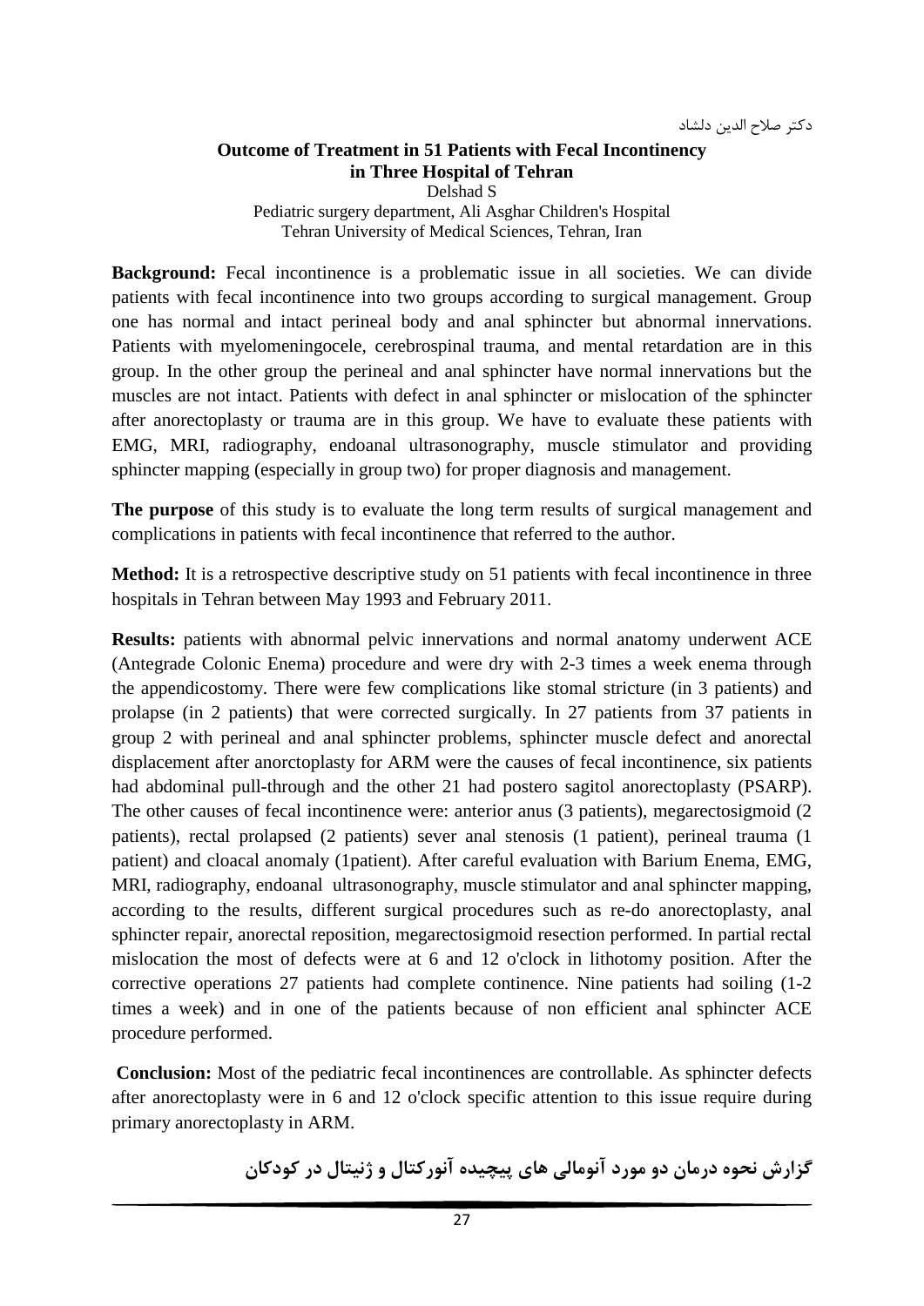دکتر صلاح الدین دلشاد

## Outcome of Treatment in 51 Patients with Fecal Incontinency in Three Hospital of Tehran

Delshad S

Pediatric surgery department, Ali Asghar Children's Hospital
Tehran University of Medical Sciences, Tehran, Iran

**Background:** Fecal incontinence is a problematic issue in all societies. We can divide patients with fecal incontinence into two groups according to surgical management. Group one has normal and intact perineal body and anal sphincter but abnormal innervations. Patients with myelomeningocele, cerebrospinal trauma, and mental retardation are in this group. In the other group the perineal and anal sphincter have normal innervations but the muscles are not intact. Patients with defect in anal sphincter or mislocation of the sphincter after anorectoplasty or trauma are in this group. We have to evaluate these patients with EMG, MRI, radiography, endoanal ultrasonography, muscle stimulator and providing sphincter mapping (especially in group two) for proper diagnosis and management.

**The purpose** of this study is to evaluate the long term results of surgical management and complications in patients with fecal incontinence that referred to the author.

**Method:** It is a retrospective descriptive study on 51 patients with fecal incontinence in three hospitals in Tehran between May 1993 and February 2011.

**Results:** patients with abnormal pelvic innervations and normal anatomy underwent ACE (Antegrade Colonic Enema) procedure and were dry with 2-3 times a week enema through the appendicostomy. There were few complications like stomal stricture (in 3 patients) and prolapse (in 2 patients) that were corrected surgically. In 27 patients from 37 patients in group 2 with perineal and anal sphincter problems, sphincter muscle defect and anorectal displacement after anorctoplasty for ARM were the causes of fecal incontinence, six patients had abdominal pull-through and the other 21 had postero sagitol anorectoplasty (PSARP). The other causes of fecal incontinence were: anterior anus (3 patients), megarectosigmoid (2 patients), rectal prolapsed (2 patients) sever anal stenosis (1 patient), perineal trauma (1 patient) and cloacal anomaly (1patient). After careful evaluation with Barium Enema, EMG, MRI, radiography, endoanal ultrasonography, muscle stimulator and anal sphincter mapping, according to the results, different surgical procedures such as re-do anorectoplasty, anal sphincter repair, anorectal reposition, megarectosigmoid resection performed. In partial rectal mislocation the most of defects were at 6 and 12 o'clock in lithotomy position. After the corrective operations 27 patients had complete continence. Nine patients had soiling (1-2 times a week) and in one of the patients because of non efficient anal sphincter ACE procedure performed.

**Conclusion:** Most of the pediatric fecal incontinences are controllable. As sphincter defects after anorectoplasty were in 6 and 12 o'clock specific attention to this issue require during primary anorectoplasty in ARM.

## گزارش نحوه درمان دو مورد آنومالی های پیچیده آنورکتال و ژنیتال در کودکان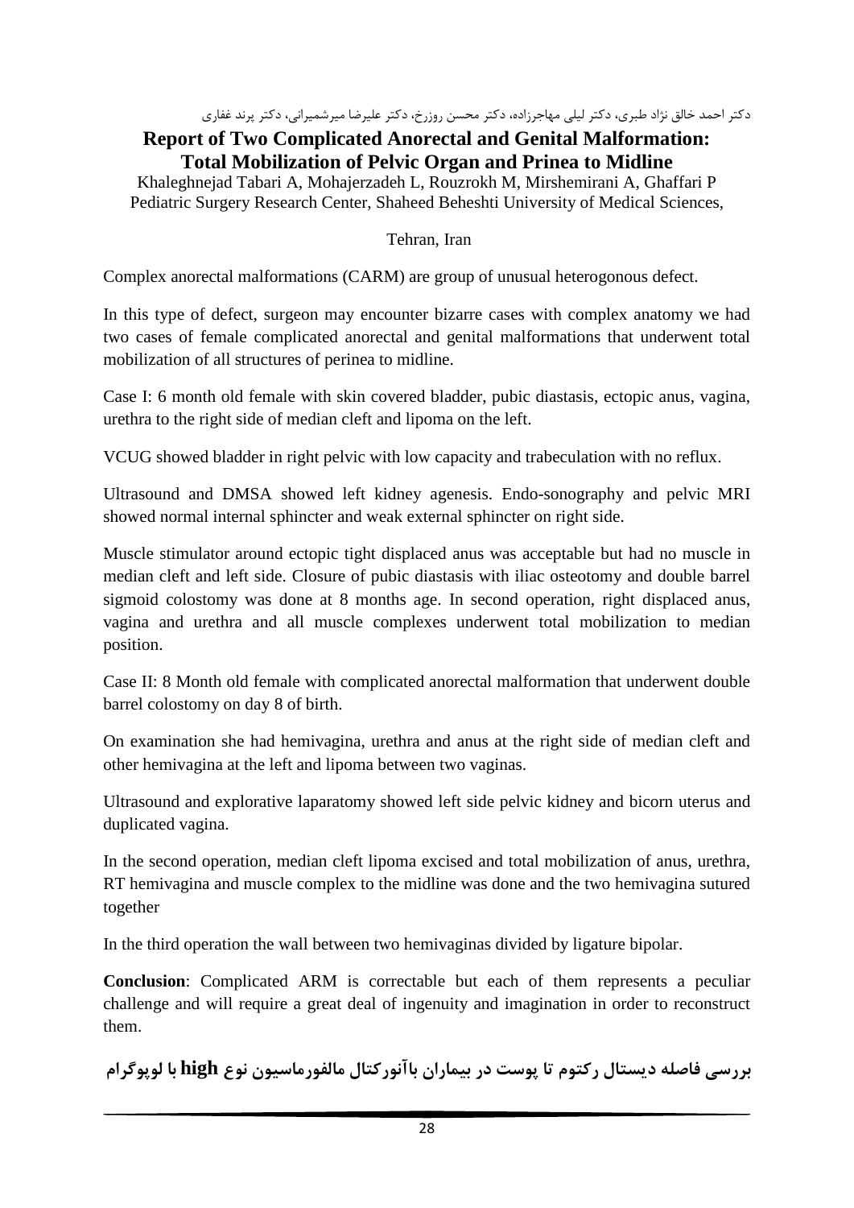دکتر احمد خالق نژاد طبری، دکتر لیلی مهاجرزاده، دکتر محسن روزرخ، دکتر علیرضا میرشمیرانی، دکتر پرند غفاری

## Report of Two Complicated Anorectal and Genital Malformation: Total Mobilization of Pelvic Organ and Prinea to Midline

Khaleghnejad Tabari A, Mohajerzadeh L, Rouzrokh M, Mirshemirani A, Ghaffari P
Pediatric Surgery Research Center, Shaheed Beheshti University of Medical Sciences,

Tehran, Iran

Complex anorectal malformations (CARM) are group of unusual heterogonous defect.

In this type of defect, surgeon may encounter bizarre cases with complex anatomy we had two cases of female complicated anorectal and genital malformations that underwent total mobilization of all structures of perinea to midline.

Case I: 6 month old female with skin covered bladder, pubic diastasis, ectopic anus, vagina, urethra to the right side of median cleft and lipoma on the left.

VCUG showed bladder in right pelvic with low capacity and trabeculation with no reflux.

Ultrasound and DMSA showed left kidney agenesis. Endo-sonography and pelvic MRI showed normal internal sphincter and weak external sphincter on right side.

Muscle stimulator around ectopic tight displaced anus was acceptable but had no muscle in median cleft and left side. Closure of pubic diastasis with iliac osteotomy and double barrel sigmoid colostomy was done at 8 months age. In second operation, right displaced anus, vagina and urethra and all muscle complexes underwent total mobilization to median position.

Case II: 8 Month old female with complicated anorectal malformation that underwent double barrel colostomy on day 8 of birth.

On examination she had hemivagina, urethra and anus at the right side of median cleft and other hemivagina at the left and lipoma between two vaginas.

Ultrasound and explorative laparatomy showed left side pelvic kidney and bicorn uterus and duplicated vagina.

In the second operation, median cleft lipoma excised and total mobilization of anus, urethra, RT hemivagina and muscle complex to the midline was done and the two hemivagina sutured together

In the third operation the wall between two hemivaginas divided by ligature bipolar.

**Conclusion**: Complicated ARM is correctable but each of them represents a peculiar challenge and will require a great deal of ingenuity and imagination in order to reconstruct them.

## بررسی فاصله دیستال رکتوم تا پوست در بیماران باآنورکتال مالفورماسیون نوع high با لوپوگرام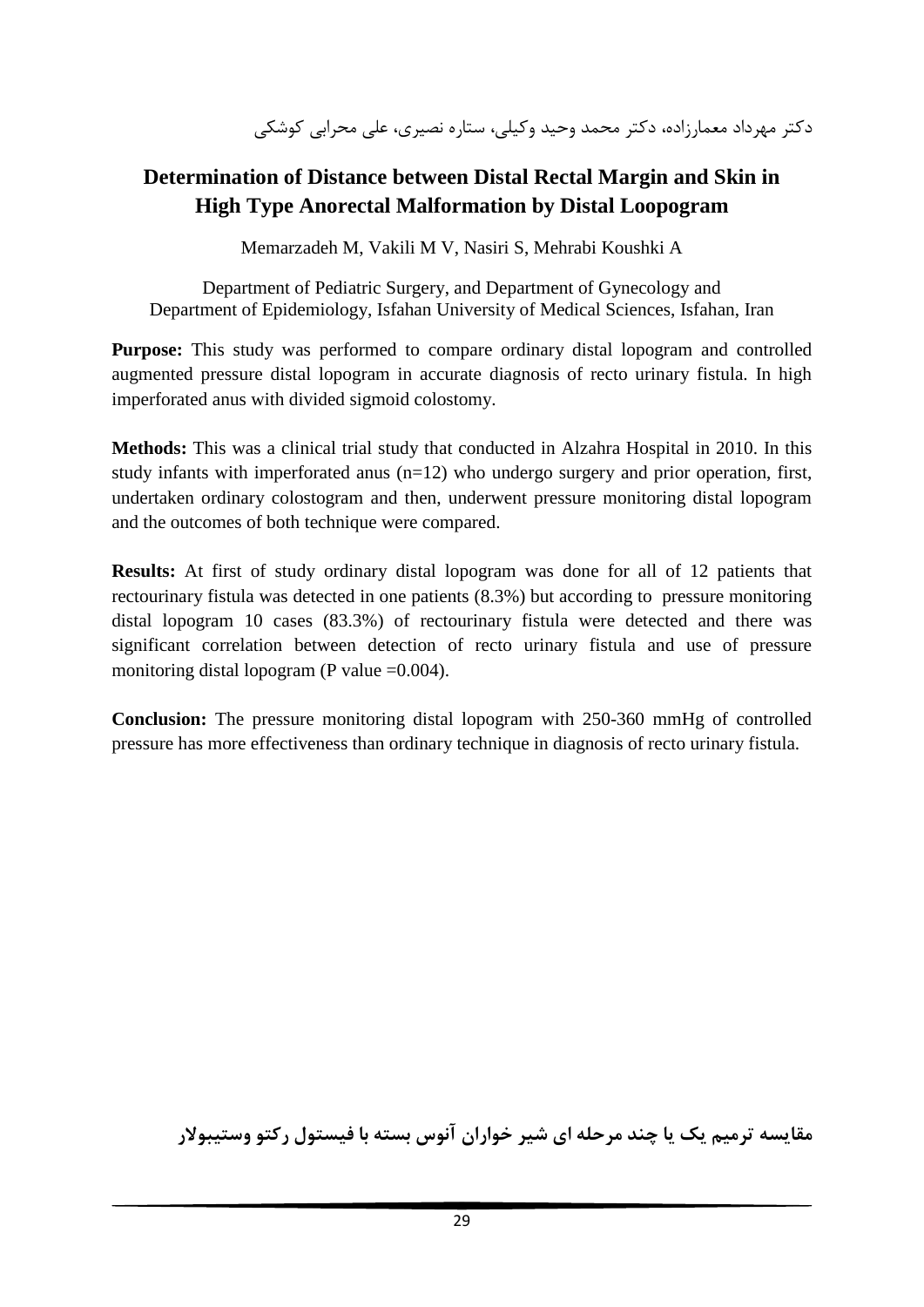دکتر مهرداد معمارزاده، دکتر محمد وحید وکیلی، ستاره نصیری، علی محرابی کوشکی

## Determination of Distance between Distal Rectal Margin and Skin in High Type Anorectal Malformation by Distal Loopogram

Memarzadeh M, Vakili M V, Nasiri S, Mehrabi Koushki A

Department of Pediatric Surgery, and Department of Gynecology and Department of Epidemiology, Isfahan University of Medical Sciences, Isfahan, Iran

**Purpose:** This study was performed to compare ordinary distal lopogram and controlled augmented pressure distal lopogram in accurate diagnosis of recto urinary fistula. In high imperforated anus with divided sigmoid colostomy.

**Methods:** This was a clinical trial study that conducted in Alzahra Hospital in 2010. In this study infants with imperforated anus (n=12) who undergo surgery and prior operation, first, undertaken ordinary colostogram and then, underwent pressure monitoring distal lopogram and the outcomes of both technique were compared.

**Results:** At first of study ordinary distal lopogram was done for all of 12 patients that rectourinary fistula was detected in one patients (8.3%) but according to pressure monitoring distal lopogram 10 cases (83.3%) of rectourinary fistula were detected and there was significant correlation between detection of recto urinary fistula and use of pressure monitoring distal lopogram (P value =0.004).

**Conclusion:** The pressure monitoring distal lopogram with 250-360 mmHg of controlled pressure has more effectiveness than ordinary technique in diagnosis of recto urinary fistula.

**مقایسه ترمیم یک یا چند مرحله ای شیر خواران آنوس بسته با فیستول رکتو وستیبولار**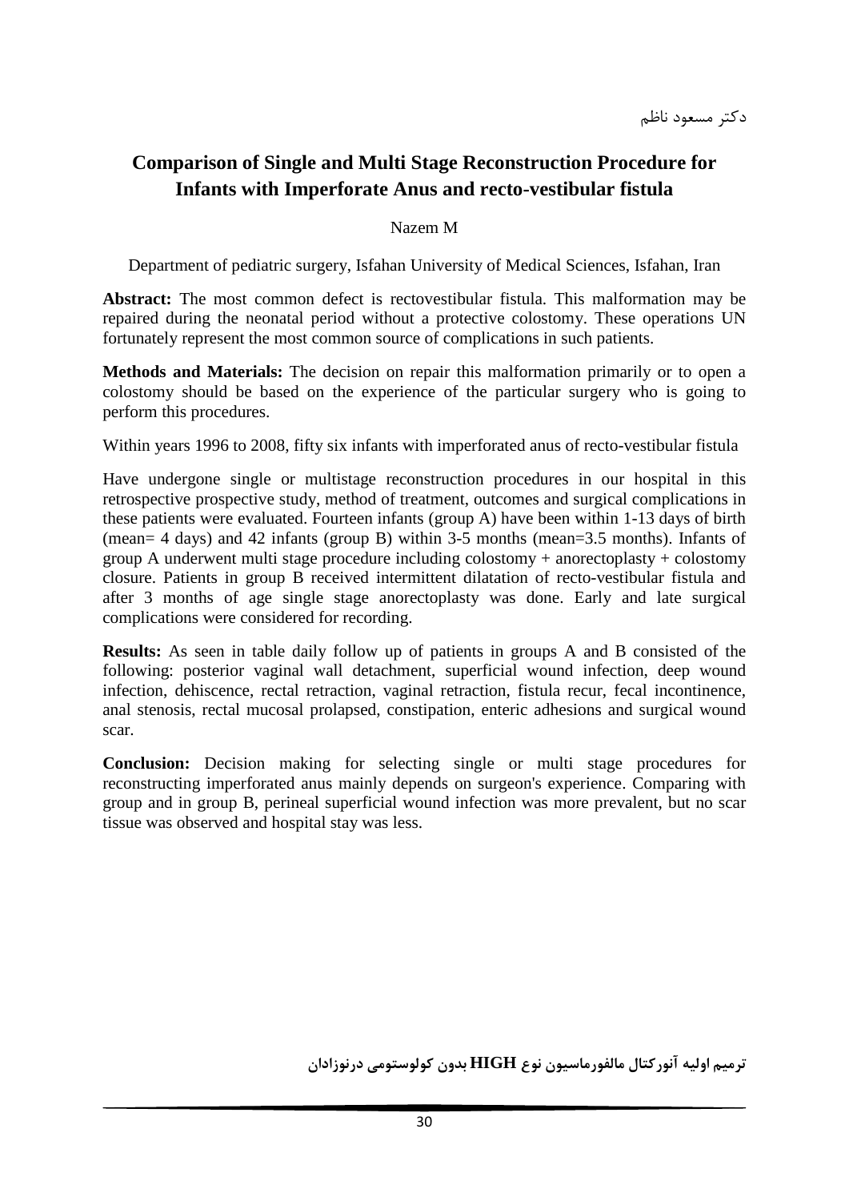دکتر مسعود ناظم

## Comparison of Single and Multi Stage Reconstruction Procedure for Infants with Imperforate Anus and recto-vestibular fistula

Nazem M

Department of pediatric surgery, Isfahan University of Medical Sciences, Isfahan, Iran

**Abstract:** The most common defect is rectovestibular fistula. This malformation may be repaired during the neonatal period without a protective colostomy. These operations UN fortunately represent the most common source of complications in such patients.

**Methods and Materials:** The decision on repair this malformation primarily or to open a colostomy should be based on the experience of the particular surgery who is going to perform this procedures.

Within years 1996 to 2008, fifty six infants with imperforated anus of recto-vestibular fistula

Have undergone single or multistage reconstruction procedures in our hospital in this retrospective prospective study, method of treatment, outcomes and surgical complications in these patients were evaluated. Fourteen infants (group A) have been within 1-13 days of birth (mean= 4 days) and 42 infants (group B) within 3-5 months (mean=3.5 months). Infants of group A underwent multi stage procedure including colostomy + anorectoplasty + colostomy closure. Patients in group B received intermittent dilatation of recto-vestibular fistula and after 3 months of age single stage anorectoplasty was done. Early and late surgical complications were considered for recording.

**Results:** As seen in table daily follow up of patients in groups A and B consisted of the following: posterior vaginal wall detachment, superficial wound infection, deep wound infection, dehiscence, rectal retraction, vaginal retraction, fistula recur, fecal incontinence, anal stenosis, rectal mucosal prolapsed, constipation, enteric adhesions and surgical wound scar.

**Conclusion:** Decision making for selecting single or multi stage procedures for reconstructing imperforated anus mainly depends on surgeon's experience. Comparing with group and in group B, perineal superficial wound infection was more prevalent, but no scar tissue was observed and hospital stay was less.

**ترمیم اولیه آنورکتال مالفورماسیون نوع HIGH بدون کولوستومی درنوزادان**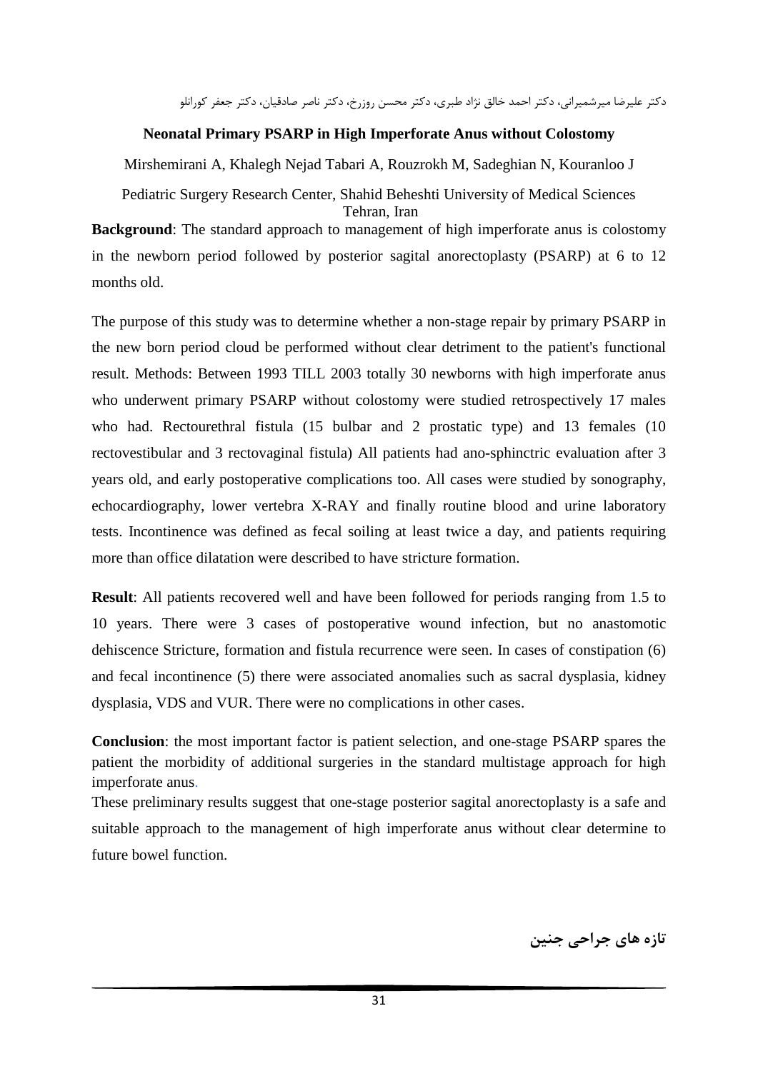دکتر علیرضا میرشمیرانی، دکتر احمد خالق نژاد طبری، دکتر محسن روزرخ، دکتر ناصر صادقیان، دکتر جعفر کورانلو

**Neonatal Primary PSARP in High Imperforate Anus without Colostomy**

Mirshemirani A, Khalegh Nejad Tabari A, Rouzrokh M, Sadeghian N, Kouranloo J

Pediatric Surgery Research Center, Shahid Beheshti University of Medical Sciences
Tehran, Iran

**Background**: The standard approach to management of high imperforate anus is colostomy in the newborn period followed by posterior sagital anorectoplasty (PSARP) at 6 to 12 months old.

The purpose of this study was to determine whether a non-stage repair by primary PSARP in the new born period cloud be performed without clear detriment to the patient's functional result. Methods: Between 1993 TILL 2003 totally 30 newborns with high imperforate anus who underwent primary PSARP without colostomy were studied retrospectively 17 males who had. Rectourethral fistula (15 bulbar and 2 prostatic type) and 13 females (10 rectovestibular and 3 rectovaginal fistula) All patients had ano-sphinctric evaluation after 3 years old, and early postoperative complications too. All cases were studied by sonography, echocardiography, lower vertebra X-RAY and finally routine blood and urine laboratory tests. Incontinence was defined as fecal soiling at least twice a day, and patients requiring more than office dilatation were described to have stricture formation.

**Result**: All patients recovered well and have been followed for periods ranging from 1.5 to 10 years. There were 3 cases of postoperative wound infection, but no anastomotic dehiscence Stricture, formation and fistula recurrence were seen. In cases of constipation (6) and fecal incontinence (5) there were associated anomalies such as sacral dysplasia, kidney dysplasia, VDS and VUR. There were no complications in other cases.

**Conclusion**: the most important factor is patient selection, and one-stage PSARP spares the patient the morbidity of additional surgeries in the standard multistage approach for high imperforate anus.

These preliminary results suggest that one-stage posterior sagital anorectoplasty is a safe and suitable approach to the management of high imperforate anus without clear determine to future bowel function.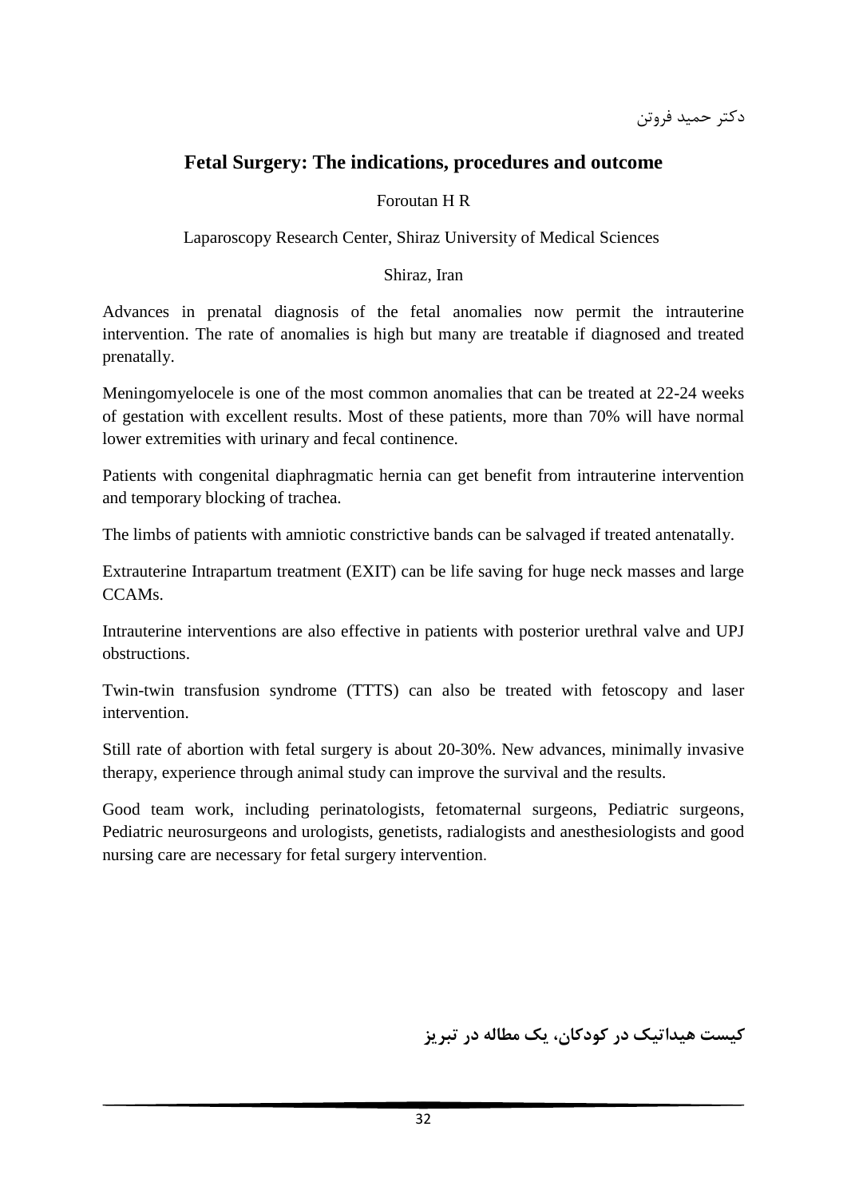دکتر حمید فروتن

## Fetal Surgery: The indications, procedures and outcome

Foroutan H R

Laparoscopy Research Center, Shiraz University of Medical Sciences

Shiraz, Iran

Advances in prenatal diagnosis of the fetal anomalies now permit the intrauterine intervention. The rate of anomalies is high but many are treatable if diagnosed and treated prenatally.

Meningomyelocele is one of the most common anomalies that can be treated at 22-24 weeks of gestation with excellent results. Most of these patients, more than 70% will have normal lower extremities with urinary and fecal continence.

Patients with congenital diaphragmatic hernia can get benefit from intrauterine intervention and temporary blocking of trachea.

The limbs of patients with amniotic constrictive bands can be salvaged if treated antenatally.

Extrauterine Intrapartum treatment (EXIT) can be life saving for huge neck masses and large CCAMs.

Intrauterine interventions are also effective in patients with posterior urethral valve and UPJ obstructions.

Twin-twin transfusion syndrome (TTTS) can also be treated with fetoscopy and laser intervention.

Still rate of abortion with fetal surgery is about 20-30%. New advances, minimally invasive therapy, experience through animal study can improve the survival and the results.

Good team work, including perinatologists, fetomaternal surgeons, Pediatric surgeons, Pediatric neurosurgeons and urologists, genetists, radialogists and anesthesiologists and good nursing care are necessary for fetal surgery intervention.

**کیست هیداتیک در کودکان، یک مطاله در تبریز**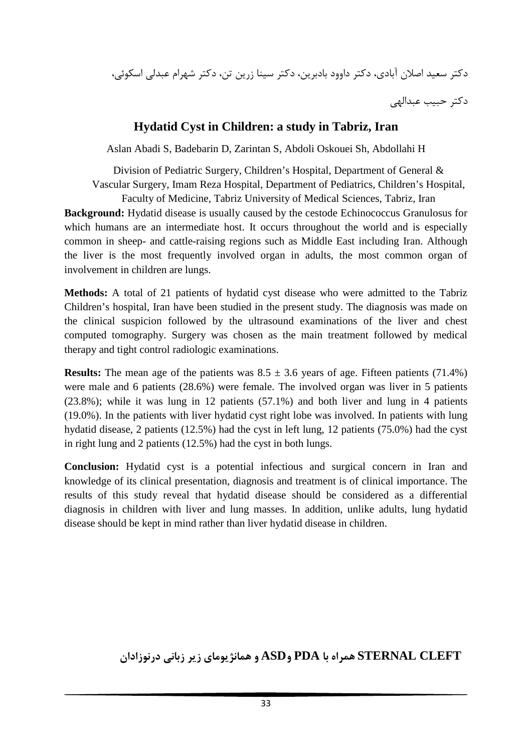دکتر سعید اصلان آبادی، دکتر داوود بادبرین، دکتر سینا زرین تن، دکتر شهرام عبدلی اسکوئی، دکتر حبیب عبدالهی

## Hydatid Cyst in Children: a study in Tabriz, Iran

Aslan Abadi S, Badebarin D, Zarintan S, Abdoli Oskouei Sh, Abdollahi H

Division of Pediatric Surgery, Children's Hospital, Department of General & Vascular Surgery, Imam Reza Hospital, Department of Pediatrics, Children's Hospital, Faculty of Medicine, Tabriz University of Medical Sciences, Tabriz, Iran

**Background:** Hydatid disease is usually caused by the cestode Echinococcus Granulosus for which humans are an intermediate host. It occurs throughout the world and is especially common in sheep- and cattle-raising regions such as Middle East including Iran. Although the liver is the most frequently involved organ in adults, the most common organ of involvement in children are lungs.

**Methods:** A total of 21 patients of hydatid cyst disease who were admitted to the Tabriz Children's hospital, Iran have been studied in the present study. The diagnosis was made on the clinical suspicion followed by the ultrasound examinations of the liver and chest computed tomography. Surgery was chosen as the main treatment followed by medical therapy and tight control radiologic examinations.

**Results:** The mean age of the patients was $8.5 \pm 3.6$ years of age. Fifteen patients (71.4%) were male and 6 patients (28.6%) were female. The involved organ was liver in 5 patients (23.8%); while it was lung in 12 patients (57.1%) and both liver and lung in 4 patients (19.0%). In the patients with liver hydatid cyst right lobe was involved. In patients with lung hydatid disease, 2 patients (12.5%) had the cyst in left lung, 12 patients (75.0%) had the cyst in right lung and 2 patients (12.5%) had the cyst in both lungs.

**Conclusion:** Hydatid cyst is a potential infectious and surgical concern in Iran and knowledge of its clinical presentation, diagnosis and treatment is of clinical importance. The results of this study reveal that hydatid disease should be considered as a differential diagnosis in children with liver and lung masses. In addition, unlike adults, lung hydatid disease should be kept in mind rather than liver hydatid disease in children.

## STERNAL CLEFT همراه با PDA و ASD و همانژیومای زیر زبانی درنوزادان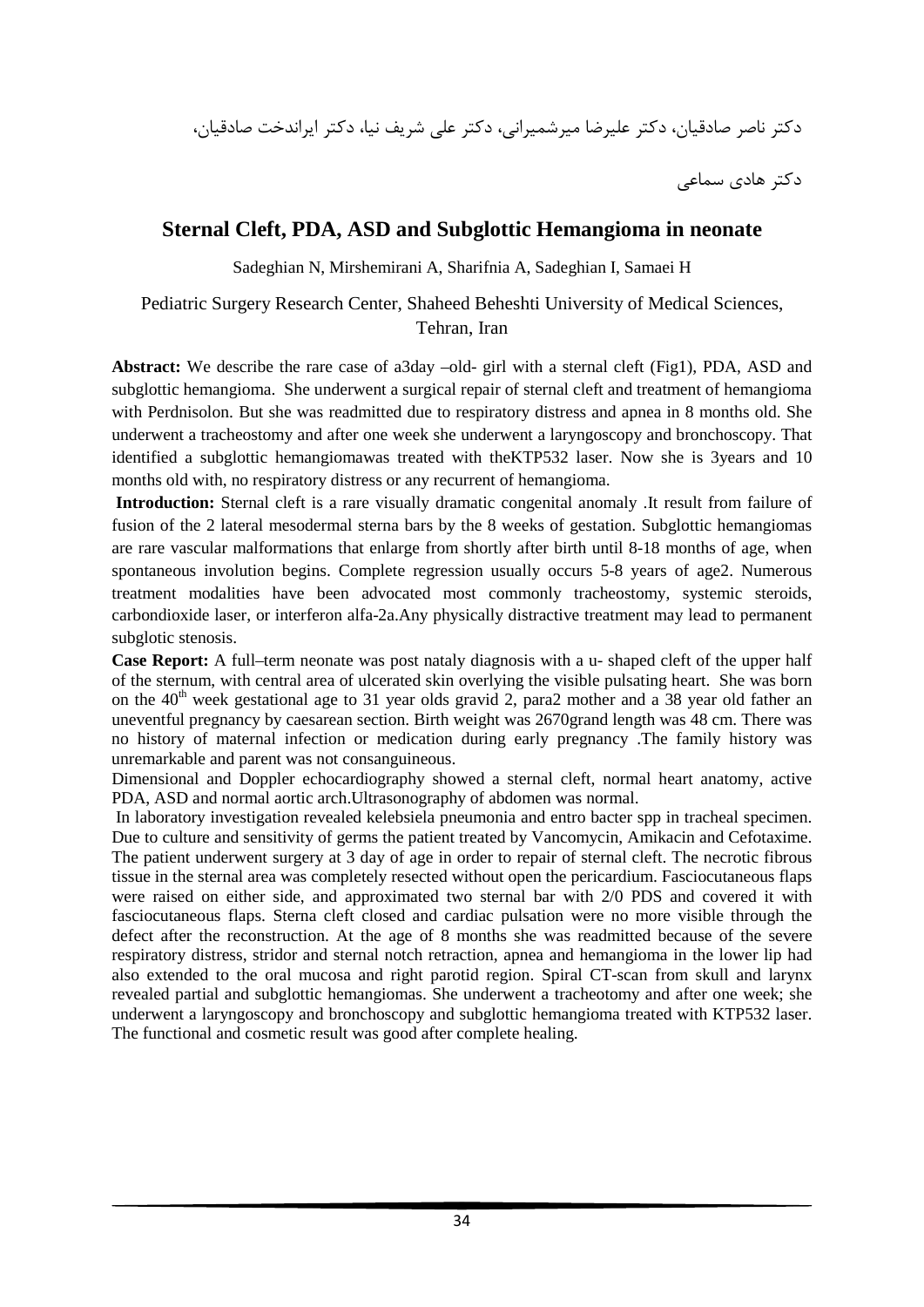دکتر ناصر صادقیان، دکتر علیرضا میرشمیرانی، دکتر علی شریف نیا، دکتر ایراندخت صادقیان،

دکتر هادی سماعی

## Sternal Cleft, PDA, ASD and Subglottic Hemangioma in neonate

Sadeghian N, Mirshemirani A, Sharifnia A, Sadeghian I, Samaei H

Pediatric Surgery Research Center, Shaheed Beheshti University of Medical Sciences, Tehran, Iran

**Abstract:** We describe the rare case of a3day –old- girl with a sternal cleft (Fig1), PDA, ASD and subglottic hemangioma. She underwent a surgical repair of sternal cleft and treatment of hemangioma with Perdnisolon. But she was readmitted due to respiratory distress and apnea in 8 months old. She underwent a tracheostomy and after one week she underwent a laryngoscopy and bronchoscopy. That identified a subglottic hemangiomawas treated with theKTP532 laser. Now she is 3years and 10 months old with, no respiratory distress or any recurrent of hemangioma.

**Introduction:** Sternal cleft is a rare visually dramatic congenital anomaly .It result from failure of fusion of the 2 lateral mesodermal sterna bars by the 8 weeks of gestation. Subglottic hemangiomas are rare vascular malformations that enlarge from shortly after birth until 8-18 months of age, when spontaneous involution begins. Complete regression usually occurs 5-8 years of age2. Numerous treatment modalities have been advocated most commonly tracheostomy, systemic steroids, carbondioxide laser, or interferon alfa-2a.Any physically distractive treatment may lead to permanent subglotic stenosis.

**Case Report:** A full–term neonate was post nataly diagnosis with a u- shaped cleft of the upper half of the sternum, with central area of ulcerated skin overlying the visible pulsating heart. She was born on the 40th week gestational age to 31 year olds gravid 2, para2 mother and a 38 year old father an uneventful pregnancy by caesarean section. Birth weight was 2670grand length was 48 cm. There was no history of maternal infection or medication during early pregnancy .The family history was unremarkable and parent was not consanguineous.

Dimensional and Doppler echocardiography showed a sternal cleft, normal heart anatomy, active PDA, ASD and normal aortic arch.Ultrasonography of abdomen was normal.

In laboratory investigation revealed kelebsiela pneumonia and entro bacter spp in tracheal specimen. Due to culture and sensitivity of germs the patient treated by Vancomycin, Amikacin and Cefotaxime. The patient underwent surgery at 3 day of age in order to repair of sternal cleft. The necrotic fibrous tissue in the sternal area was completely resected without open the pericardium. Fasciocutaneous flaps were raised on either side, and approximated two sternal bar with 2/0 PDS and covered it with fasciocutaneous flaps. Sterna cleft closed and cardiac pulsation were no more visible through the defect after the reconstruction. At the age of 8 months she was readmitted because of the severe respiratory distress, stridor and sternal notch retraction, apnea and hemangioma in the lower lip had also extended to the oral mucosa and right parotid region. Spiral CT-scan from skull and larynx revealed partial and subglottic hemangiomas. She underwent a tracheotomy and after one week; she underwent a laryngoscopy and bronchoscopy and subglottic hemangioma treated with KTP532 laser. The functional and cosmetic result was good after complete healing.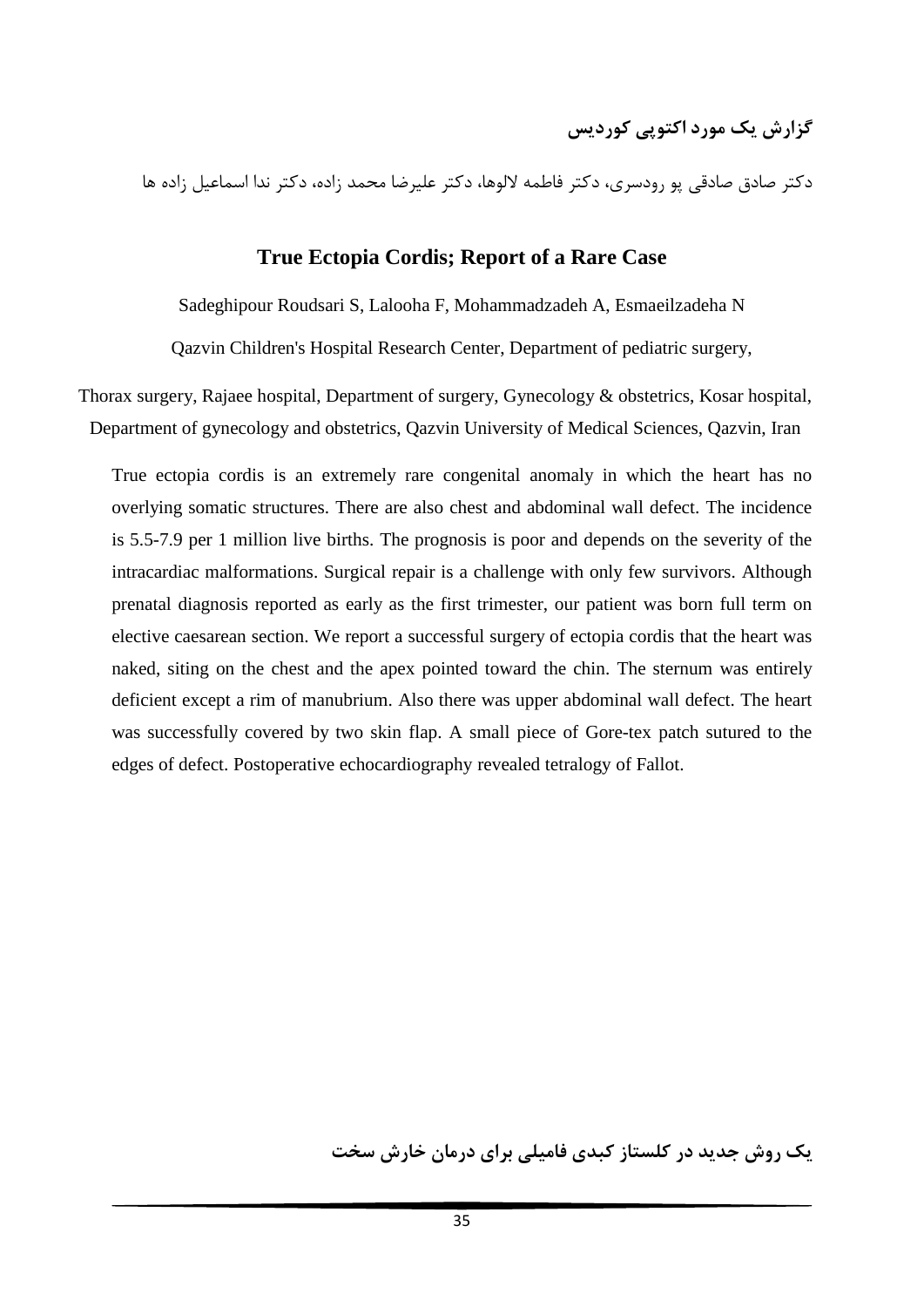## گزارش یک مورد اکتوپی کوردیس

دکتر صادق صادقی پو رودسری، دکتر فاطمه لالوها، دکتر علیرضا محمد زاده، دکتر ندا اسماعیل زاده ها

## True Ectopia Cordis; Report of a Rare Case

Sadeghipour Roudsari S, Lalooha F, Mohammadzadeh A, Esmaeilzadeha N

Qazvin Children's Hospital Research Center, Department of pediatric surgery,

Thorax surgery, Rajaee hospital, Department of surgery, Gynecology & obstetrics, Kosar hospital, Department of gynecology and obstetrics, Qazvin University of Medical Sciences, Qazvin, Iran

True ectopia cordis is an extremely rare congenital anomaly in which the heart has no overlying somatic structures. There are also chest and abdominal wall defect. The incidence is 5.5-7.9 per 1 million live births. The prognosis is poor and depends on the severity of the intracardiac malformations. Surgical repair is a challenge with only few survivors. Although prenatal diagnosis reported as early as the first trimester, our patient was born full term on elective caesarean section. We report a successful surgery of ectopia cordis that the heart was naked, siting on the chest and the apex pointed toward the chin. The sternum was entirely deficient except a rim of manubrium. Also there was upper abdominal wall defect. The heart was successfully covered by two skin flap. A small piece of Gore-tex patch sutured to the edges of defect. Postoperative echocardiography revealed tetralogy of Fallot.

## یک روش جدید در کلستاز کبدی فامیلی برای درمان خارش سخت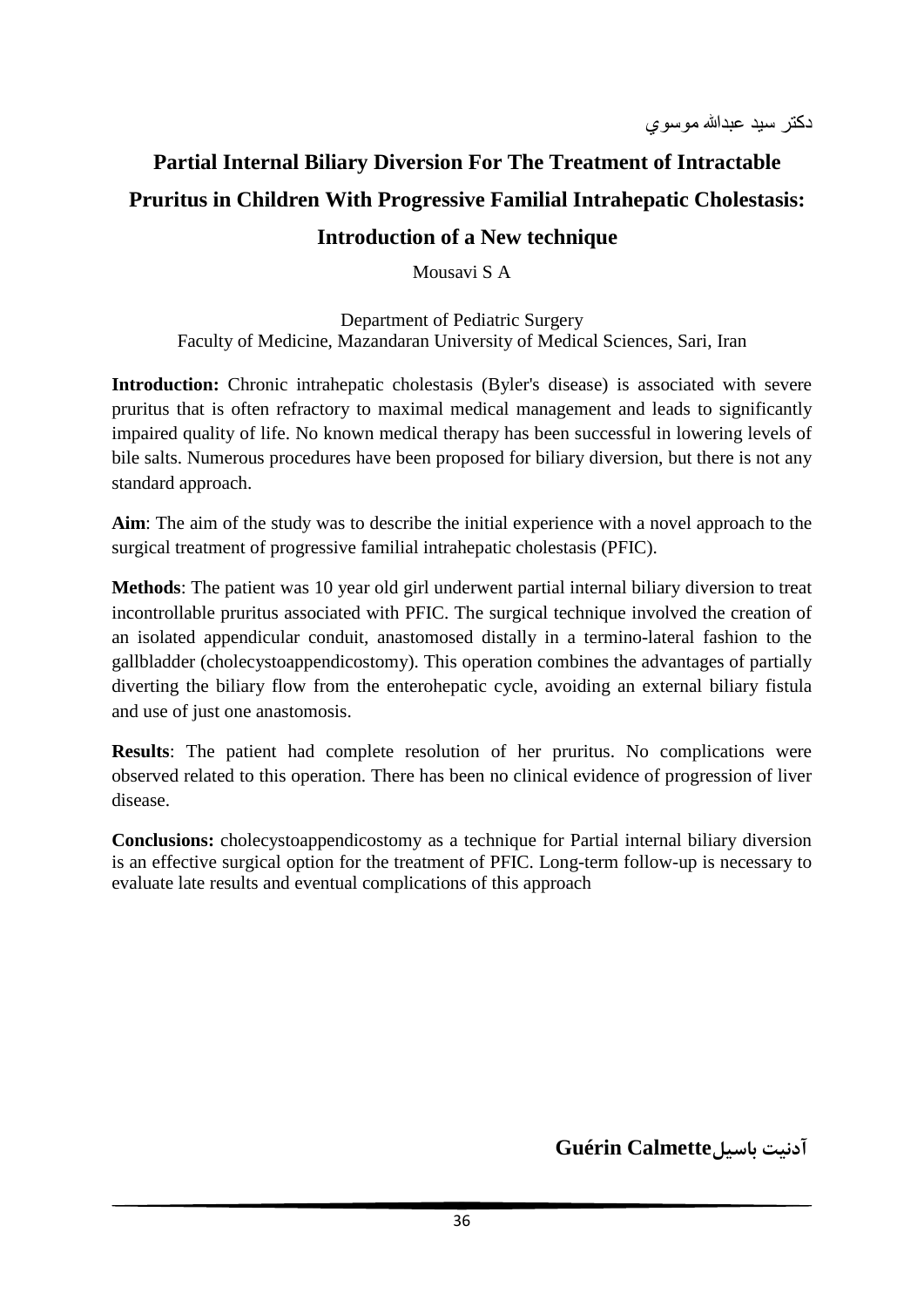دكتر سيد عبدالله موسوي

# Partial Internal Biliary Diversion For The Treatment of Intractable Pruritus in Children With Progressive Familial Intrahepatic Cholestasis: Introduction of a New technique

Mousavi S A

Department of Pediatric Surgery
Faculty of Medicine, Mazandaran University of Medical Sciences, Sari, Iran

**Introduction:** Chronic intrahepatic cholestasis (Byler's disease) is associated with severe pruritus that is often refractory to maximal medical management and leads to significantly impaired quality of life. No known medical therapy has been successful in lowering levels of bile salts. Numerous procedures have been proposed for biliary diversion, but there is not any standard approach.

**Aim**: The aim of the study was to describe the initial experience with a novel approach to the surgical treatment of progressive familial intrahepatic cholestasis (PFIC).

**Methods**: The patient was 10 year old girl underwent partial internal biliary diversion to treat incontrollable pruritus associated with PFIC. The surgical technique involved the creation of an isolated appendicular conduit, anastomosed distally in a termino-lateral fashion to the gallbladder (cholecystoappendicostomy). This operation combines the advantages of partially diverting the biliary flow from the enterohepatic cycle, avoiding an external biliary fistula and use of just one anastomosis.

**Results**: The patient had complete resolution of her pruritus. No complications were observed related to this operation. There has been no clinical evidence of progression of liver disease.

**Conclusions:** cholecystoappendicostomy as a technique for Partial internal biliary diversion is an effective surgical option for the treatment of PFIC. Long-term follow-up is necessary to evaluate late results and eventual complications of this approach

**آدنيت باسيلGuérin Calmette**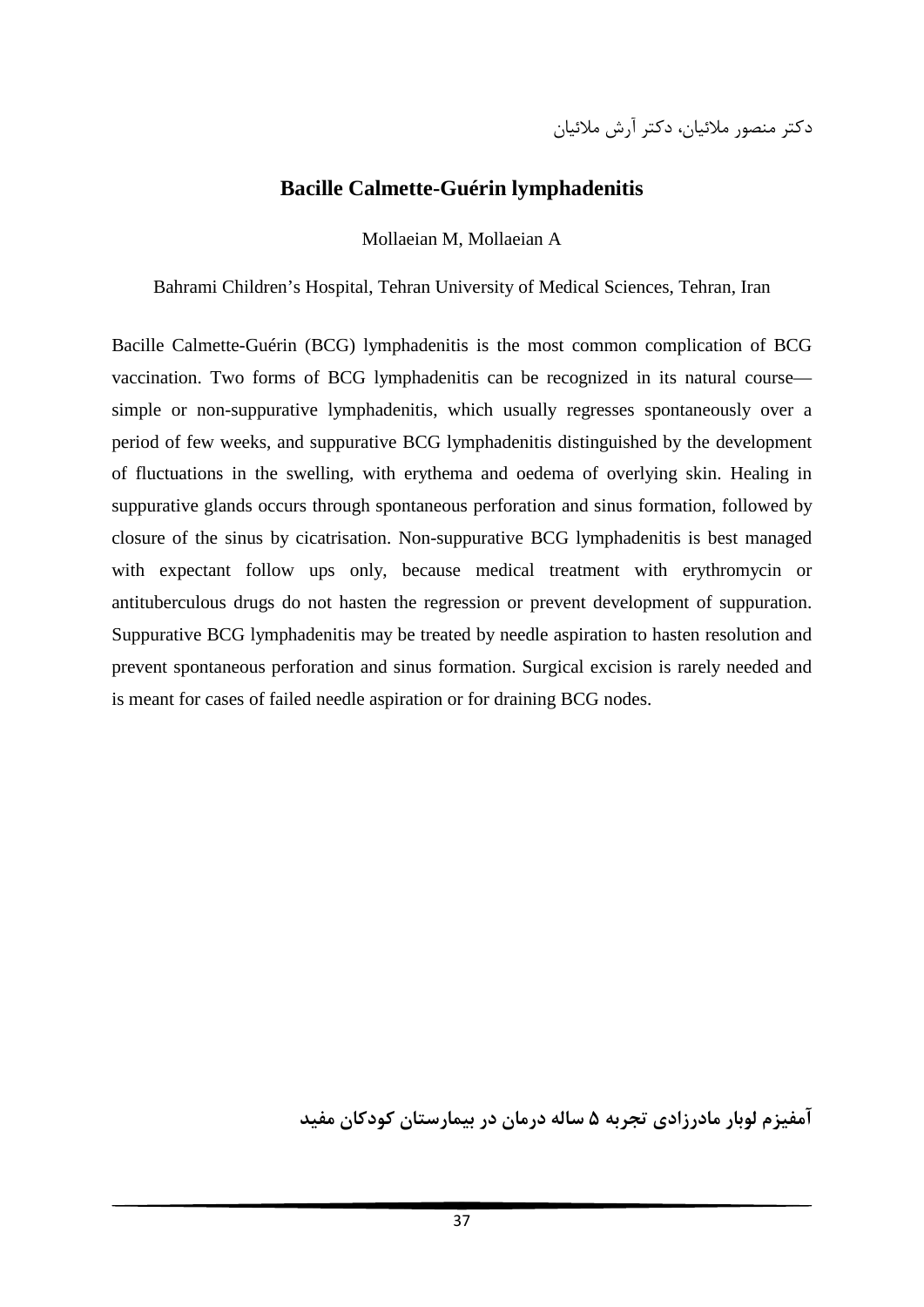دکتر منصور ملائیان، دکتر آرش ملائیان

## Bacille Calmette-Guérin lymphadenitis

Mollaeian M, Mollaeian A

Bahrami Children's Hospital, Tehran University of Medical Sciences, Tehran, Iran

Bacille Calmette-Guérin (BCG) lymphadenitis is the most common complication of BCG vaccination. Two forms of BCG lymphadenitis can be recognized in its natural course—simple or non-suppurative lymphadenitis, which usually regresses spontaneously over a period of few weeks, and suppurative BCG lymphadenitis distinguished by the development of fluctuations in the swelling, with erythema and oedema of overlying skin. Healing in suppurative glands occurs through spontaneous perforation and sinus formation, followed by closure of the sinus by cicatrisation. Non-suppurative BCG lymphadenitis is best managed with expectant follow ups only, because medical treatment with erythromycin or antituberculous drugs do not hasten the regression or prevent development of suppuration. Suppurative BCG lymphadenitis may be treated by needle aspiration to hasten resolution and prevent spontaneous perforation and sinus formation. Surgical excision is rarely needed and is meant for cases of failed needle aspiration or for draining BCG nodes.

## آمفیزم لوبار مادرزادی تجربه ۵ ساله درمان در بیمارستان کودکان مفید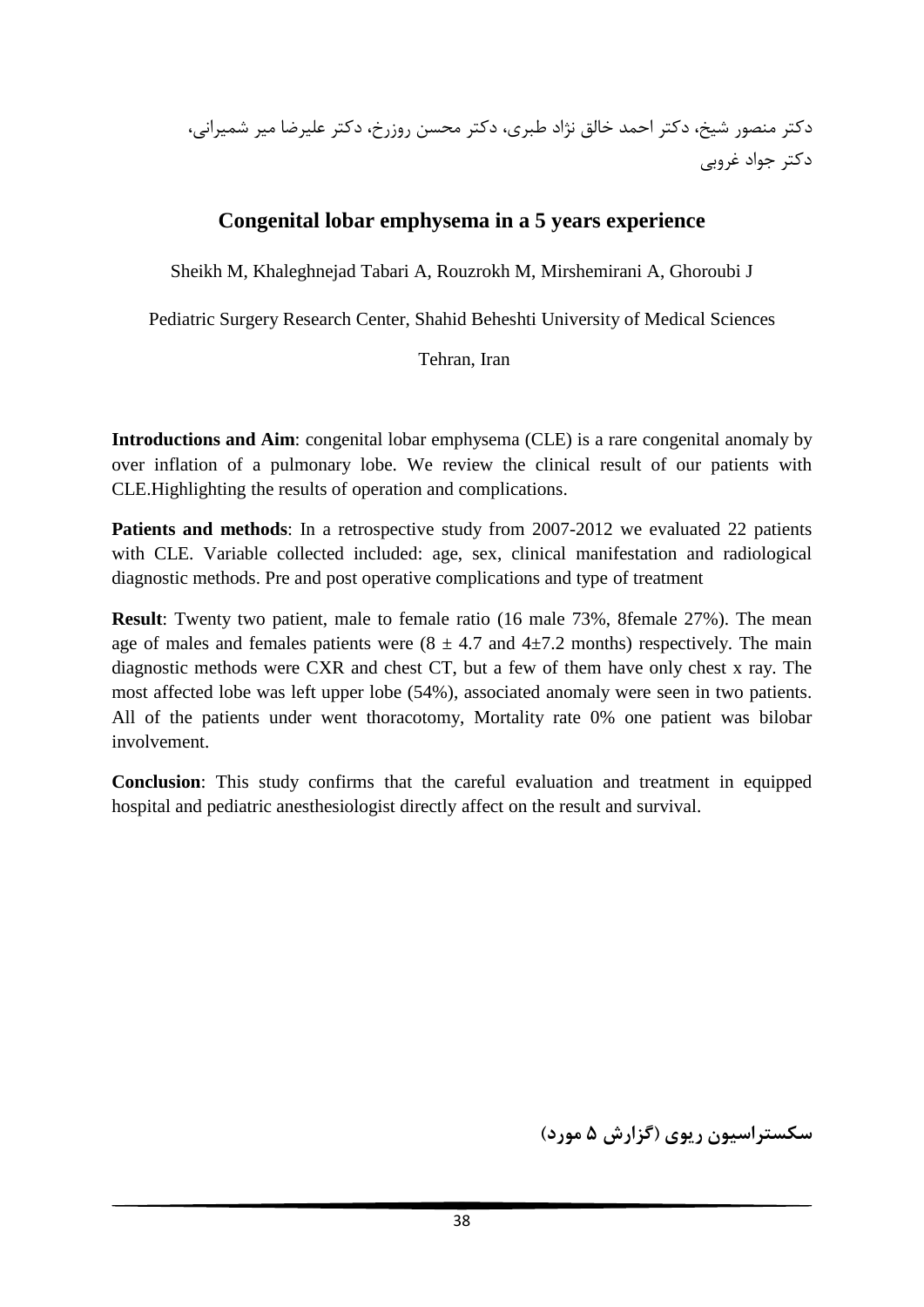دکتر منصور شیخ، دکتر احمد خالق نژاد طبری، دکتر محسن روزرخ، دکتر علیرضا میر شمیرانی، دکتر جواد غروبی

## Congenital lobar emphysema in a 5 years experience

Sheikh M, Khaleghnejad Tabari A, Rouzrokh M, Mirshemirani A, Ghoroubi J

Pediatric Surgery Research Center, Shahid Beheshti University of Medical Sciences

Tehran, Iran

**Introductions and Aim**: congenital lobar emphysema (CLE) is a rare congenital anomaly by over inflation of a pulmonary lobe. We review the clinical result of our patients with CLE.Highlighting the results of operation and complications.

**Patients and methods**: In a retrospective study from 2007-2012 we evaluated 22 patients with CLE. Variable collected included: age, sex, clinical manifestation and radiological diagnostic methods. Pre and post operative complications and type of treatment

**Result**: Twenty two patient, male to female ratio (16 male 73%, 8female 27%). The mean age of males and females patients were ($8 \pm 4.7$ and $4 \pm 7.2$ months) respectively. The main diagnostic methods were CXR and chest CT, but a few of them have only chest x ray. The most affected lobe was left upper lobe (54%), associated anomaly were seen in two patients. All of the patients under went thoracotomy, Mortality rate 0% one patient was bilobar involvement.

**Conclusion**: This study confirms that the careful evaluation and treatment in equipped hospital and pediatric anesthesiologist directly affect on the result and survival.

**سکستراسیون ریوی (گزارش ۵ مورد)**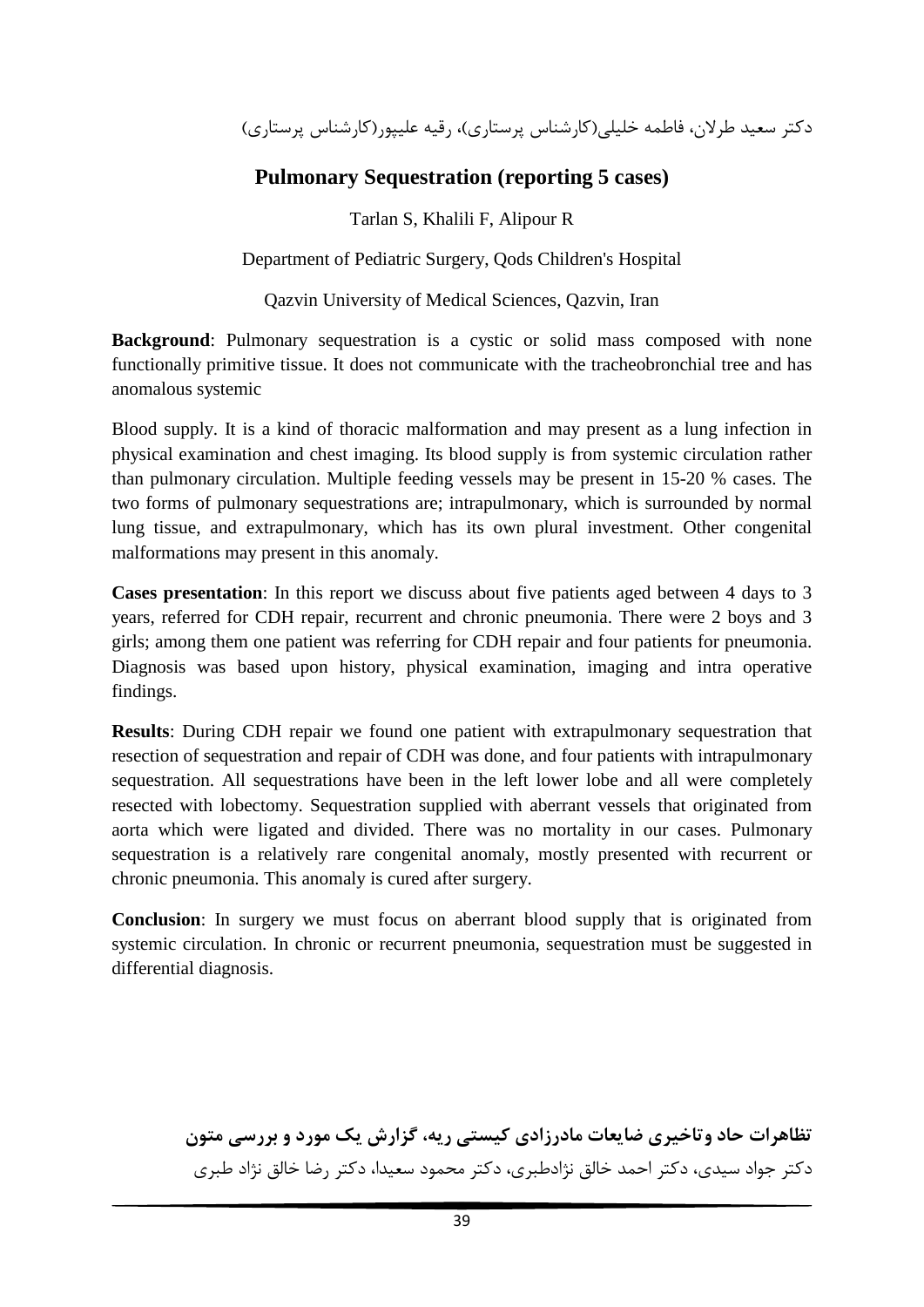دکتر سعید طرلان، فاطمه خلیلی(کارشناس پرستاری)، رقیه علیپور(کارشناس پرستاری)

## Pulmonary Sequestration (reporting 5 cases)

Tarlan S, Khalili F, Alipour R

Department of Pediatric Surgery, Qods Children's Hospital

Qazvin University of Medical Sciences, Qazvin, Iran

**Background**: Pulmonary sequestration is a cystic or solid mass composed with none functionally primitive tissue. It does not communicate with the tracheobronchial tree and has anomalous systemic

Blood supply. It is a kind of thoracic malformation and may present as a lung infection in physical examination and chest imaging. Its blood supply is from systemic circulation rather than pulmonary circulation. Multiple feeding vessels may be present in 15-20 % cases. The two forms of pulmonary sequestrations are; intrapulmonary, which is surrounded by normal lung tissue, and extrapulmonary, which has its own plural investment. Other congenital malformations may present in this anomaly.

**Cases presentation**: In this report we discuss about five patients aged between 4 days to 3 years, referred for CDH repair, recurrent and chronic pneumonia. There were 2 boys and 3 girls; among them one patient was referring for CDH repair and four patients for pneumonia. Diagnosis was based upon history, physical examination, imaging and intra operative findings.

**Results**: During CDH repair we found one patient with extrapulmonary sequestration that resection of sequestration and repair of CDH was done, and four patients with intrapulmonary sequestration. All sequestrations have been in the left lower lobe and all were completely resected with lobectomy. Sequestration supplied with aberrant vessels that originated from aorta which were ligated and divided. There was no mortality in our cases. Pulmonary sequestration is a relatively rare congenital anomaly, mostly presented with recurrent or chronic pneumonia. This anomaly is cured after surgery.

**Conclusion**: In surgery we must focus on aberrant blood supply that is originated from systemic circulation. In chronic or recurrent pneumonia, sequestration must be suggested in differential diagnosis.

**تظاهرات حاد وتاخیری ضایعات مادرزادی کیستی ریه، گزارش یک مورد و بررسی متون**

دکتر جواد سیدی، دکتر احمد خالق نژادطبری، دکتر محمود سعیدا، دکتر رضا خالق نژاد طبری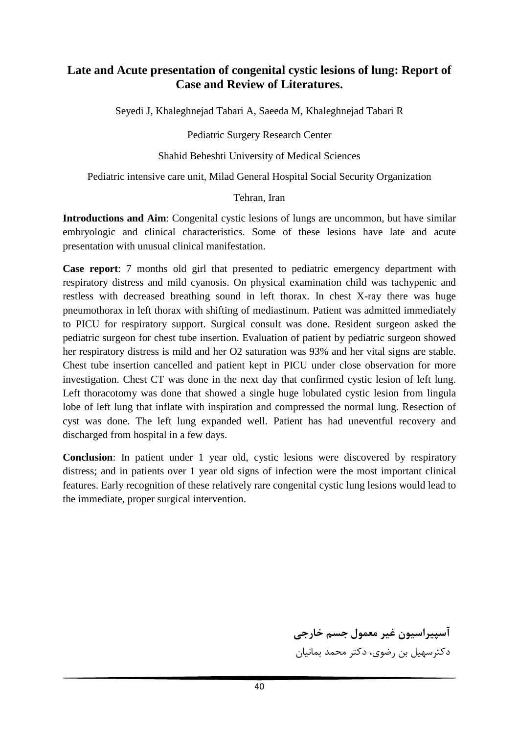## Late and Acute presentation of congenital cystic lesions of lung: Report of Case and Review of Literatures.

Seyedi J, Khaleghnejad Tabari A, Saeeda M, Khaleghnejad Tabari R

Pediatric Surgery Research Center

Shahid Beheshti University of Medical Sciences

Pediatric intensive care unit, Milad General Hospital Social Security Organization

Tehran, Iran

**Introductions and Aim**: Congenital cystic lesions of lungs are uncommon, but have similar embryologic and clinical characteristics. Some of these lesions have late and acute presentation with unusual clinical manifestation.

**Case report**: 7 months old girl that presented to pediatric emergency department with respiratory distress and mild cyanosis. On physical examination child was tachypenic and restless with decreased breathing sound in left thorax. In chest X-ray there was huge pneumothorax in left thorax with shifting of mediastinum. Patient was admitted immediately to PICU for respiratory support. Surgical consult was done. Resident surgeon asked the pediatric surgeon for chest tube insertion. Evaluation of patient by pediatric surgeon showed her respiratory distress is mild and her O2 saturation was 93% and her vital signs are stable. Chest tube insertion cancelled and patient kept in PICU under close observation for more investigation. Chest CT was done in the next day that confirmed cystic lesion of left lung. Left thoracotomy was done that showed a single huge lobulated cystic lesion from lingula lobe of left lung that inflate with inspiration and compressed the normal lung. Resection of cyst was done. The left lung expanded well. Patient has had uneventful recovery and discharged from hospital in a few days.

**Conclusion**: In patient under 1 year old, cystic lesions were discovered by respiratory distress; and in patients over 1 year old signs of infection were the most important clinical features. Early recognition of these relatively rare congenital cystic lung lesions would lead to the immediate, proper surgical intervention.

**آسپیراسیون غیر معمول جسم خارجی**

دکترسهیل بن رضوی، دکتر محمد بمانیان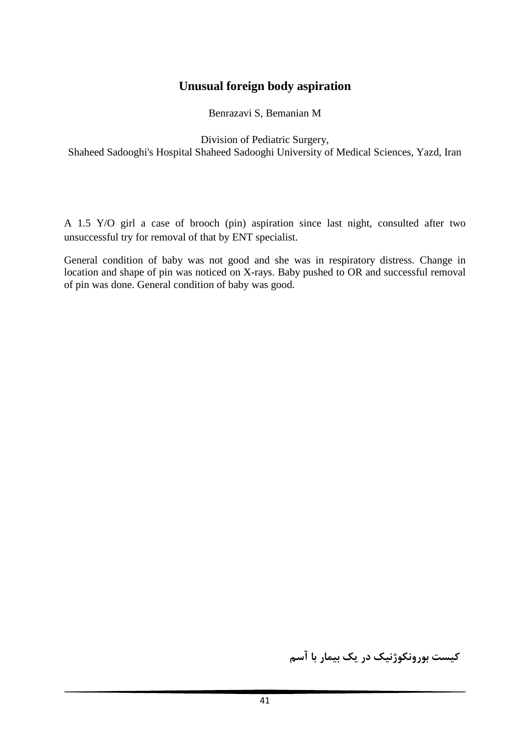# Unusual foreign body aspiration

Benrazavi S, Bemanian M

Division of Pediatric Surgery,
Shaheed Sadooghi's Hospital Shaheed Sadooghi University of Medical Sciences, Yazd, Iran

A 1.5 Y/O girl a case of brooch (pin) aspiration since last night, consulted after two unsuccessful try for removal of that by ENT specialist.

General condition of baby was not good and she was in respiratory distress. Change in location and shape of pin was noticed on X-rays. Baby pushed to OR and successful removal of pin was done. General condition of baby was good.

**کیست بورونکوژنیک در یک بیمار با آسم**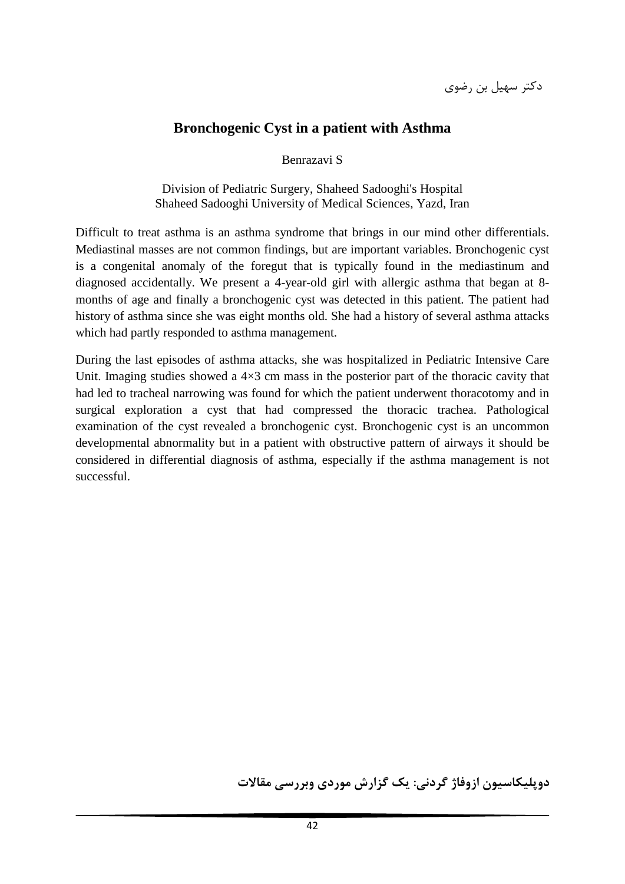دکتر سهیل بن رضوی

## Bronchogenic Cyst in a patient with Asthma

Benrazavi S

Division of Pediatric Surgery, Shaheed Sadooghi's Hospital
Shaheed Sadooghi University of Medical Sciences, Yazd, Iran

Difficult to treat asthma is an asthma syndrome that brings in our mind other differentials. Mediastinal masses are not common findings, but are important variables. Bronchogenic cyst is a congenital anomaly of the foregut that is typically found in the mediastinum and diagnosed accidentally. We present a 4-year-old girl with allergic asthma that began at 8-months of age and finally a bronchogenic cyst was detected in this patient. The patient had history of asthma since she was eight months old. She had a history of several asthma attacks which had partly responded to asthma management.

During the last episodes of asthma attacks, she was hospitalized in Pediatric Intensive Care Unit. Imaging studies showed a 4×3 cm mass in the posterior part of the thoracic cavity that had led to tracheal narrowing was found for which the patient underwent thoracotomy and in surgical exploration a cyst that had compressed the thoracic trachea. Pathological examination of the cyst revealed a bronchogenic cyst. Bronchogenic cyst is an uncommon developmental abnormality but in a patient with obstructive pattern of airways it should be considered in differential diagnosis of asthma, especially if the asthma management is not successful.

**دوپلیکاسیون ازوفاژ گردنی: یک گزارش موردی وبررسی مقالات**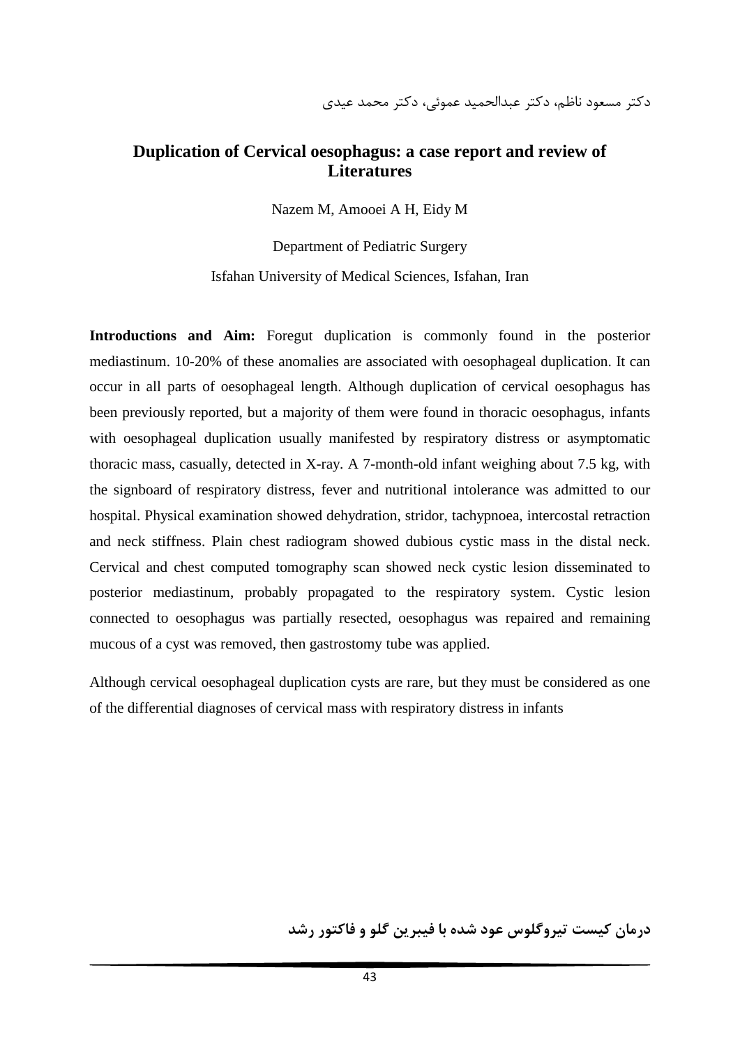دکتر مسعود ناظم، دکتر عبدالحمید عموئی، دکتر محمد عیدی

## Duplication of Cervical oesophagus: a case report and review of Literatures

Nazem M, Amooei A H, Eidy M

Department of Pediatric Surgery

Isfahan University of Medical Sciences, Isfahan, Iran

**Introductions and Aim:** Foregut duplication is commonly found in the posterior mediastinum. 10-20% of these anomalies are associated with oesophageal duplication. It can occur in all parts of oesophageal length. Although duplication of cervical oesophagus has been previously reported, but a majority of them were found in thoracic oesophagus, infants with oesophageal duplication usually manifested by respiratory distress or asymptomatic thoracic mass, casually, detected in X-ray. A 7-month-old infant weighing about 7.5 kg, with the signboard of respiratory distress, fever and nutritional intolerance was admitted to our hospital. Physical examination showed dehydration, stridor, tachypnoea, intercostal retraction and neck stiffness. Plain chest radiogram showed dubious cystic mass in the distal neck. Cervical and chest computed tomography scan showed neck cystic lesion disseminated to posterior mediastinum, probably propagated to the respiratory system. Cystic lesion connected to oesophagus was partially resected, oesophagus was repaired and remaining mucous of a cyst was removed, then gastrostomy tube was applied.

Although cervical oesophageal duplication cysts are rare, but they must be considered as one of the differential diagnoses of cervical mass with respiratory distress in infants

**درمان کیست تیروگلوس عود شده با فیبرین گلو و فاکتور رشد**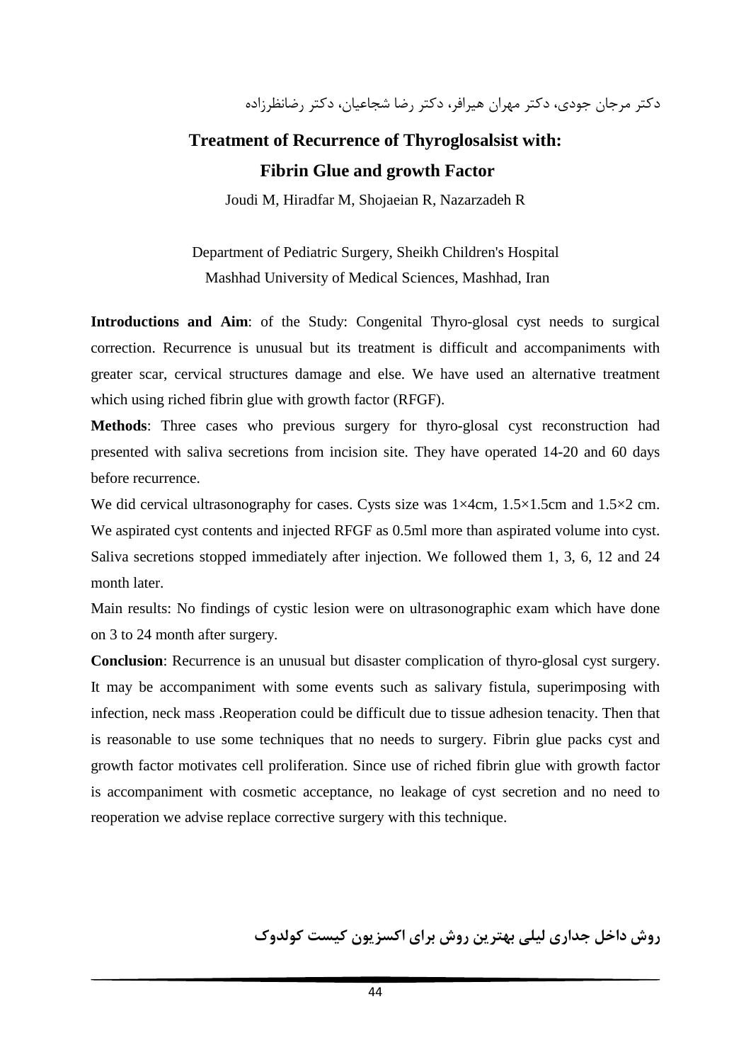دکتر مرجان جودی، دکتر مهران هیرافر، دکتر رضا شجاعیان، دکتر رضانظرزاده

## Treatment of Recurrence of Thyroglosalsist with: Fibrin Glue and growth Factor

Joudi M, Hiradfar M, Shojaeian R, Nazarzadeh R

Department of Pediatric Surgery, Sheikh Children's Hospital
Mashhad University of Medical Sciences, Mashhad, Iran

**Introductions and Aim**: of the Study: Congenital Thyro-glosal cyst needs to surgical correction. Recurrence is unusual but its treatment is difficult and accompaniments with greater scar, cervical structures damage and else. We have used an alternative treatment which using riched fibrin glue with growth factor (RFGF).

**Methods**: Three cases who previous surgery for thyro-glosal cyst reconstruction had presented with saliva secretions from incision site. They have operated 14-20 and 60 days before recurrence.

We did cervical ultrasonography for cases. Cysts size was 1×4cm, 1.5×1.5cm and 1.5×2 cm. We aspirated cyst contents and injected RFGF as 0.5ml more than aspirated volume into cyst. Saliva secretions stopped immediately after injection. We followed them 1, 3, 6, 12 and 24 month later.

Main results: No findings of cystic lesion were on ultrasonographic exam which have done on 3 to 24 month after surgery.

**Conclusion**: Recurrence is an unusual but disaster complication of thyro-glosal cyst surgery. It may be accompaniment with some events such as salivary fistula, superimposing with infection, neck mass .Reoperation could be difficult due to tissue adhesion tenacity. Then that is reasonable to use some techniques that no needs to surgery. Fibrin glue packs cyst and growth factor motivates cell proliferation. Since use of riched fibrin glue with growth factor is accompaniment with cosmetic acceptance, no leakage of cyst secretion and no need to reoperation we advise replace corrective surgery with this technique.

## روش داخل جداری لیلی بهترین روش برای اکسزیون کیست کولدوک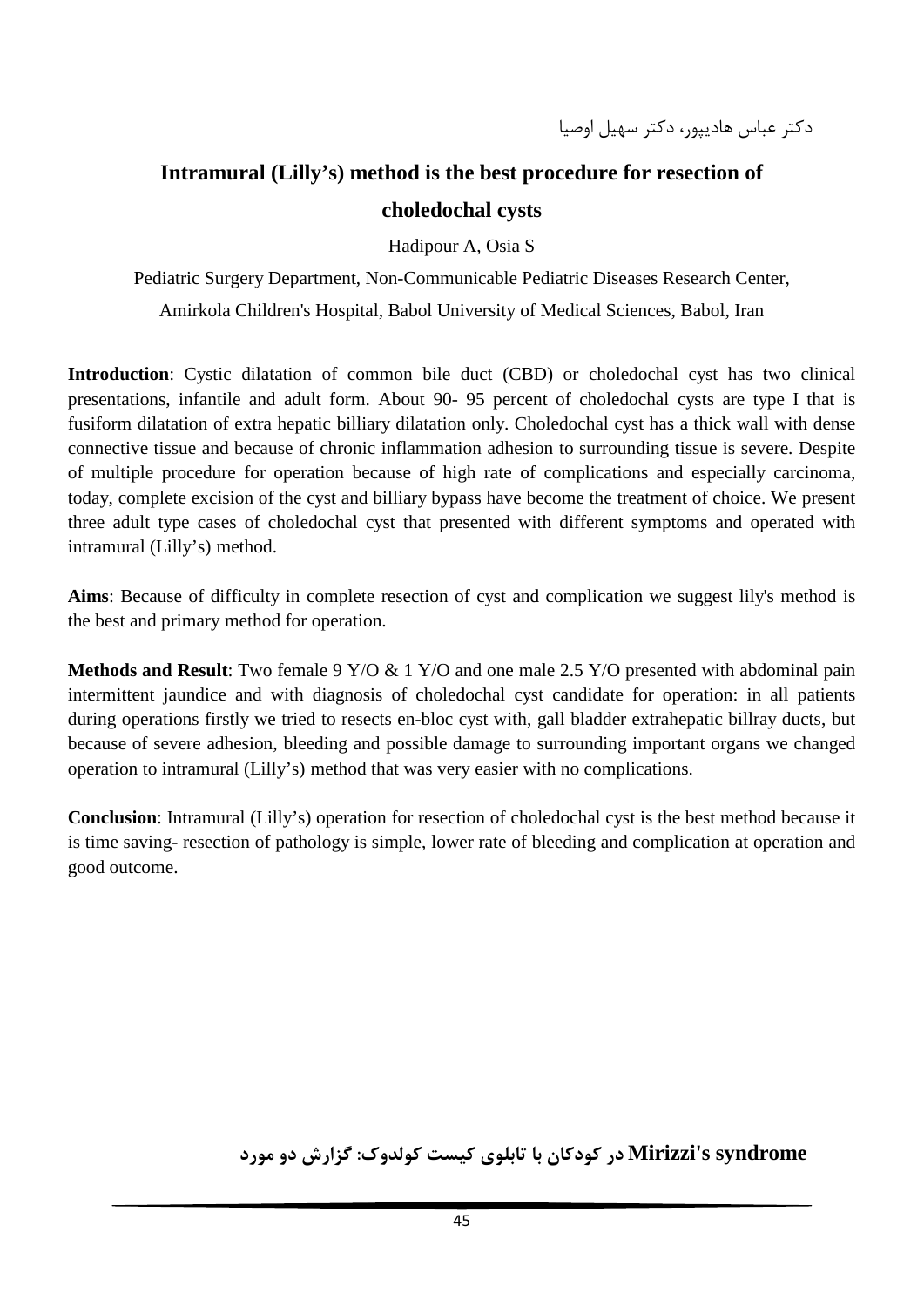دکتر عباس هادیپور، دکتر سهیل اوصیا

## Intramural (Lilly's) method is the best procedure for resection of choledochal cysts

Hadipour A, Osia S

Pediatric Surgery Department, Non-Communicable Pediatric Diseases Research Center, Amirkola Children's Hospital, Babol University of Medical Sciences, Babol, Iran

**Introduction**: Cystic dilatation of common bile duct (CBD) or choledochal cyst has two clinical presentations, infantile and adult form. About 90- 95 percent of choledochal cysts are type I that is fusiform dilatation of extra hepatic billiary dilatation only. Choledochal cyst has a thick wall with dense connective tissue and because of chronic inflammation adhesion to surrounding tissue is severe. Despite of multiple procedure for operation because of high rate of complications and especially carcinoma, today, complete excision of the cyst and billiary bypass have become the treatment of choice. We present three adult type cases of choledochal cyst that presented with different symptoms and operated with intramural (Lilly's) method.

**Aims**: Because of difficulty in complete resection of cyst and complication we suggest lily's method is the best and primary method for operation.

**Methods and Result**: Two female 9 Y/O & 1 Y/O and one male 2.5 Y/O presented with abdominal pain intermittent jaundice and with diagnosis of choledochal cyst candidate for operation: in all patients during operations firstly we tried to resects en-bloc cyst with, gall bladder extrahepatic billray ducts, but because of severe adhesion, bleeding and possible damage to surrounding important organs we changed operation to intramural (Lilly's) method that was very easier with no complications.

**Conclusion**: Intramural (Lilly's) operation for resection of choledochal cyst is the best method because it is time saving- resection of pathology is simple, lower rate of bleeding and complication at operation and good outcome.

**Mirizzi's syndrome در کودکان با تابلوی کیست کولدوک: گزارش دو مورد**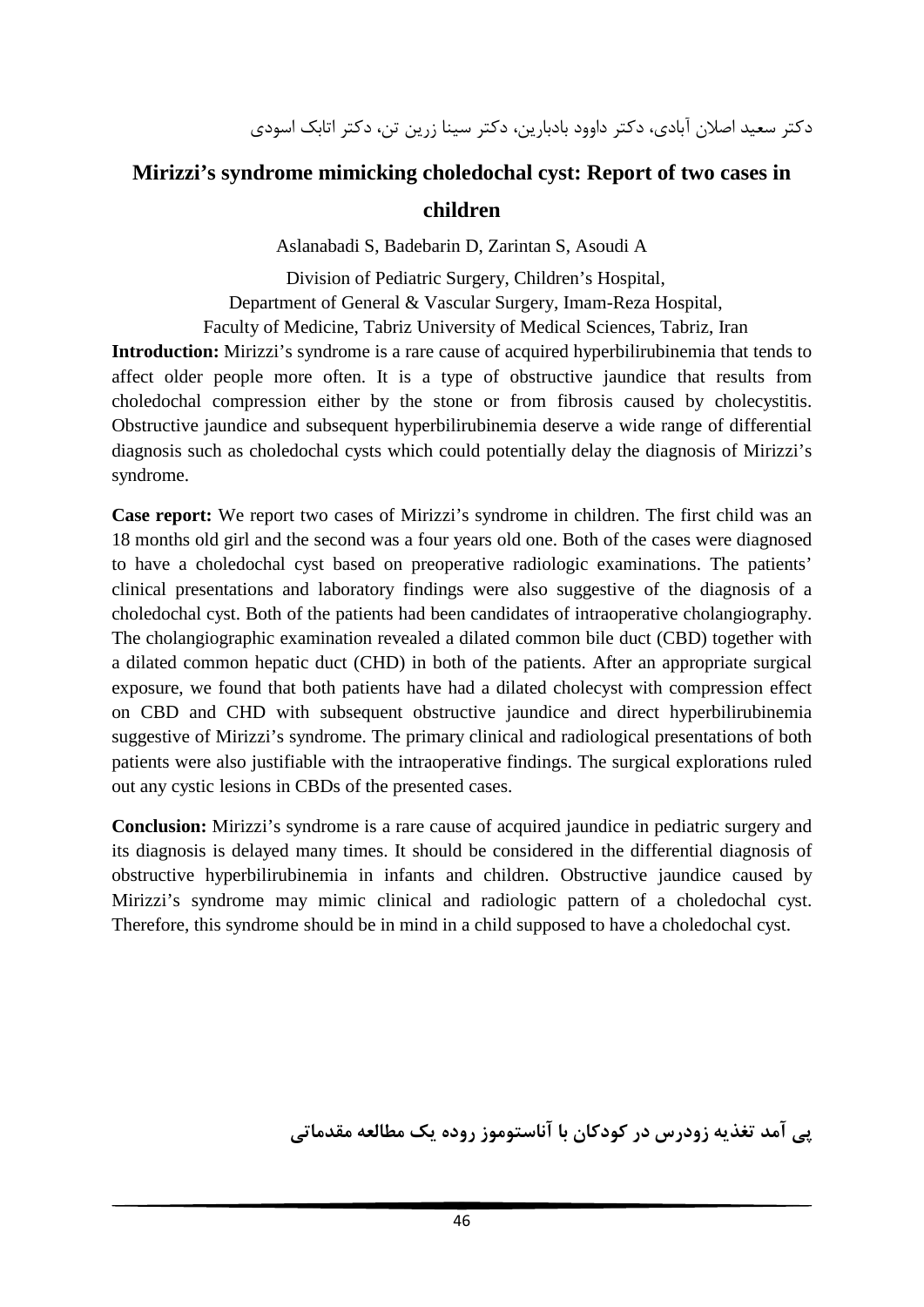دکتر سعید اصلان آبادی، دکتر داوود بادبارین، دکتر سینا زرین تن، دکتر اتابک اسودی

## Mirizzi's syndrome mimicking choledochal cyst: Report of two cases in children

Aslanabadi S, Badebarin D, Zarintan S, Asoudi A

Division of Pediatric Surgery, Children's Hospital,
Department of General & Vascular Surgery, Imam-Reza Hospital,
Faculty of Medicine, Tabriz University of Medical Sciences, Tabriz, Iran

**Introduction:** Mirizzi's syndrome is a rare cause of acquired hyperbilirubinemia that tends to affect older people more often. It is a type of obstructive jaundice that results from choledochal compression either by the stone or from fibrosis caused by cholecystitis. Obstructive jaundice and subsequent hyperbilirubinemia deserve a wide range of differential diagnosis such as choledochal cysts which could potentially delay the diagnosis of Mirizzi's syndrome.

**Case report:** We report two cases of Mirizzi's syndrome in children. The first child was an 18 months old girl and the second was a four years old one. Both of the cases were diagnosed to have a choledochal cyst based on preoperative radiologic examinations. The patients' clinical presentations and laboratory findings were also suggestive of the diagnosis of a choledochal cyst. Both of the patients had been candidates of intraoperative cholangiography. The cholangiographic examination revealed a dilated common bile duct (CBD) together with a dilated common hepatic duct (CHD) in both of the patients. After an appropriate surgical exposure, we found that both patients have had a dilated cholecyst with compression effect on CBD and CHD with subsequent obstructive jaundice and direct hyperbilirubinemia suggestive of Mirizzi's syndrome. The primary clinical and radiological presentations of both patients were also justifiable with the intraoperative findings. The surgical explorations ruled out any cystic lesions in CBDs of the presented cases.

**Conclusion:** Mirizzi's syndrome is a rare cause of acquired jaundice in pediatric surgery and its diagnosis is delayed many times. It should be considered in the differential diagnosis of obstructive hyperbilirubinemia in infants and children. Obstructive jaundice caused by Mirizzi's syndrome may mimic clinical and radiologic pattern of a choledochal cyst. Therefore, this syndrome should be in mind in a child supposed to have a choledochal cyst.

## پی آمد تغذیه زودرس در کودکان با آناستوموز روده یک مطالعه مقدماتی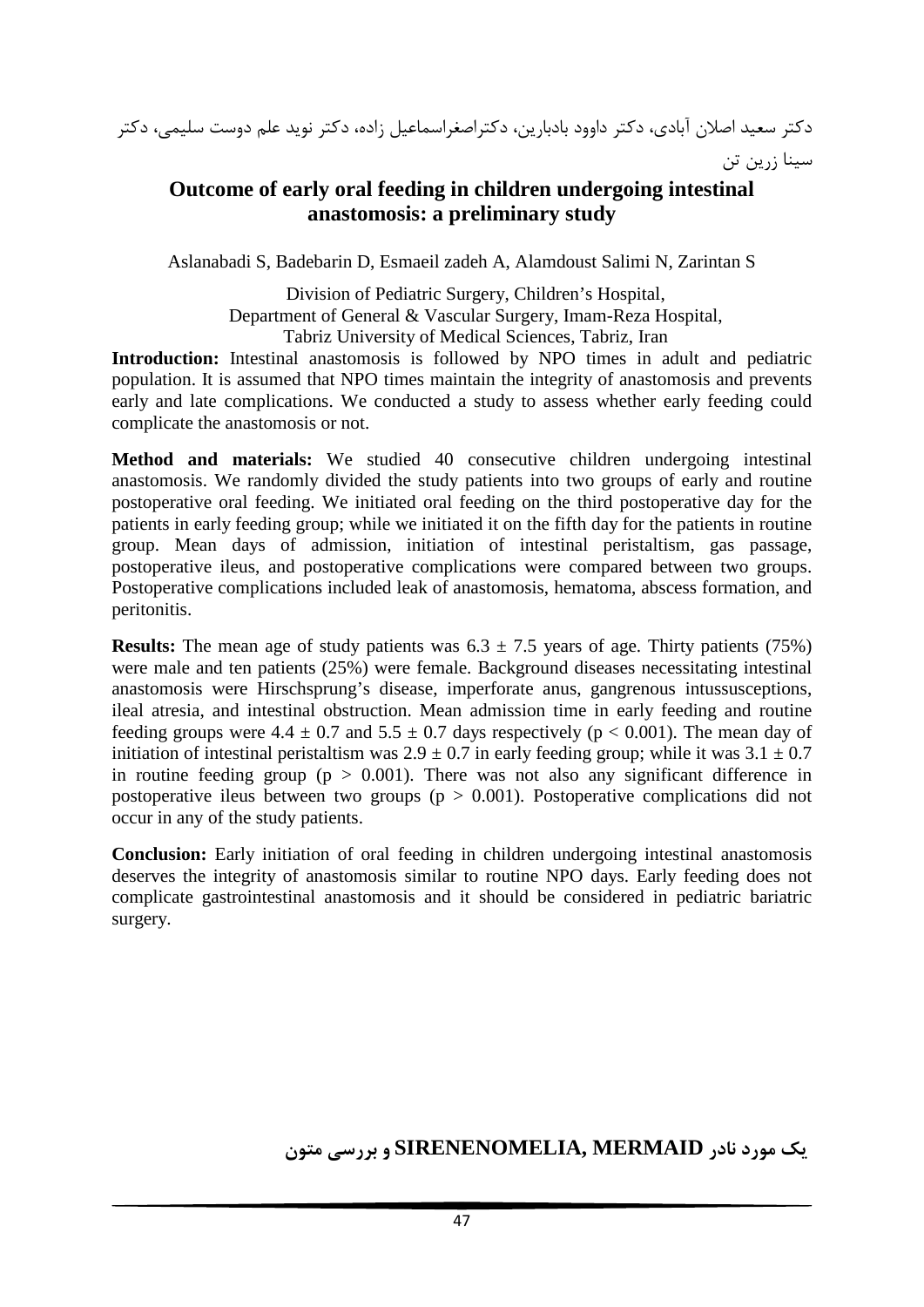دکتر سعید اصلان آبادی، دکتر داوود بادبارین، دکتراصغراسماعیل زاده، دکتر نوید علم دوست سلیمی، دکتر سینا زرین تن

## Outcome of early oral feeding in children undergoing intestinal anastomosis: a preliminary study

Aslanabadi S, Badebarin D, Esmaeil zadeh A, Alamdoust Salimi N, Zarintan S

Division of Pediatric Surgery, Children's Hospital,
Department of General & Vascular Surgery, Imam-Reza Hospital,
Tabriz University of Medical Sciences, Tabriz, Iran

**Introduction:** Intestinal anastomosis is followed by NPO times in adult and pediatric population. It is assumed that NPO times maintain the integrity of anastomosis and prevents early and late complications. We conducted a study to assess whether early feeding could complicate the anastomosis or not.

**Method and materials:** We studied 40 consecutive children undergoing intestinal anastomosis. We randomly divided the study patients into two groups of early and routine postoperative oral feeding. We initiated oral feeding on the third postoperative day for the patients in early feeding group; while we initiated it on the fifth day for the patients in routine group. Mean days of admission, initiation of intestinal peristaltism, gas passage, postoperative ileus, and postoperative complications were compared between two groups. Postoperative complications included leak of anastomosis, hematoma, abscess formation, and peritonitis.

**Results:** The mean age of study patients was $6.3 \pm 7.5$ years of age. Thirty patients (75%) were male and ten patients (25%) were female. Background diseases necessitating intestinal anastomosis were Hirschsprung's disease, imperforate anus, gangrenous intussusceptions, ileal atresia, and intestinal obstruction. Mean admission time in early feeding and routine feeding groups were $4.4 \pm 0.7$ and $5.5 \pm 0.7$ days respectively ($p < 0.001$). The mean day of initiation of intestinal peristaltism was $2.9 \pm 0.7$ in early feeding group; while it was $3.1 \pm 0.7$ in routine feeding group ($p > 0.001$). There was not also any significant difference in postoperative ileus between two groups ($p > 0.001$). Postoperative complications did not occur in any of the study patients.

**Conclusion:** Early initiation of oral feeding in children undergoing intestinal anastomosis deserves the integrity of anastomosis similar to routine NPO days. Early feeding does not complicate gastrointestinal anastomosis and it should be considered in pediatric bariatric surgery.

## یک مورد نادر SIRENENOMELIA, MERMAID و بررسی متون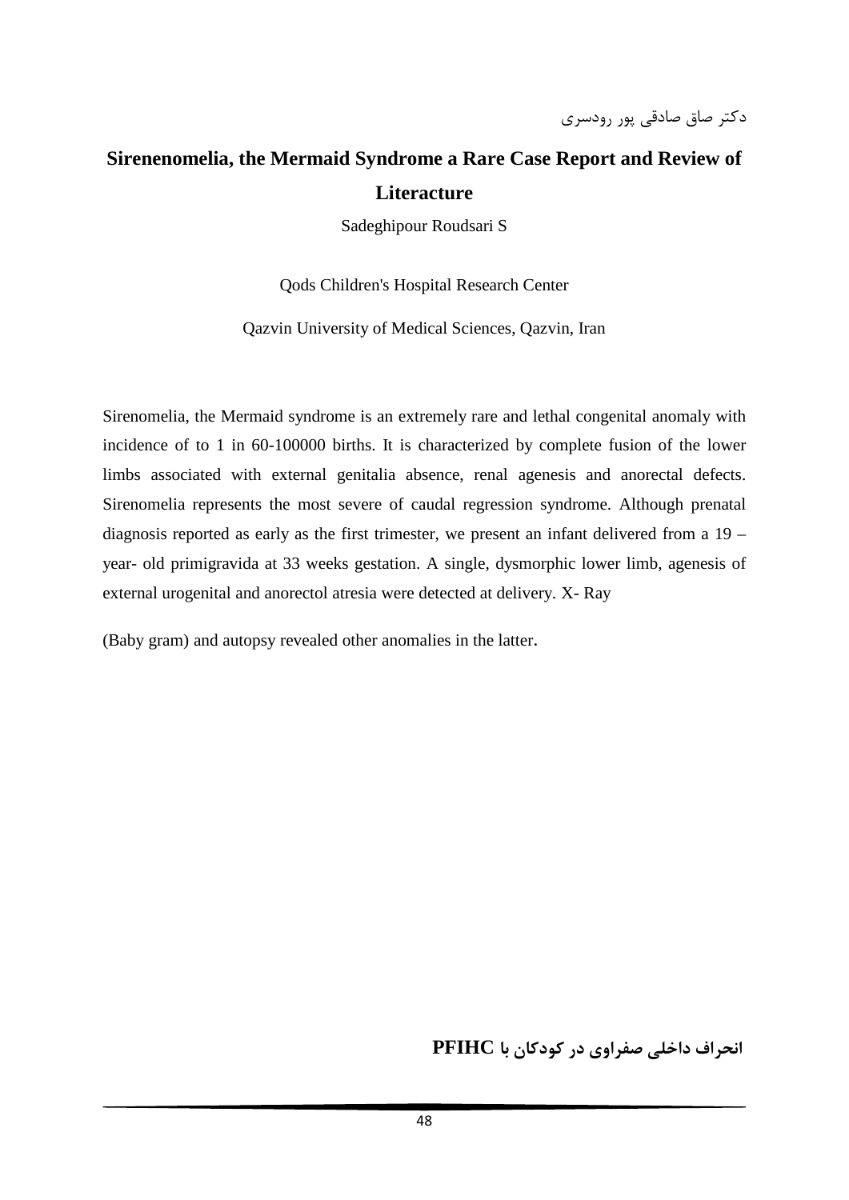دکتر صاق صادقی پور رودسری

## Sirenenomelia, the Mermaid Syndrome a Rare Case Report and Review of Literacture

Sadeghipour Roudsari S

Qods Children's Hospital Research Center

Qazvin University of Medical Sciences, Qazvin, Iran

Sirenomelia, the Mermaid syndrome is an extremely rare and lethal congenital anomaly with incidence of to 1 in 60-100000 births. It is characterized by complete fusion of the lower limbs associated with external genitalia absence, renal agenesis and anorectal defects. Sirenomelia represents the most severe of caudal regression syndrome. Although prenatal diagnosis reported as early as the first trimester, we present an infant delivered from a 19 – year- old primigravida at 33 weeks gestation. A single, dysmorphic lower limb, agenesis of external urogenital and anorectol atresia were detected at delivery. X- Ray

(Baby gram) and autopsy revealed other anomalies in the latter.

**انحراف داخلی صفراوی در کودکان با PFIHC**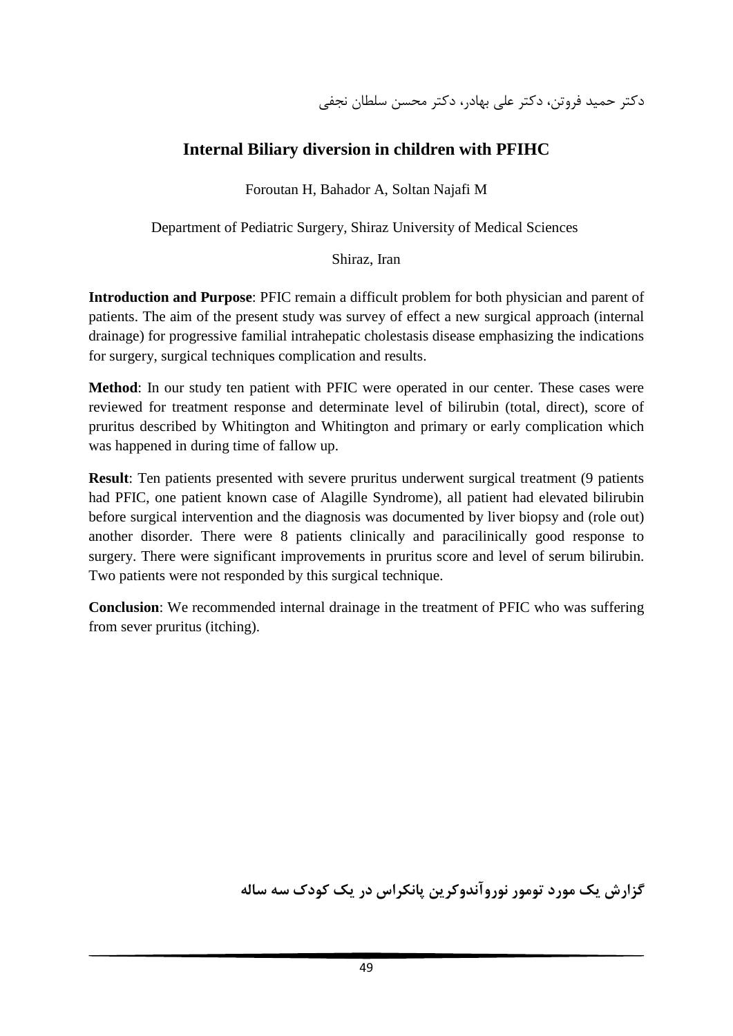دکتر حمید فروتن، دکتر علی بهادر، دکتر محسن سلطان نجفی

## Internal Biliary diversion in children with PFIHC

Foroutan H, Bahador A, Soltan Najafi M

Department of Pediatric Surgery, Shiraz University of Medical Sciences

Shiraz, Iran

**Introduction and Purpose**: PFIC remain a difficult problem for both physician and parent of patients. The aim of the present study was survey of effect a new surgical approach (internal drainage) for progressive familial intrahepatic cholestasis disease emphasizing the indications for surgery, surgical techniques complication and results.

**Method**: In our study ten patient with PFIC were operated in our center. These cases were reviewed for treatment response and determinate level of bilirubin (total, direct), score of pruritus described by Whitington and Whitington and primary or early complication which was happened in during time of fallow up.

**Result**: Ten patients presented with severe pruritus underwent surgical treatment (9 patients had PFIC, one patient known case of Alagille Syndrome), all patient had elevated bilirubin before surgical intervention and the diagnosis was documented by liver biopsy and (role out) another disorder. There were 8 patients clinically and paracilinically good response to surgery. There were significant improvements in pruritus score and level of serum bilirubin. Two patients were not responded by this surgical technique.

**Conclusion**: We recommended internal drainage in the treatment of PFIC who was suffering from sever pruritus (itching).

**گزارش یک مورد تومور نوروآندوکرین پانکراس در یک کودک سه ساله**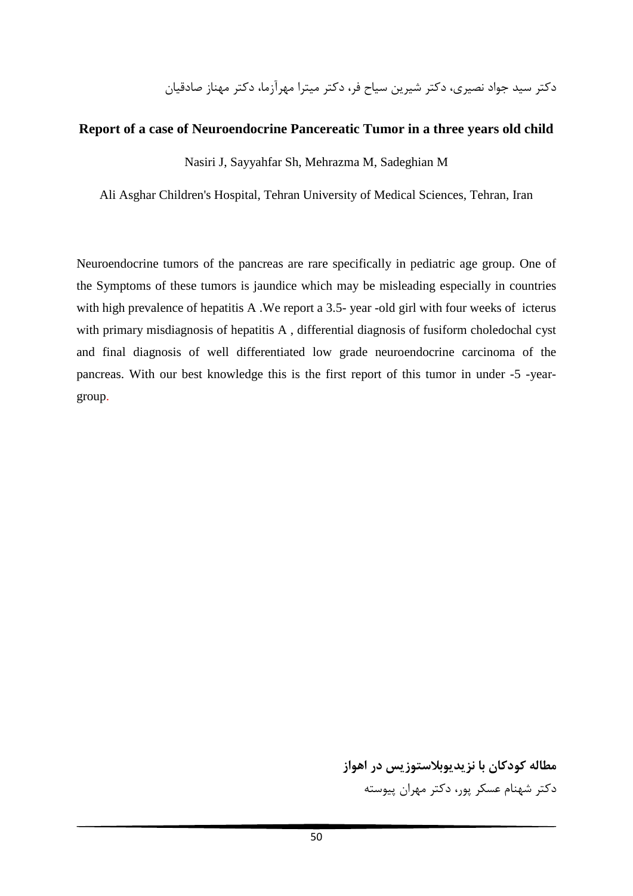دکتر سید جواد نصیری، دکتر شیرین سیاح فر، دکتر میترا مهرآزما، دکتر مهناز صادقیان

**Report of a case of Neuroendocrine Pancereatic Tumor in a three years old child**

Nasiri J, Sayyahfar Sh, Mehrazma M, Sadeghian M

Ali Asghar Children's Hospital, Tehran University of Medical Sciences, Tehran, Iran

Neuroendocrine tumors of the pancreas are rare specifically in pediatric age group. One of the Symptoms of these tumors is jaundice which may be misleading especially in countries with high prevalence of hepatitis A .We report a 3.5- year -old girl with four weeks of icterus with primary misdiagnosis of hepatitis A , differential diagnosis of fusiform choledochal cyst and final diagnosis of well differentiated low grade neuroendocrine carcinoma of the pancreas. With our best knowledge this is the first report of this tumor in under -5 -year-group.

**مطاله کودکان با نزیدیوبلاستوزیس در اهواز**

دکتر شهنام عسکر پور، دکتر مهران پیوسته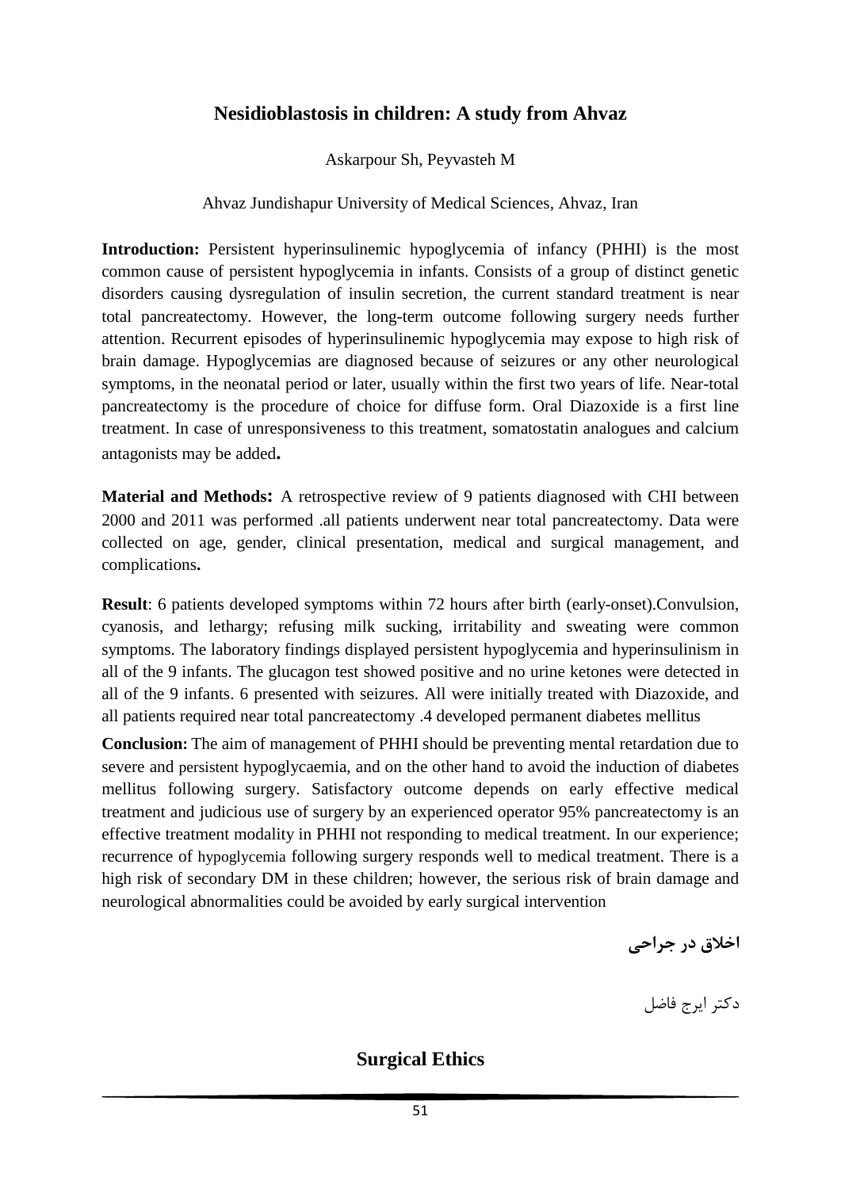## Nesidioblastosis in children: A study from Ahvaz

Askarpour Sh, Peyvasteh M

Ahvaz Jundishapur University of Medical Sciences, Ahvaz, Iran

**Introduction:** Persistent hyperinsulinemic hypoglycemia of infancy (PHHI) is the most common cause of persistent hypoglycemia in infants. Consists of a group of distinct genetic disorders causing dysregulation of insulin secretion, the current standard treatment is near total pancreatectomy. However, the long-term outcome following surgery needs further attention. Recurrent episodes of hyperinsulinemic hypoglycemia may expose to high risk of brain damage. Hypoglycemias are diagnosed because of seizures or any other neurological symptoms, in the neonatal period or later, usually within the first two years of life. Near-total pancreatectomy is the procedure of choice for diffuse form. Oral Diazoxide is a first line treatment. In case of unresponsiveness to this treatment, somatostatin analogues and calcium antagonists may be added**.**

**Material and Methods:** A retrospective review of 9 patients diagnosed with CHI between 2000 and 2011 was performed .all patients underwent near total pancreatectomy. Data were collected on age, gender, clinical presentation, medical and surgical management, and complications**.**

**Result**: 6 patients developed symptoms within 72 hours after birth (early-onset).Convulsion, cyanosis, and lethargy; refusing milk sucking, irritability and sweating were common symptoms. The laboratory findings displayed persistent hypoglycemia and hyperinsulinism in all of the 9 infants. The glucagon test showed positive and no urine ketones were detected in all of the 9 infants. 6 presented with seizures. All were initially treated with Diazoxide, and all patients required near total pancreatectomy .4 developed permanent diabetes mellitus

**Conclusion:** The aim of management of PHHI should be preventing mental retardation due to severe and persistent hypoglycaemia, and on the other hand to avoid the induction of diabetes mellitus following surgery. Satisfactory outcome depends on early effective medical treatment and judicious use of surgery by an experienced operator 95% pancreatectomy is an effective treatment modality in PHHI not responding to medical treatment. In our experience; recurrence of hypoglycemia following surgery responds well to medical treatment. There is a high risk of secondary DM in these children; however, the serious risk of brain damage and neurological abnormalities could be avoided by early surgical intervention

**اخلاق در جراحی**

دکتر ایرج فاضل

## Surgical Ethics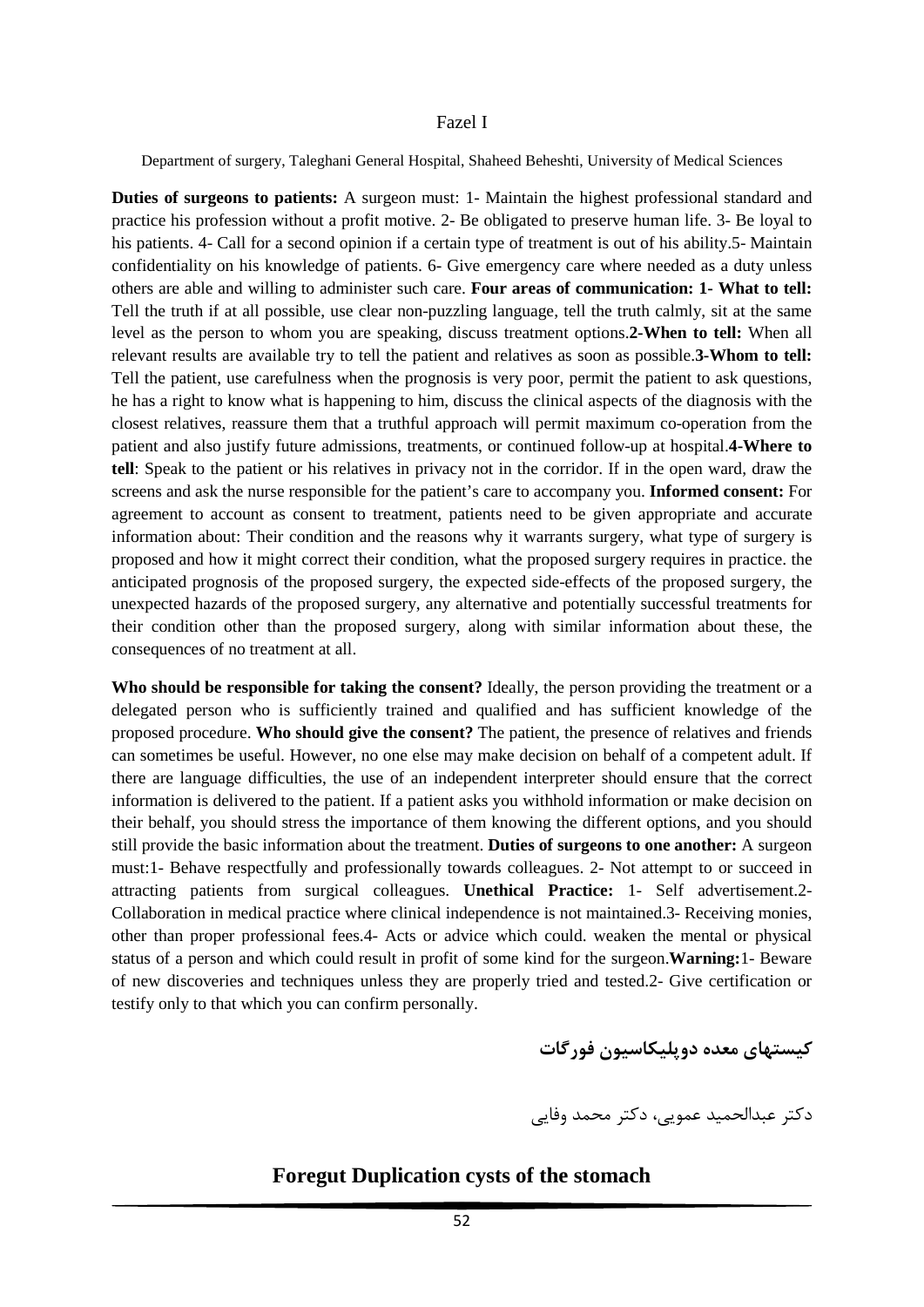Fazel I

Department of surgery, Taleghani General Hospital, Shaheed Beheshti, University of Medical Sciences

**Duties of surgeons to patients:** A surgeon must: 1- Maintain the highest professional standard and practice his profession without a profit motive. 2- Be obligated to preserve human life. 3- Be loyal to his patients. 4- Call for a second opinion if a certain type of treatment is out of his ability.5- Maintain confidentiality on his knowledge of patients. 6- Give emergency care where needed as a duty unless others are able and willing to administer such care. **Four areas of communication: 1- What to tell:** Tell the truth if at all possible, use clear non-puzzling language, tell the truth calmly, sit at the same level as the person to whom you are speaking, discuss treatment options.**2-When to tell:** When all relevant results are available try to tell the patient and relatives as soon as possible.**3-Whom to tell:** Tell the patient, use carefulness when the prognosis is very poor, permit the patient to ask questions, he has a right to know what is happening to him, discuss the clinical aspects of the diagnosis with the closest relatives, reassure them that a truthful approach will permit maximum co-operation from the patient and also justify future admissions, treatments, or continued follow-up at hospital.**4-Where to tell**: Speak to the patient or his relatives in privacy not in the corridor. If in the open ward, draw the screens and ask the nurse responsible for the patient's care to accompany you. **Informed consent:** For agreement to account as consent to treatment, patients need to be given appropriate and accurate information about: Their condition and the reasons why it warrants surgery, what type of surgery is proposed and how it might correct their condition, what the proposed surgery requires in practice. the anticipated prognosis of the proposed surgery, the expected side-effects of the proposed surgery, the unexpected hazards of the proposed surgery, any alternative and potentially successful treatments for their condition other than the proposed surgery, along with similar information about these, the consequences of no treatment at all.

**Who should be responsible for taking the consent?** Ideally, the person providing the treatment or a delegated person who is sufficiently trained and qualified and has sufficient knowledge of the proposed procedure. **Who should give the consent?** The patient, the presence of relatives and friends can sometimes be useful. However, no one else may make decision on behalf of a competent adult. If there are language difficulties, the use of an independent interpreter should ensure that the correct information is delivered to the patient. If a patient asks you withhold information or make decision on their behalf, you should stress the importance of them knowing the different options, and you should still provide the basic information about the treatment. **Duties of surgeons to one another:** A surgeon must:1- Behave respectfully and professionally towards colleagues. 2- Not attempt to or succeed in attracting patients from surgical colleagues. **Unethical Practice:** 1- Self advertisement.2- Collaboration in medical practice where clinical independence is not maintained.3- Receiving monies, other than proper professional fees.4- Acts or advice which could. weaken the mental or physical status of a person and which could result in profit of some kind for the surgeon.**Warning:**1- Beware of new discoveries and techniques unless they are properly tried and tested.2- Give certification or testify only to that which you can confirm personally.

## کیستهای معده دوپلیکاسیون فورگات

دکتر عبدالحمید عمویی، دکتر محمد وفایی

## Foregut Duplication cysts of the stomach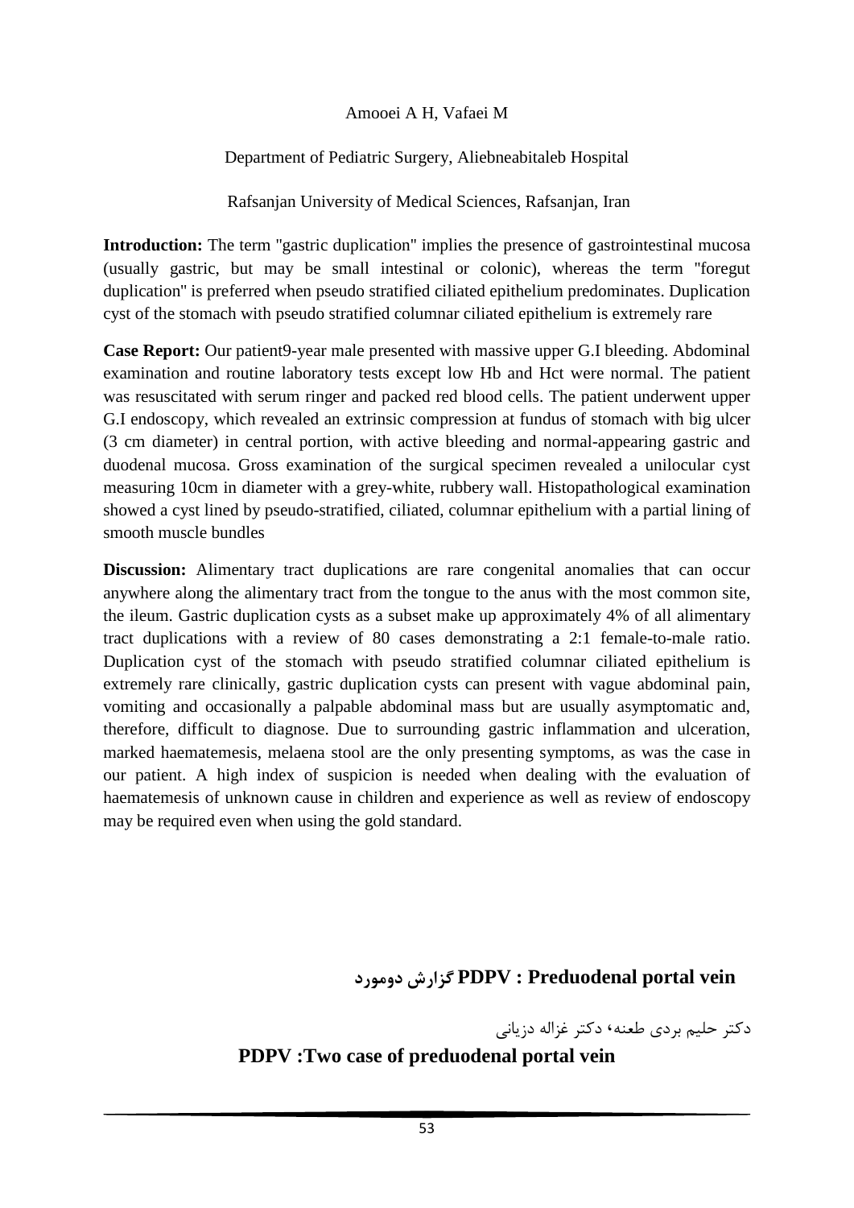Amooei A H, Vafaei M

Department of Pediatric Surgery, Aliebneabitaleb Hospital

Rafsanjan University of Medical Sciences, Rafsanjan, Iran

**Introduction:** The term "gastric duplication" implies the presence of gastrointestinal mucosa (usually gastric, but may be small intestinal or colonic), whereas the term "foregut duplication" is preferred when pseudo stratified ciliated epithelium predominates. Duplication cyst of the stomach with pseudo stratified columnar ciliated epithelium is extremely rare

**Case Report:** Our patient9-year male presented with massive upper G.I bleeding. Abdominal examination and routine laboratory tests except low Hb and Hct were normal. The patient was resuscitated with serum ringer and packed red blood cells. The patient underwent upper G.I endoscopy, which revealed an extrinsic compression at fundus of stomach with big ulcer (3 cm diameter) in central portion, with active bleeding and normal-appearing gastric and duodenal mucosa. Gross examination of the surgical specimen revealed a unilocular cyst measuring 10cm in diameter with a grey-white, rubbery wall. Histopathological examination showed a cyst lined by pseudo-stratified, ciliated, columnar epithelium with a partial lining of smooth muscle bundles

**Discussion:** Alimentary tract duplications are rare congenital anomalies that can occur anywhere along the alimentary tract from the tongue to the anus with the most common site, the ileum. Gastric duplication cysts as a subset make up approximately 4% of all alimentary tract duplications with a review of 80 cases demonstrating a 2:1 female-to-male ratio. Duplication cyst of the stomach with pseudo stratified columnar ciliated epithelium is extremely rare clinically, gastric duplication cysts can present with vague abdominal pain, vomiting and occasionally a palpable abdominal mass but are usually asymptomatic and, therefore, difficult to diagnose. Due to surrounding gastric inflammation and ulceration, marked haematemesis, melaena stool are the only presenting symptoms, as was the case in our patient. A high index of suspicion is needed when dealing with the evaluation of haematemesis of unknown cause in children and experience as well as review of endoscopy may be required even when using the gold standard.

## PDPV : Preduodenal portal vein گزارش دومورد

دکتر حلیم بردی طعنه، دکتر غزاله دزیانی

## PDPV :Two case of preduodenal portal vein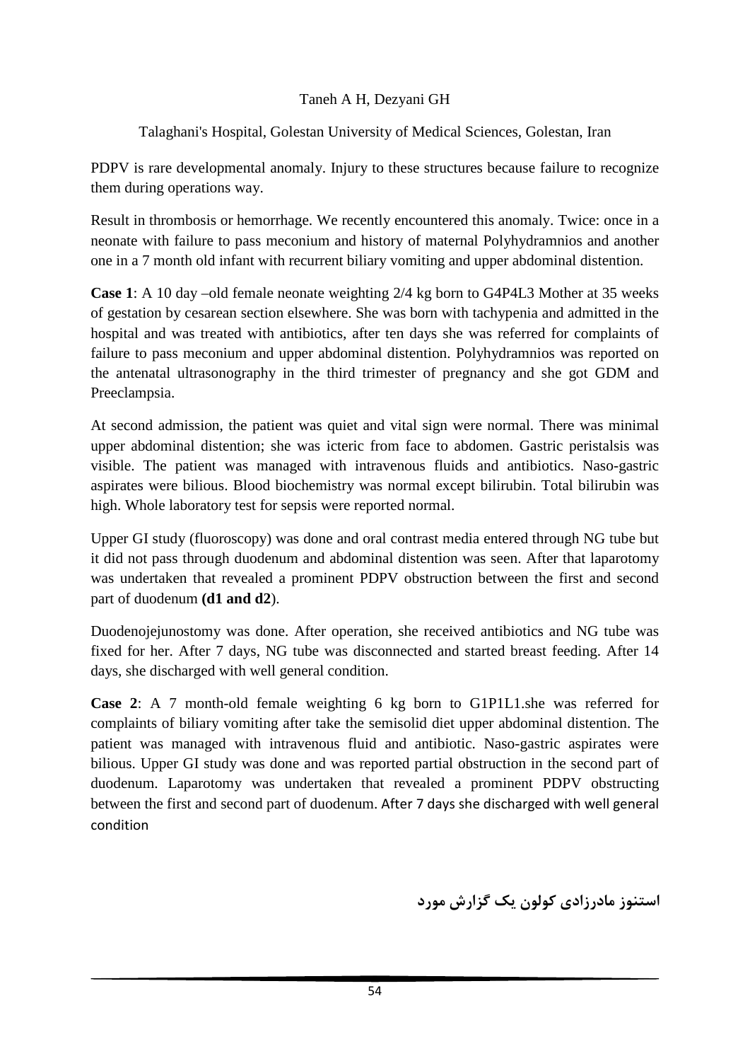Taneh A H, Dezyani GH

Talaghani's Hospital, Golestan University of Medical Sciences, Golestan, Iran

PDPV is rare developmental anomaly. Injury to these structures because failure to recognize them during operations way.

Result in thrombosis or hemorrhage. We recently encountered this anomaly. Twice: once in a neonate with failure to pass meconium and history of maternal Polyhydramnios and another one in a 7 month old infant with recurrent biliary vomiting and upper abdominal distention.

**Case 1**: A 10 day –old female neonate weighting 2/4 kg born to G4P4L3 Mother at 35 weeks of gestation by cesarean section elsewhere. She was born with tachypenia and admitted in the hospital and was treated with antibiotics, after ten days she was referred for complaints of failure to pass meconium and upper abdominal distention. Polyhydramnios was reported on the antenatal ultrasonography in the third trimester of pregnancy and she got GDM and Preeclampsia.

At second admission, the patient was quiet and vital sign were normal. There was minimal upper abdominal distention; she was icteric from face to abdomen. Gastric peristalsis was visible. The patient was managed with intravenous fluids and antibiotics. Naso-gastric aspirates were bilious. Blood biochemistry was normal except bilirubin. Total bilirubin was high. Whole laboratory test for sepsis were reported normal.

Upper GI study (fluoroscopy) was done and oral contrast media entered through NG tube but it did not pass through duodenum and abdominal distention was seen. After that laparotomy was undertaken that revealed a prominent PDPV obstruction between the first and second part of duodenum **(d1 and d2**).

Duodenojejunostomy was done. After operation, she received antibiotics and NG tube was fixed for her. After 7 days, NG tube was disconnected and started breast feeding. After 14 days, she discharged with well general condition.

**Case 2**: A 7 month-old female weighting 6 kg born to G1P1L1.she was referred for complaints of biliary vomiting after take the semisolid diet upper abdominal distention. The patient was managed with intravenous fluid and antibiotic. Naso-gastric aspirates were bilious. Upper GI study was done and was reported partial obstruction in the second part of duodenum. Laparotomy was undertaken that revealed a prominent PDPV obstructing between the first and second part of duodenum. After 7 days she discharged with well general condition

## استنوز مادرزادی کولون یک گزارش مورد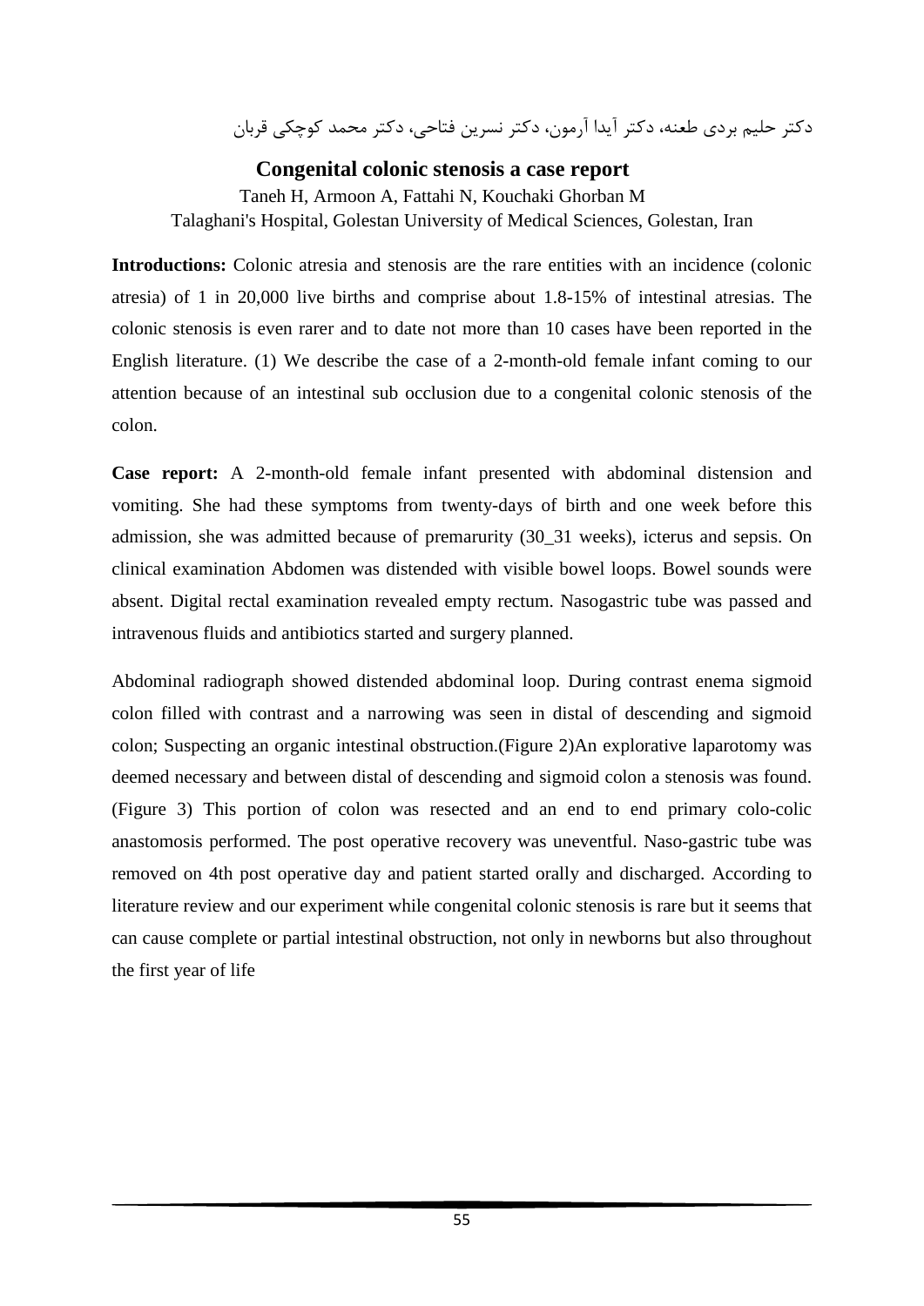دکتر حلیم بردی طعنه، دکتر آیدا آرمون، دکتر نسرین فتاحی، دکتر محمد کوچکی قربان

## Congenital colonic stenosis a case report

Taneh H, Armoon A, Fattahi N, Kouchaki Ghorban M

Talaghani's Hospital, Golestan University of Medical Sciences, Golestan, Iran

**Introductions:** Colonic atresia and stenosis are the rare entities with an incidence (colonic atresia) of 1 in 20,000 live births and comprise about 1.8-15% of intestinal atresias. The colonic stenosis is even rarer and to date not more than 10 cases have been reported in the English literature. (1) We describe the case of a 2-month-old female infant coming to our attention because of an intestinal sub occlusion due to a congenital colonic stenosis of the colon.

**Case report:** A 2-month-old female infant presented with abdominal distension and vomiting. She had these symptoms from twenty-days of birth and one week before this admission, she was admitted because of premarurity (30_31 weeks), icterus and sepsis. On clinical examination Abdomen was distended with visible bowel loops. Bowel sounds were absent. Digital rectal examination revealed empty rectum. Nasogastric tube was passed and intravenous fluids and antibiotics started and surgery planned.

Abdominal radiograph showed distended abdominal loop. During contrast enema sigmoid colon filled with contrast and a narrowing was seen in distal of descending and sigmoid colon; Suspecting an organic intestinal obstruction.(Figure 2)An explorative laparotomy was deemed necessary and between distal of descending and sigmoid colon a stenosis was found. (Figure 3) This portion of colon was resected and an end to end primary colo-colic anastomosis performed. The post operative recovery was uneventful. Naso-gastric tube was removed on 4th post operative day and patient started orally and discharged. According to literature review and our experiment while congenital colonic stenosis is rare but it seems that can cause complete or partial intestinal obstruction, not only in newborns but also throughout the first year of life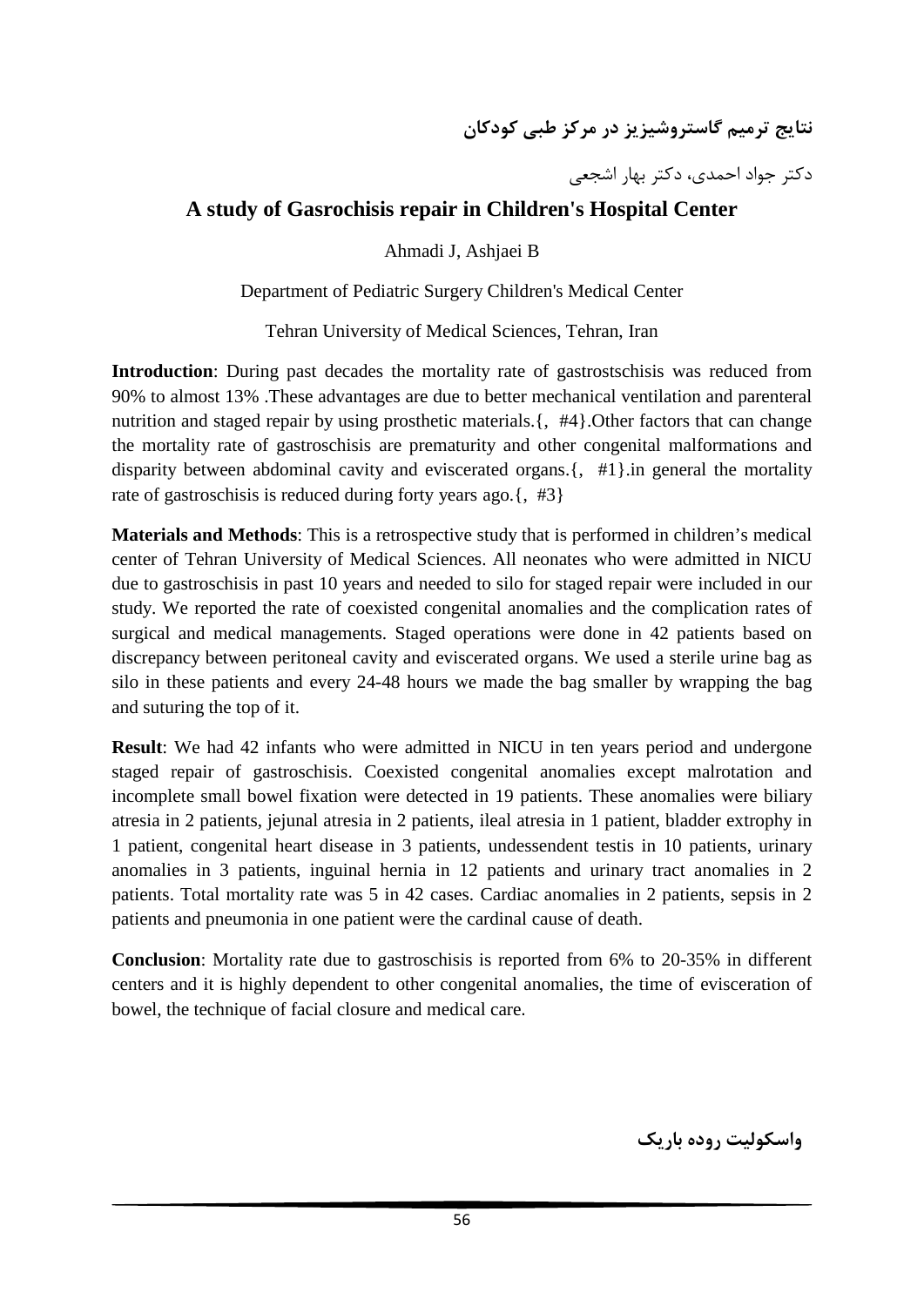## نتایج ترمیم گاستروشیزیز در مرکز طبی کودکان

دکتر جواد احمدی، دکتر بهار اشجعی

## A study of Gasrochisis repair in Children's Hospital Center

Ahmadi J, Ashjaei B

Department of Pediatric Surgery Children's Medical Center

Tehran University of Medical Sciences, Tehran, Iran

**Introduction**: During past decades the mortality rate of gastrostschisis was reduced from 90% to almost 13% .These advantages are due to better mechanical ventilation and parenteral nutrition and staged repair by using prosthetic materials.{, #4}.Other factors that can change the mortality rate of gastroschisis are prematurity and other congenital malformations and disparity between abdominal cavity and eviscerated organs.{, #1}.in general the mortality rate of gastroschisis is reduced during forty years ago.{, #3}

**Materials and Methods**: This is a retrospective study that is performed in children's medical center of Tehran University of Medical Sciences. All neonates who were admitted in NICU due to gastroschisis in past 10 years and needed to silo for staged repair were included in our study. We reported the rate of coexisted congenital anomalies and the complication rates of surgical and medical managements. Staged operations were done in 42 patients based on discrepancy between peritoneal cavity and eviscerated organs. We used a sterile urine bag as silo in these patients and every 24-48 hours we made the bag smaller by wrapping the bag and suturing the top of it.

**Result**: We had 42 infants who were admitted in NICU in ten years period and undergone staged repair of gastroschisis. Coexisted congenital anomalies except malrotation and incomplete small bowel fixation were detected in 19 patients. These anomalies were biliary atresia in 2 patients, jejunal atresia in 2 patients, ileal atresia in 1 patient, bladder extrophy in 1 patient, congenital heart disease in 3 patients, undessendent testis in 10 patients, urinary anomalies in 3 patients, inguinal hernia in 12 patients and urinary tract anomalies in 2 patients. Total mortality rate was 5 in 42 cases. Cardiac anomalies in 2 patients, sepsis in 2 patients and pneumonia in one patient were the cardinal cause of death.

**Conclusion**: Mortality rate due to gastroschisis is reported from 6% to 20-35% in different centers and it is highly dependent to other congenital anomalies, the time of evisceration of bowel, the technique of facial closure and medical care.

## واسکولیت روده باریک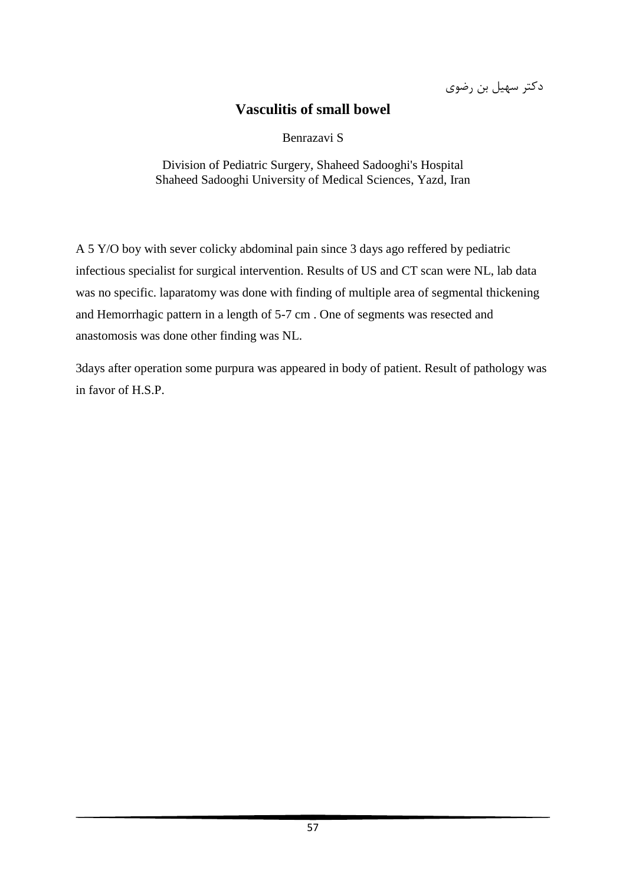دکتر سهیل بن رضوی

## Vasculitis of small bowel

Benrazavi S

Division of Pediatric Surgery, Shaheed Sadooghi's Hospital
Shaheed Sadooghi University of Medical Sciences, Yazd, Iran

A 5 Y/O boy with sever colicky abdominal pain since 3 days ago reffered by pediatric infectious specialist for surgical intervention. Results of US and CT scan were NL, lab data was no specific. laparatomy was done with finding of multiple area of segmental thickening and Hemorrhagic pattern in a length of 5-7 cm . One of segments was resected and anastomosis was done other finding was NL.

3days after operation some purpura was appeared in body of patient. Result of pathology was in favor of H.S.P.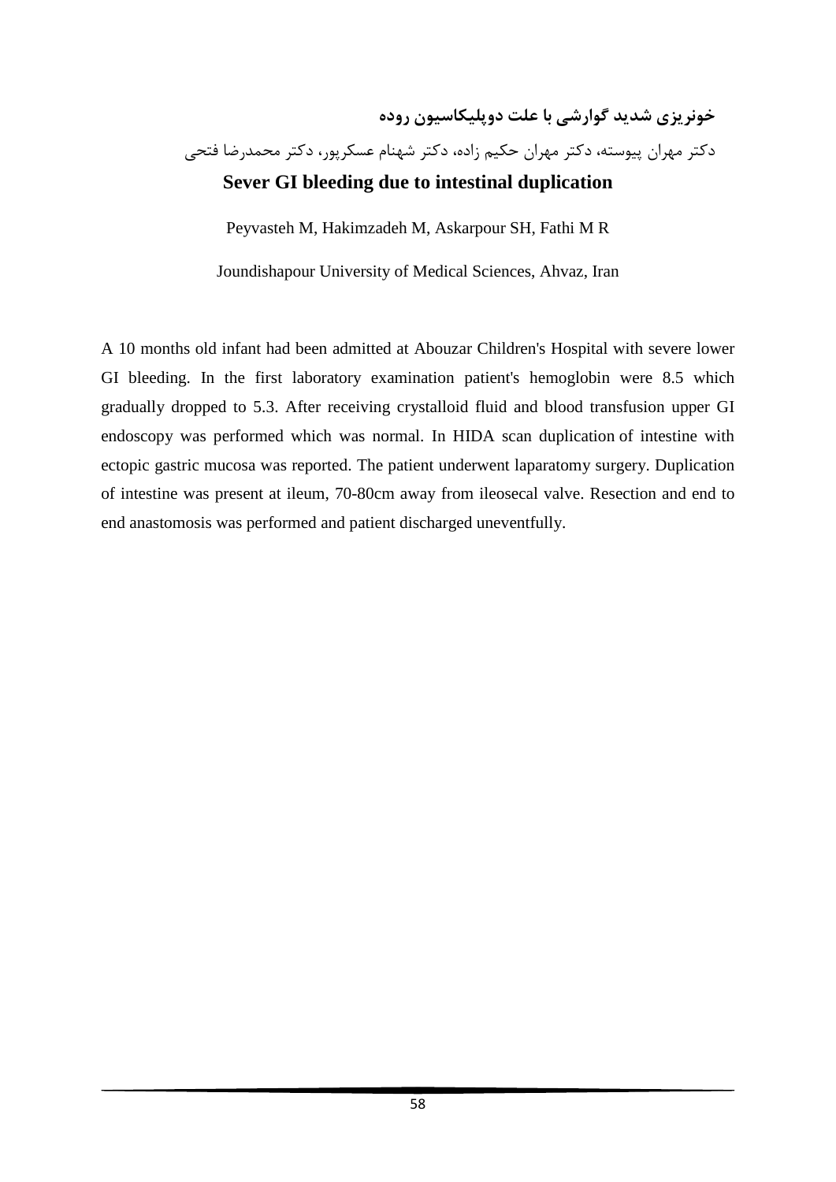**خونریزی شدید گوارشی با علت دوپلیکاسیون روده**

دکتر مهران پیوسته، دکتر مهران حکیم زاده، دکتر شهنام عسکرپور، دکتر محمدرضا فتحی

## Sever GI bleeding due to intestinal duplication

Peyvasteh M, Hakimzadeh M, Askarpour SH, Fathi M R

Joundishapour University of Medical Sciences, Ahvaz, Iran

A 10 months old infant had been admitted at Abouzar Children's Hospital with severe lower GI bleeding. In the first laboratory examination patient's hemoglobin were 8.5 which gradually dropped to 5.3. After receiving crystalloid fluid and blood transfusion upper GI endoscopy was performed which was normal. In HIDA scan duplication of intestine with ectopic gastric mucosa was reported. The patient underwent laparatomy surgery. Duplication of intestine was present at ileum, 70-80cm away from ileosecal valve. Resection and end to end anastomosis was performed and patient discharged uneventfully.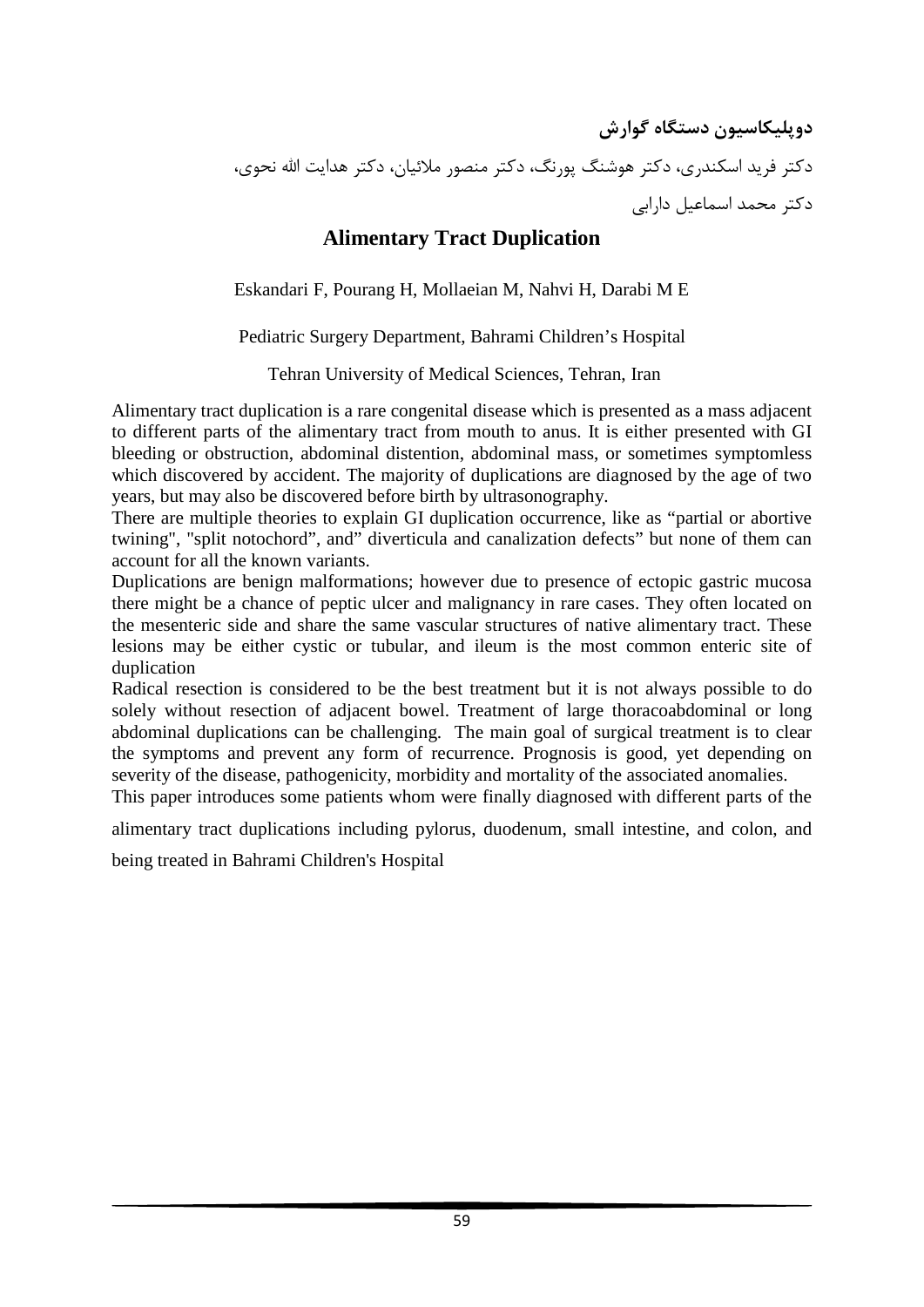**دوپلیکاسیون دستگاه گوارش**

دکتر فرید اسکندری، دکتر هوشنگ پورنگ، دکتر منصور ملائیان، دکتر هدایت الله نحوی،

دکتر محمد اسماعیل دارابی

# Alimentary Tract Duplication

Eskandari F, Pourang H, Mollaeian M, Nahvi H, Darabi M E

Pediatric Surgery Department, Bahrami Children's Hospital

Tehran University of Medical Sciences, Tehran, Iran

Alimentary tract duplication is a rare congenital disease which is presented as a mass adjacent to different parts of the alimentary tract from mouth to anus. It is either presented with GI bleeding or obstruction, abdominal distention, abdominal mass, or sometimes symptomless which discovered by accident. The majority of duplications are diagnosed by the age of two years, but may also be discovered before birth by ultrasonography.

There are multiple theories to explain GI duplication occurrence, like as "partial or abortive twining", "split notochord", and" diverticula and canalization defects" but none of them can account for all the known variants.

Duplications are benign malformations; however due to presence of ectopic gastric mucosa there might be a chance of peptic ulcer and malignancy in rare cases. They often located on the mesenteric side and share the same vascular structures of native alimentary tract. These lesions may be either cystic or tubular, and ileum is the most common enteric site of duplication

Radical resection is considered to be the best treatment but it is not always possible to do solely without resection of adjacent bowel. Treatment of large thoracoabdominal or long abdominal duplications can be challenging. The main goal of surgical treatment is to clear the symptoms and prevent any form of recurrence. Prognosis is good, yet depending on severity of the disease, pathogenicity, morbidity and mortality of the associated anomalies.

This paper introduces some patients whom were finally diagnosed with different parts of the alimentary tract duplications including pylorus, duodenum, small intestine, and colon, and being treated in Bahrami Children's Hospital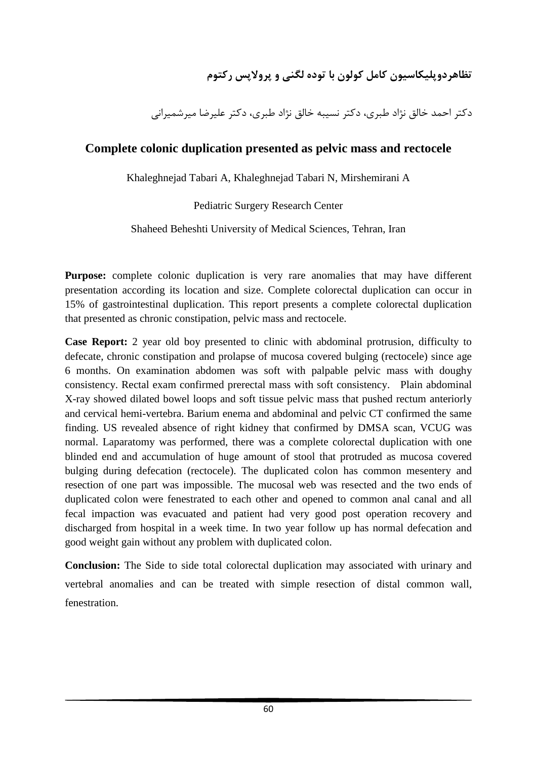## تظاهردوپلیکاسیون کامل کولون با توده لگنی و پرولاپس رکتوم

دکتر احمد خالق نژاد طبری، دکتر نسیبه خالق نژاد طبری، دکتر علیرضا میرشمیرانی

## Complete colonic duplication presented as pelvic mass and rectocele

Khaleghnejad Tabari A, Khaleghnejad Tabari N, Mirshemirani A

Pediatric Surgery Research Center

Shaheed Beheshti University of Medical Sciences, Tehran, Iran

**Purpose:** complete colonic duplication is very rare anomalies that may have different presentation according its location and size. Complete colorectal duplication can occur in 15% of gastrointestinal duplication. This report presents a complete colorectal duplication that presented as chronic constipation, pelvic mass and rectocele.

**Case Report:** 2 year old boy presented to clinic with abdominal protrusion, difficulty to defecate, chronic constipation and prolapse of mucosa covered bulging (rectocele) since age 6 months. On examination abdomen was soft with palpable pelvic mass with doughy consistency. Rectal exam confirmed prerectal mass with soft consistency. Plain abdominal X-ray showed dilated bowel loops and soft tissue pelvic mass that pushed rectum anteriorly and cervical hemi-vertebra. Barium enema and abdominal and pelvic CT confirmed the same finding. US revealed absence of right kidney that confirmed by DMSA scan, VCUG was normal. Laparatomy was performed, there was a complete colorectal duplication with one blinded end and accumulation of huge amount of stool that protruded as mucosa covered bulging during defecation (rectocele). The duplicated colon has common mesentery and resection of one part was impossible. The mucosal web was resected and the two ends of duplicated colon were fenestrated to each other and opened to common anal canal and all fecal impaction was evacuated and patient had very good post operation recovery and discharged from hospital in a week time. In two year follow up has normal defecation and good weight gain without any problem with duplicated colon.

**Conclusion:** The Side to side total colorectal duplication may associated with urinary and vertebral anomalies and can be treated with simple resection of distal common wall, fenestration.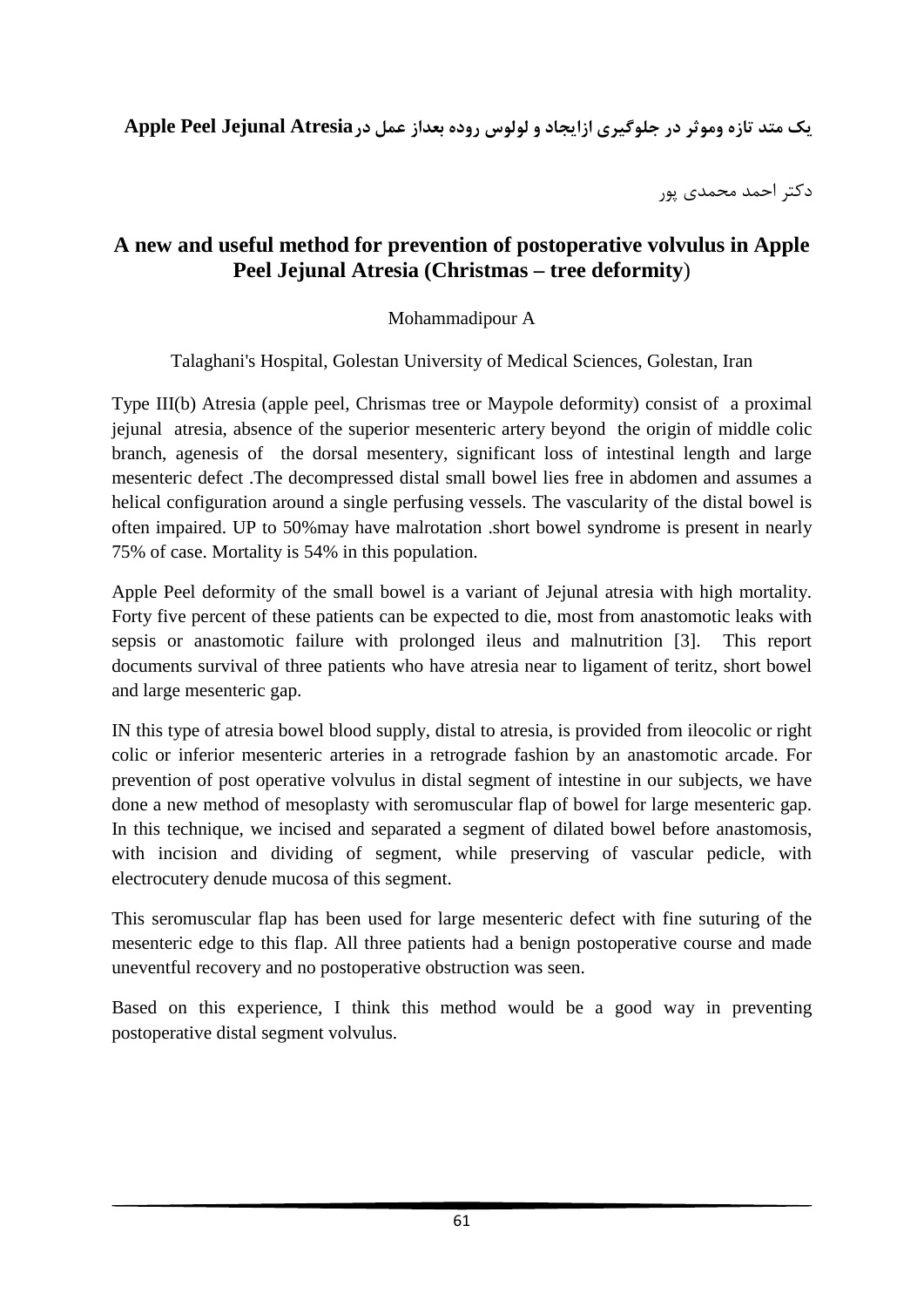**یک متد تازه وموثر در جلوگیری ازایجاد و لولوس روده بعداز عمل درApple Peel Jejunal Atresia**

دکتر احمد محمدی پور

## A new and useful method for prevention of postoperative volvulus in Apple Peel Jejunal Atresia (Christmas – tree deformity)

Mohammadipour A

Talaghani's Hospital, Golestan University of Medical Sciences, Golestan, Iran

Type III(b) Atresia (apple peel, Chrismas tree or Maypole deformity) consist of a proximal jejunal atresia, absence of the superior mesenteric artery beyond the origin of middle colic branch, agenesis of the dorsal mesentery, significant loss of intestinal length and large mesenteric defect .The decompressed distal small bowel lies free in abdomen and assumes a helical configuration around a single perfusing vessels. The vascularity of the distal bowel is often impaired. UP to 50%may have malrotation .short bowel syndrome is present in nearly 75% of case. Mortality is 54% in this population.

Apple Peel deformity of the small bowel is a variant of Jejunal atresia with high mortality. Forty five percent of these patients can be expected to die, most from anastomotic leaks with sepsis or anastomotic failure with prolonged ileus and malnutrition [3]. This report documents survival of three patients who have atresia near to ligament of teritz, short bowel and large mesenteric gap.

IN this type of atresia bowel blood supply, distal to atresia, is provided from ileocolic or right colic or inferior mesenteric arteries in a retrograde fashion by an anastomotic arcade. For prevention of post operative volvulus in distal segment of intestine in our subjects, we have done a new method of mesoplasty with seromuscular flap of bowel for large mesenteric gap. In this technique, we incised and separated a segment of dilated bowel before anastomosis, with incision and dividing of segment, while preserving of vascular pedicle, with electrocutery denude mucosa of this segment.

This seromuscular flap has been used for large mesenteric defect with fine suturing of the mesenteric edge to this flap. All three patients had a benign postoperative course and made uneventful recovery and no postoperative obstruction was seen.

Based on this experience, I think this method would be a good way in preventing postoperative distal segment volvulus.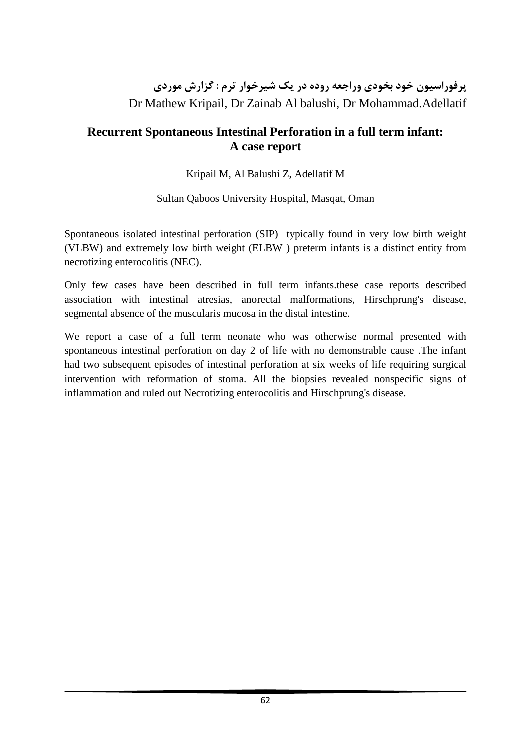### پرفوراسیون خود بخودی وراجعه روده در یک شیرخوار ترم : گزارش موردی

Dr Mathew Kripail, Dr Zainab Al balushi, Dr Mohammad.Adellatif

## Recurrent Spontaneous Intestinal Perforation in a full term infant: A case report

Kripail M, Al Balushi Z, Adellatif M

Sultan Qaboos University Hospital, Masqat, Oman

Spontaneous isolated intestinal perforation (SIP) typically found in very low birth weight (VLBW) and extremely low birth weight (ELBW ) preterm infants is a distinct entity from necrotizing enterocolitis (NEC).

Only few cases have been described in full term infants.these case reports described association with intestinal atresias, anorectal malformations, Hirschprung's disease, segmental absence of the muscularis mucosa in the distal intestine.

We report a case of a full term neonate who was otherwise normal presented with spontaneous intestinal perforation on day 2 of life with no demonstrable cause .The infant had two subsequent episodes of intestinal perforation at six weeks of life requiring surgical intervention with reformation of stoma. All the biopsies revealed nonspecific signs of inflammation and ruled out Necrotizing enterocolitis and Hirschprung's disease.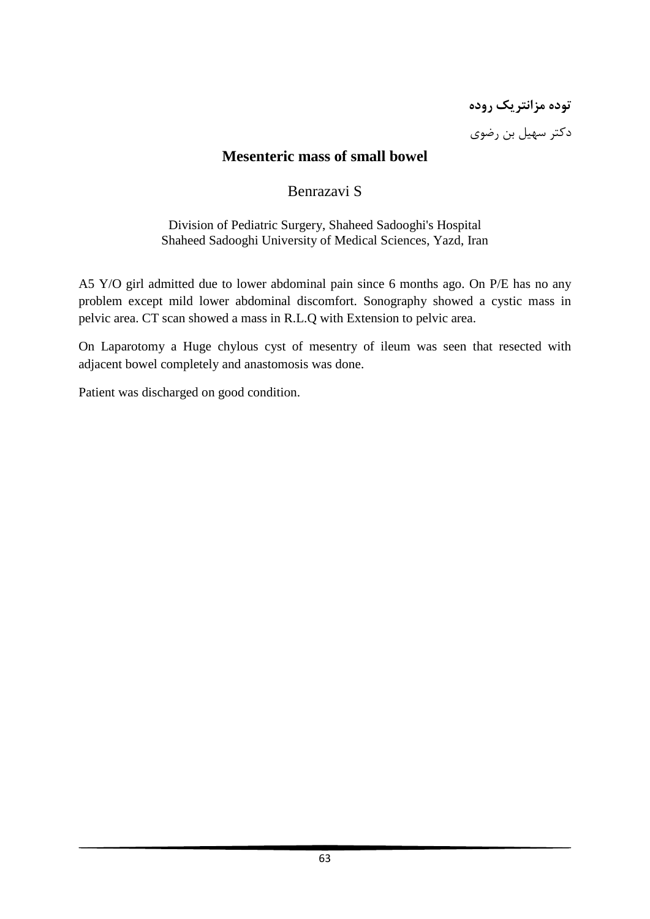**توده مزانتریک روده**

دکتر سهیل بن رضوی

# Mesenteric mass of small bowel

Benrazavi S

Division of Pediatric Surgery, Shaheed Sadooghi's Hospital
Shaheed Sadooghi University of Medical Sciences, Yazd, Iran

A5 Y/O girl admitted due to lower abdominal pain since 6 months ago. On P/E has no any problem except mild lower abdominal discomfort. Sonography showed a cystic mass in pelvic area. CT scan showed a mass in R.L.Q with Extension to pelvic area.

On Laparotomy a Huge chylous cyst of mesentry of ileum was seen that resected with adjacent bowel completely and anastomosis was done.

Patient was discharged on good condition.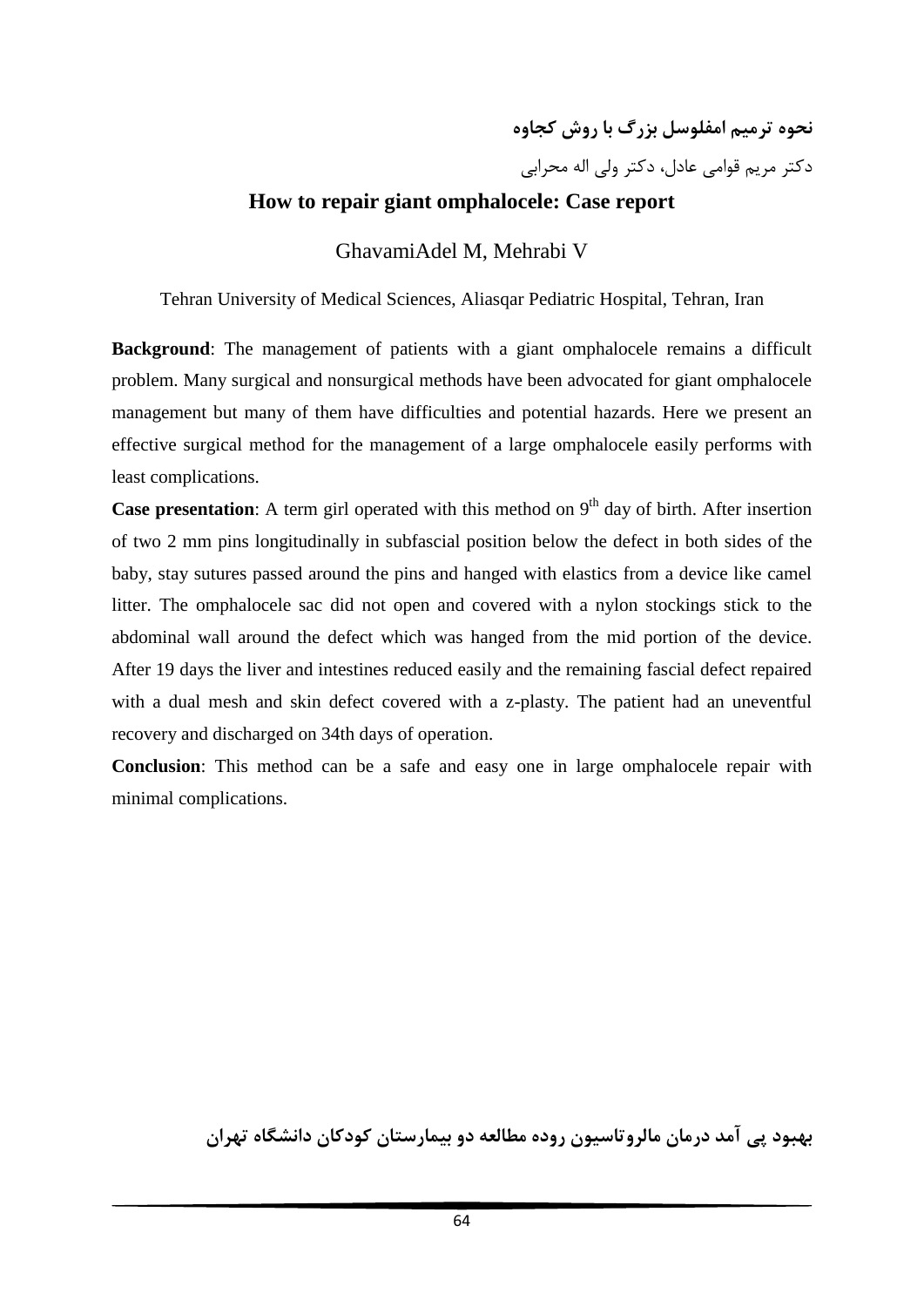## نحوه ترمیم امفلوسل بزرگ با روش کجاوه

دکتر مریم قوامی عادل، دکتر ولی اله محرابی

## How to repair giant omphalocele: Case report

GhavamiAdel M, Mehrabi V

Tehran University of Medical Sciences, Aliasqar Pediatric Hospital, Tehran, Iran

**Background**: The management of patients with a giant omphalocele remains a difficult problem. Many surgical and nonsurgical methods have been advocated for giant omphalocele management but many of them have difficulties and potential hazards. Here we present an effective surgical method for the management of a large omphalocele easily performs with least complications.

**Case presentation**: A term girl operated with this method on 9th day of birth. After insertion of two 2 mm pins longitudinally in subfascial position below the defect in both sides of the baby, stay sutures passed around the pins and hanged with elastics from a device like camel litter. The omphalocele sac did not open and covered with a nylon stockings stick to the abdominal wall around the defect which was hanged from the mid portion of the device. After 19 days the liver and intestines reduced easily and the remaining fascial defect repaired with a dual mesh and skin defect covered with a z-plasty. The patient had an uneventful recovery and discharged on 34th days of operation.

**Conclusion**: This method can be a safe and easy one in large omphalocele repair with minimal complications.

## بهبود پی آمد درمان مالروتاسیون روده مطالعه دو بیمارستان کودکان دانشگاه تهران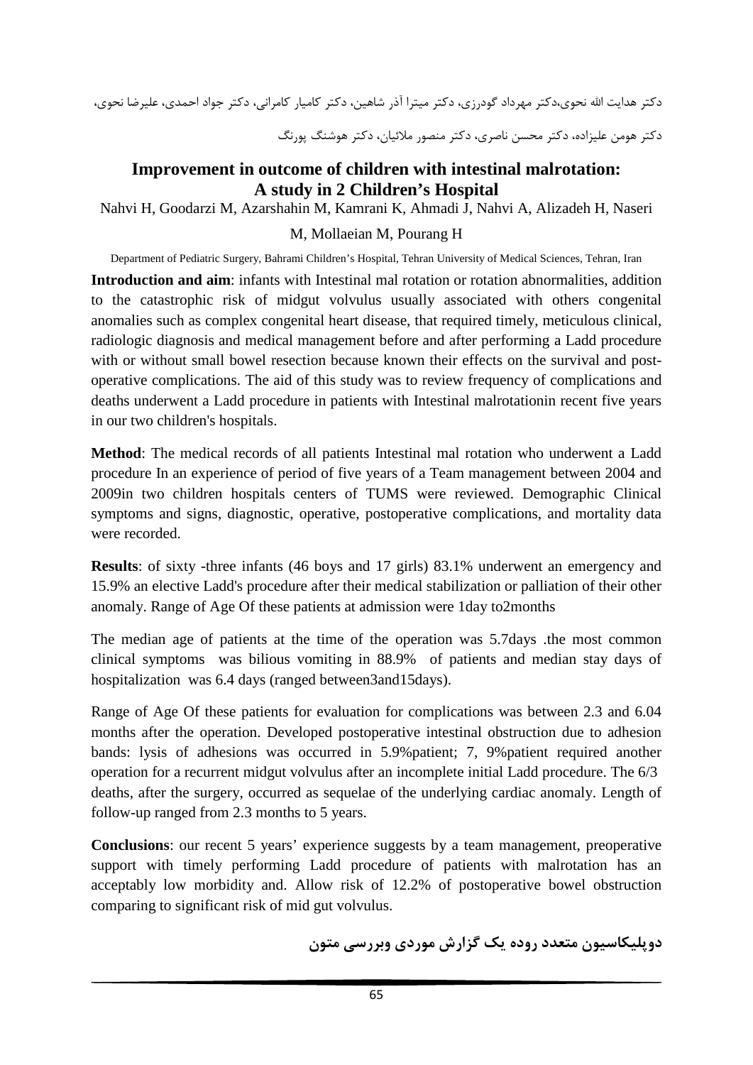دکتر هدایت الله نحوی،دکتر مهرداد گودرزی، دکتر میترا آذر شاهین، دکتر کامیار کامرانی، دکتر جواد احمدی، علیرضا نحوی،

دکتر هومن علیزاده، دکتر محسن ناصری، دکتر منصور ملائیان، دکتر هوشنگ پورنگ

## Improvement in outcome of children with intestinal malrotation: A study in 2 Children's Hospital

Nahvi H, Goodarzi M, Azarshahin M, Kamrani K, Ahmadi J, Nahvi A, Alizadeh H, Naseri M, Mollaeian M, Pourang H

Department of Pediatric Surgery, Bahrami Children's Hospital, Tehran University of Medical Sciences, Tehran, Iran

**Introduction and aim**: infants with Intestinal mal rotation or rotation abnormalities, addition to the catastrophic risk of midgut volvulus usually associated with others congenital anomalies such as complex congenital heart disease, that required timely, meticulous clinical, radiologic diagnosis and medical management before and after performing a Ladd procedure with or without small bowel resection because known their effects on the survival and post-operative complications. The aid of this study was to review frequency of complications and deaths underwent a Ladd procedure in patients with Intestinal malrotationin recent five years in our two children's hospitals.

**Method**: The medical records of all patients Intestinal mal rotation who underwent a Ladd procedure In an experience of period of five years of a Team management between 2004 and 2009in two children hospitals centers of TUMS were reviewed. Demographic Clinical symptoms and signs, diagnostic, operative, postoperative complications, and mortality data were recorded.

**Results**: of sixty -three infants (46 boys and 17 girls) 83.1% underwent an emergency and 15.9% an elective Ladd's procedure after their medical stabilization or palliation of their other anomaly. Range of Age Of these patients at admission were 1day to2months

The median age of patients at the time of the operation was 5.7days .the most common clinical symptoms was bilious vomiting in 88.9% of patients and median stay days of hospitalization was 6.4 days (ranged between3and15days).

Range of Age Of these patients for evaluation for complications was between 2.3 and 6.04 months after the operation. Developed postoperative intestinal obstruction due to adhesion bands: lysis of adhesions was occurred in 5.9%patient; 7, 9%patient required another operation for a recurrent midgut volvulus after an incomplete initial Ladd procedure. The 6/3 deaths, after the surgery, occurred as sequelae of the underlying cardiac anomaly. Length of follow-up ranged from 2.3 months to 5 years.

**Conclusions**: our recent 5 years' experience suggests by a team management, preoperative support with timely performing Ladd procedure of patients with malrotation has an acceptably low morbidity and. Allow risk of 12.2% of postoperative bowel obstruction comparing to significant risk of mid gut volvulus.

## دوپلیکاسیون متعدد روده یک گزارش موردی وبررسی متون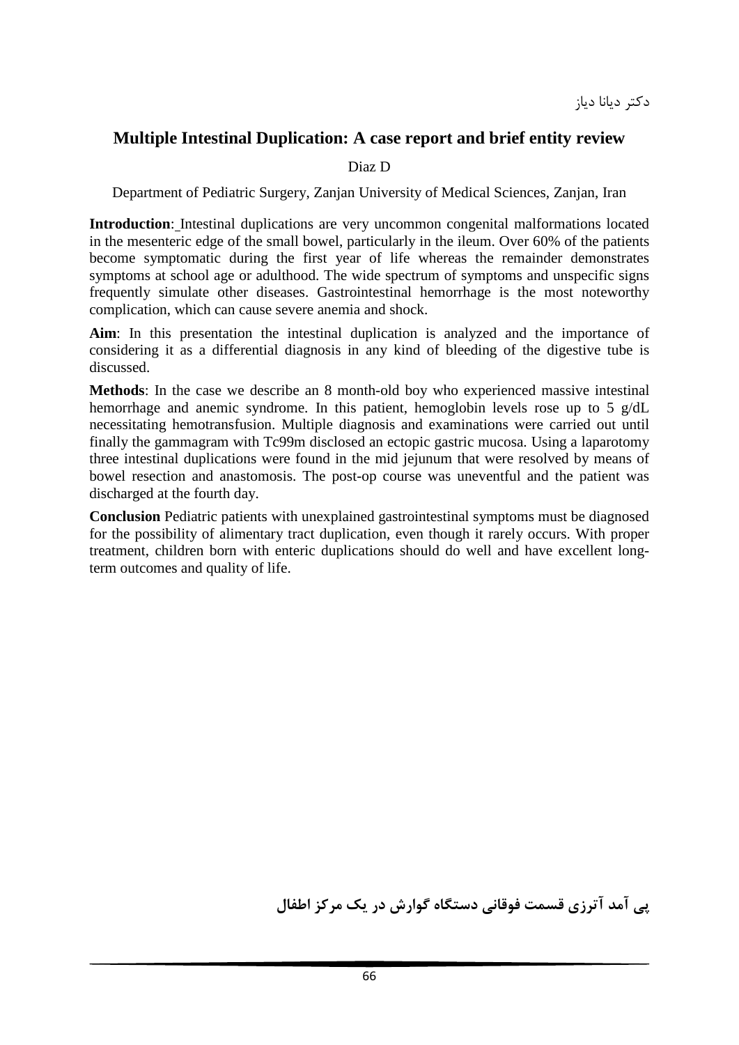دکتر دیانا دیاز

## Multiple Intestinal Duplication: A case report and brief entity review

Diaz D

Department of Pediatric Surgery, Zanjan University of Medical Sciences, Zanjan, Iran

**Introduction**: Intestinal duplications are very uncommon congenital malformations located in the mesenteric edge of the small bowel, particularly in the ileum. Over 60% of the patients become symptomatic during the first year of life whereas the remainder demonstrates symptoms at school age or adulthood. The wide spectrum of symptoms and unspecific signs frequently simulate other diseases. Gastrointestinal hemorrhage is the most noteworthy complication, which can cause severe anemia and shock.

**Aim**: In this presentation the intestinal duplication is analyzed and the importance of considering it as a differential diagnosis in any kind of bleeding of the digestive tube is discussed.

**Methods**: In the case we describe an 8 month-old boy who experienced massive intestinal hemorrhage and anemic syndrome. In this patient, hemoglobin levels rose up to 5 g/dL necessitating hemotransfusion. Multiple diagnosis and examinations were carried out until finally the gammagram with Tc99m disclosed an ectopic gastric mucosa. Using a laparotomy three intestinal duplications were found in the mid jejunum that were resolved by means of bowel resection and anastomosis. The post-op course was uneventful and the patient was discharged at the fourth day.

**Conclusion** Pediatric patients with unexplained gastrointestinal symptoms must be diagnosed for the possibility of alimentary tract duplication, even though it rarely occurs. With proper treatment, children born with enteric duplications should do well and have excellent long-term outcomes and quality of life.

**پی آمد آترزی قسمت فوقانی دستگاه گوارش در یک مرکز اطفال**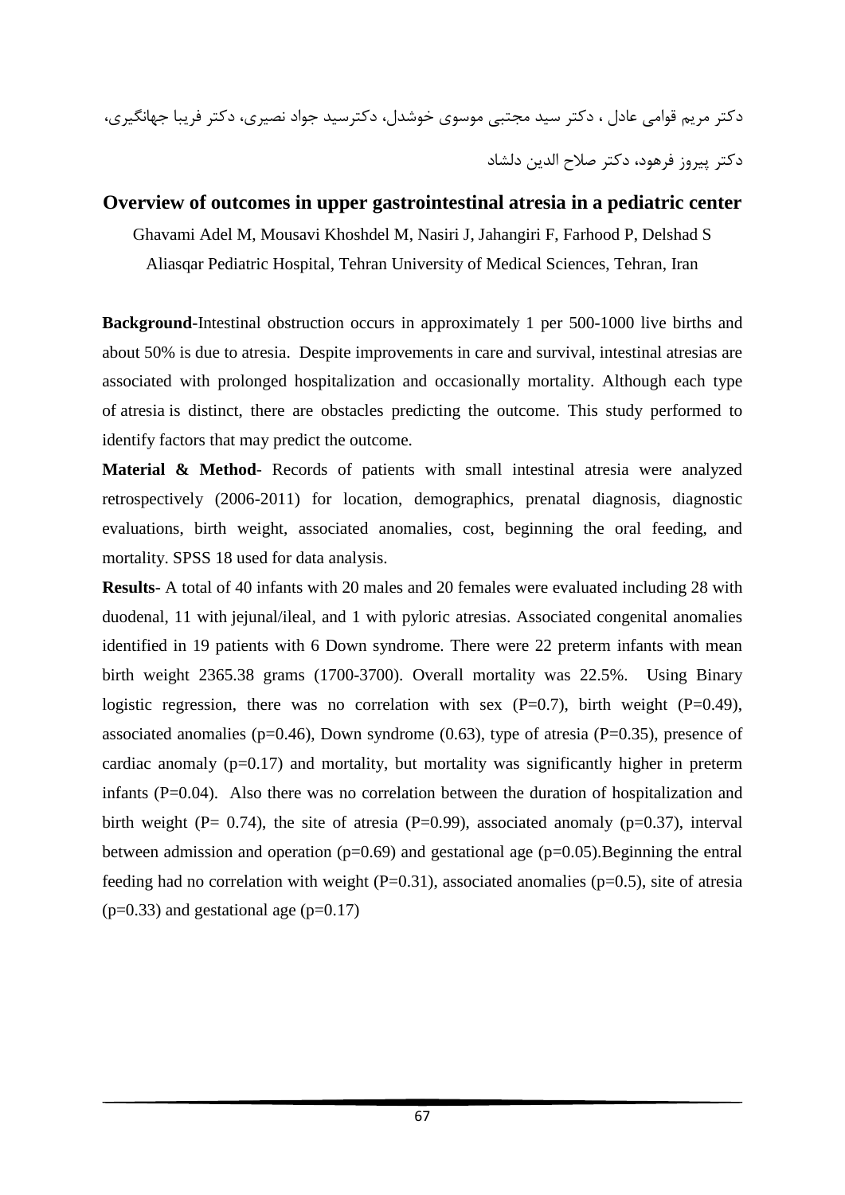دکتر مریم قوامی عادل ، دکتر سید مجتبی موسوی خوشدل، دکترسید جواد نصیری، دکتر فریبا جهانگیری، دکتر پیروز فرهود، دکتر صلاح الدین دلشاد

## Overview of outcomes in upper gastrointestinal atresia in a pediatric center

Ghavami Adel M, Mousavi Khoshdel M, Nasiri J, Jahangiri F, Farhood P, Delshad S

Aliasqar Pediatric Hospital, Tehran University of Medical Sciences, Tehran, Iran

**Background**-Intestinal obstruction occurs in approximately 1 per 500-1000 live births and about 50% is due to atresia. Despite improvements in care and survival, intestinal atresias are associated with prolonged hospitalization and occasionally mortality. Although each type of atresia is distinct, there are obstacles predicting the outcome. This study performed to identify factors that may predict the outcome.

**Material & Method**- Records of patients with small intestinal atresia were analyzed retrospectively (2006-2011) for location, demographics, prenatal diagnosis, diagnostic evaluations, birth weight, associated anomalies, cost, beginning the oral feeding, and mortality. SPSS 18 used for data analysis.

**Results**- A total of 40 infants with 20 males and 20 females were evaluated including 28 with duodenal, 11 with jejunal/ileal, and 1 with pyloric atresias. Associated congenital anomalies identified in 19 patients with 6 Down syndrome. There were 22 preterm infants with mean birth weight 2365.38 grams (1700-3700). Overall mortality was 22.5%. Using Binary logistic regression, there was no correlation with sex (P=0.7), birth weight (P=0.49), associated anomalies (p=0.46), Down syndrome (0.63), type of atresia (P=0.35), presence of cardiac anomaly (p=0.17) and mortality, but mortality was significantly higher in preterm infants (P=0.04). Also there was no correlation between the duration of hospitalization and birth weight (P= 0.74), the site of atresia (P=0.99), associated anomaly (p=0.37), interval between admission and operation (p=0.69) and gestational age (p=0.05).Beginning the entral feeding had no correlation with weight (P=0.31), associated anomalies (p=0.5), site of atresia (p=0.33) and gestational age (p=0.17)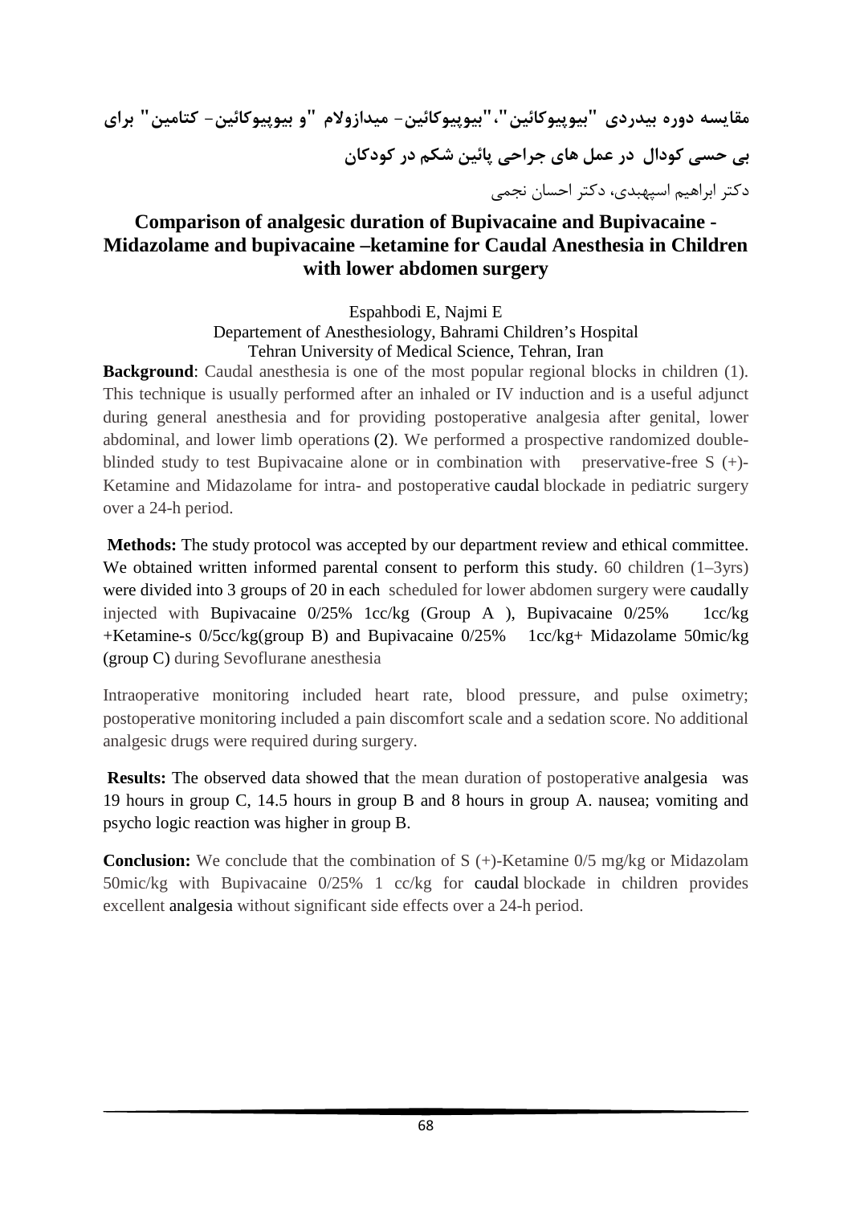## مقایسه دوره بیدردی "بیوپیوکائین"،"بیوپیوکائین- میدازولام "و بیوپیوکائین- کتامین" برای بی حسی کودال در عمل های جراحی پائین شکم در کودکان

دکتر ابراهیم اسپهبدی، دکتر احسان نجمی

## Comparison of analgesic duration of Bupivacaine and Bupivacaine - Midazolame and bupivacaine –ketamine for Caudal Anesthesia in Children with lower abdomen surgery

Espahbodi E, Najmi E

Departement of Anesthesiology, Bahrami Children's Hospital

Tehran University of Medical Science, Tehran, Iran

**Background**: Caudal anesthesia is one of the most popular regional blocks in children (1). This technique is usually performed after an inhaled or IV induction and is a useful adjunct during general anesthesia and for providing postoperative analgesia after genital, lower abdominal, and lower limb operations (2). We performed a prospective randomized double-blinded study to test Bupivacaine alone or in combination with preservative-free S (+)-Ketamine and Midazolame for intra- and postoperative caudal blockade in pediatric surgery over a 24-h period.

**Methods:** The study protocol was accepted by our department review and ethical committee. We obtained written informed parental consent to perform this study. 60 children (1–3yrs) were divided into 3 groups of 20 in each scheduled for lower abdomen surgery were caudally injected with Bupivacaine 0/25% 1cc/kg (Group A ), Bupivacaine 0/25% 1cc/kg +Ketamine-s 0/5cc/kg(group B) and Bupivacaine 0/25% 1cc/kg+ Midazolame 50mic/kg (group C) during Sevoflurane anesthesia

Intraoperative monitoring included heart rate, blood pressure, and pulse oximetry; postoperative monitoring included a pain discomfort scale and a sedation score. No additional analgesic drugs were required during surgery.

**Results:** The observed data showed that the mean duration of postoperative analgesia was 19 hours in group C, 14.5 hours in group B and 8 hours in group A. nausea; vomiting and psycho logic reaction was higher in group B.

**Conclusion:** We conclude that the combination of S (+)-Ketamine 0/5 mg/kg or Midazolam 50mic/kg with Bupivacaine 0/25% 1 cc/kg for caudal blockade in children provides excellent analgesia without significant side effects over a 24-h period.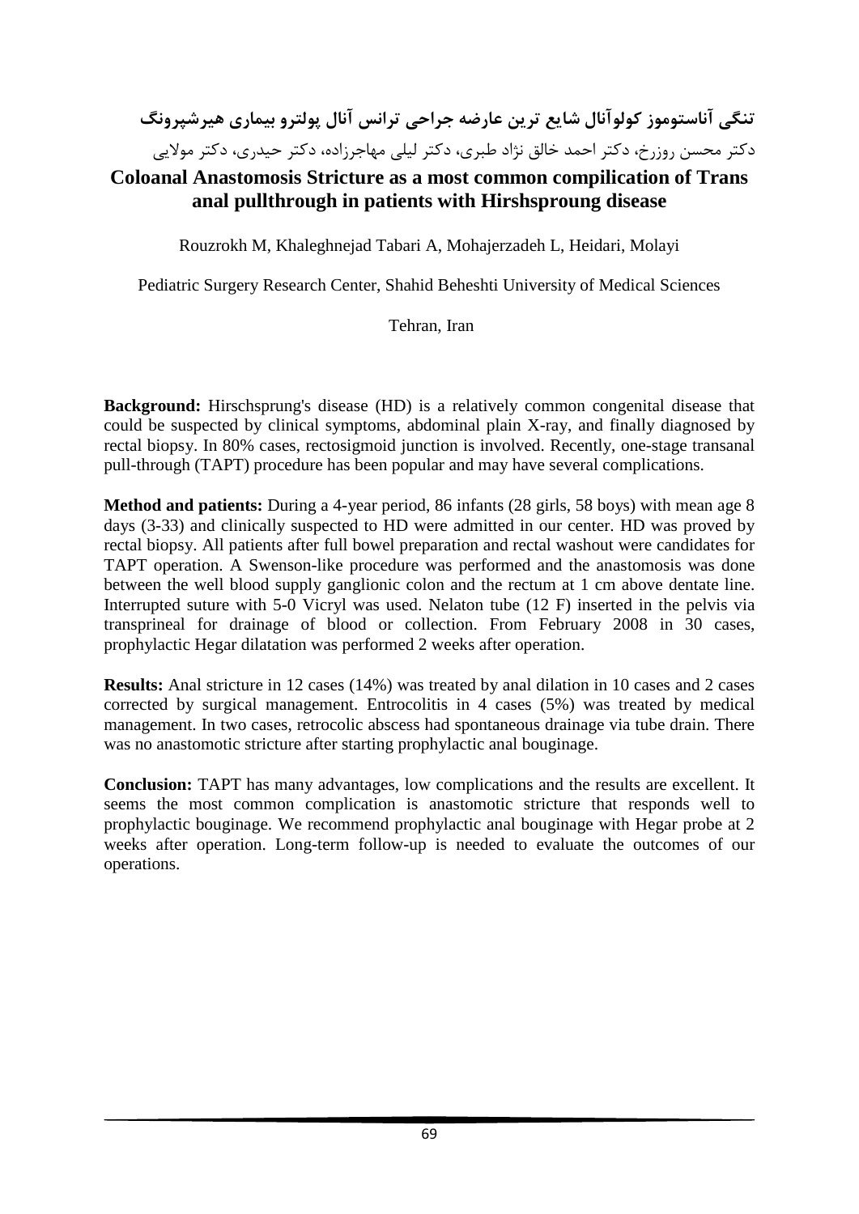## تنگی آناستوموز کولوآنال شایع ترین عارضه جراحی ترانس آنال پولترو بیماری هیرشپرونگ

دکتر محسن روزرخ، دکتر احمد خالق نژاد طبری، دکتر لیلی مهاجرزاده، دکتر حیدری، دکتر مولایی

## Coloanal Anastomosis Stricture as a most common compilication of Trans anal pullthrough in patients with Hirshsproung disease

Rouzrokh M, Khaleghnejad Tabari A, Mohajerzadeh L, Heidari, Molayi

Pediatric Surgery Research Center, Shahid Beheshti University of Medical Sciences

Tehran, Iran

**Background:** Hirschsprung's disease (HD) is a relatively common congenital disease that could be suspected by clinical symptoms, abdominal plain X-ray, and finally diagnosed by rectal biopsy. In 80% cases, rectosigmoid junction is involved. Recently, one-stage transanal pull-through (TAPT) procedure has been popular and may have several complications.

**Method and patients:** During a 4-year period, 86 infants (28 girls, 58 boys) with mean age 8 days (3-33) and clinically suspected to HD were admitted in our center. HD was proved by rectal biopsy. All patients after full bowel preparation and rectal washout were candidates for TAPT operation. A Swenson-like procedure was performed and the anastomosis was done between the well blood supply ganglionic colon and the rectum at 1 cm above dentate line. Interrupted suture with 5-0 Vicryl was used. Nelaton tube (12 F) inserted in the pelvis via transprineal for drainage of blood or collection. From February 2008 in 30 cases, prophylactic Hegar dilatation was performed 2 weeks after operation.

**Results:** Anal stricture in 12 cases (14%) was treated by anal dilation in 10 cases and 2 cases corrected by surgical management. Entrocolitis in 4 cases (5%) was treated by medical management. In two cases, retrocolic abscess had spontaneous drainage via tube drain. There was no anastomotic stricture after starting prophylactic anal bouginage.

**Conclusion:** TAPT has many advantages, low complications and the results are excellent. It seems the most common complication is anastomotic stricture that responds well to prophylactic bouginage. We recommend prophylactic anal bouginage with Hegar probe at 2 weeks after operation. Long-term follow-up is needed to evaluate the outcomes of our operations.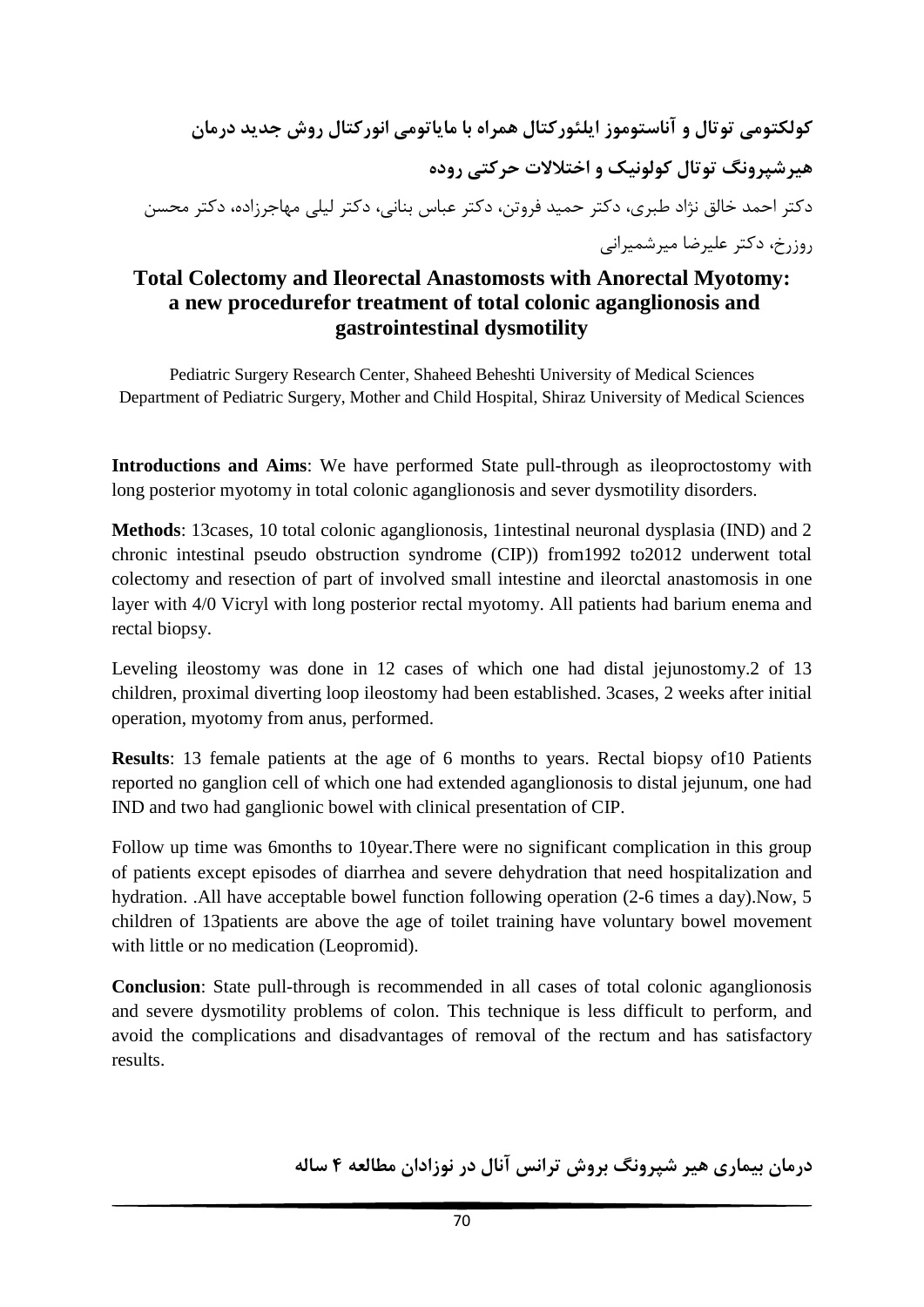## کولکتومی توتال و آناستوموز ایلئورکتال همراه با مایاتومی انورکتال روش جدید درمان هیرشپرونگ توتال کولونیک و اختلالات حرکتی روده

دکتر احمد خالق نژاد طبری، دکتر حمید فروتن، دکتر عباس بنانی، دکتر لیلی مهاجرزاده، دکتر محسن روزرخ، دکتر علیرضا میرشمیرانی

## Total Colectomy and Ileorectal Anastomosts with Anorectal Myotomy: a new procedurefor treatment of total colonic aganglionosis and gastrointestinal dysmotility

Pediatric Surgery Research Center, Shaheed Beheshti University of Medical Sciences
Department of Pediatric Surgery, Mother and Child Hospital, Shiraz University of Medical Sciences

**Introductions and Aims**: We have performed State pull-through as ileoproctostomy with long posterior myotomy in total colonic aganglionosis and sever dysmotility disorders.

**Methods**: 13cases, 10 total colonic aganglionosis, 1intestinal neuronal dysplasia (IND) and 2 chronic intestinal pseudo obstruction syndrome (CIP)) from1992 to2012 underwent total colectomy and resection of part of involved small intestine and ileorctal anastomosis in one layer with 4/0 Vicryl with long posterior rectal myotomy. All patients had barium enema and rectal biopsy.

Leveling ileostomy was done in 12 cases of which one had distal jejunostomy.2 of 13 children, proximal diverting loop ileostomy had been established. 3cases, 2 weeks after initial operation, myotomy from anus, performed.

**Results**: 13 female patients at the age of 6 months to years. Rectal biopsy of10 Patients reported no ganglion cell of which one had extended aganglionosis to distal jejunum, one had IND and two had ganglionic bowel with clinical presentation of CIP.

Follow up time was 6months to 10year.There were no significant complication in this group of patients except episodes of diarrhea and severe dehydration that need hospitalization and hydration. .All have acceptable bowel function following operation (2-6 times a day).Now, 5 children of 13patients are above the age of toilet training have voluntary bowel movement with little or no medication (Leopromid).

**Conclusion**: State pull-through is recommended in all cases of total colonic aganglionosis and severe dysmotility problems of colon. This technique is less difficult to perform, and avoid the complications and disadvantages of removal of the rectum and has satisfactory results.

## درمان بیماری هیر شپرونگ بروش ترانس آنال در نوزادان مطالعه ۴ ساله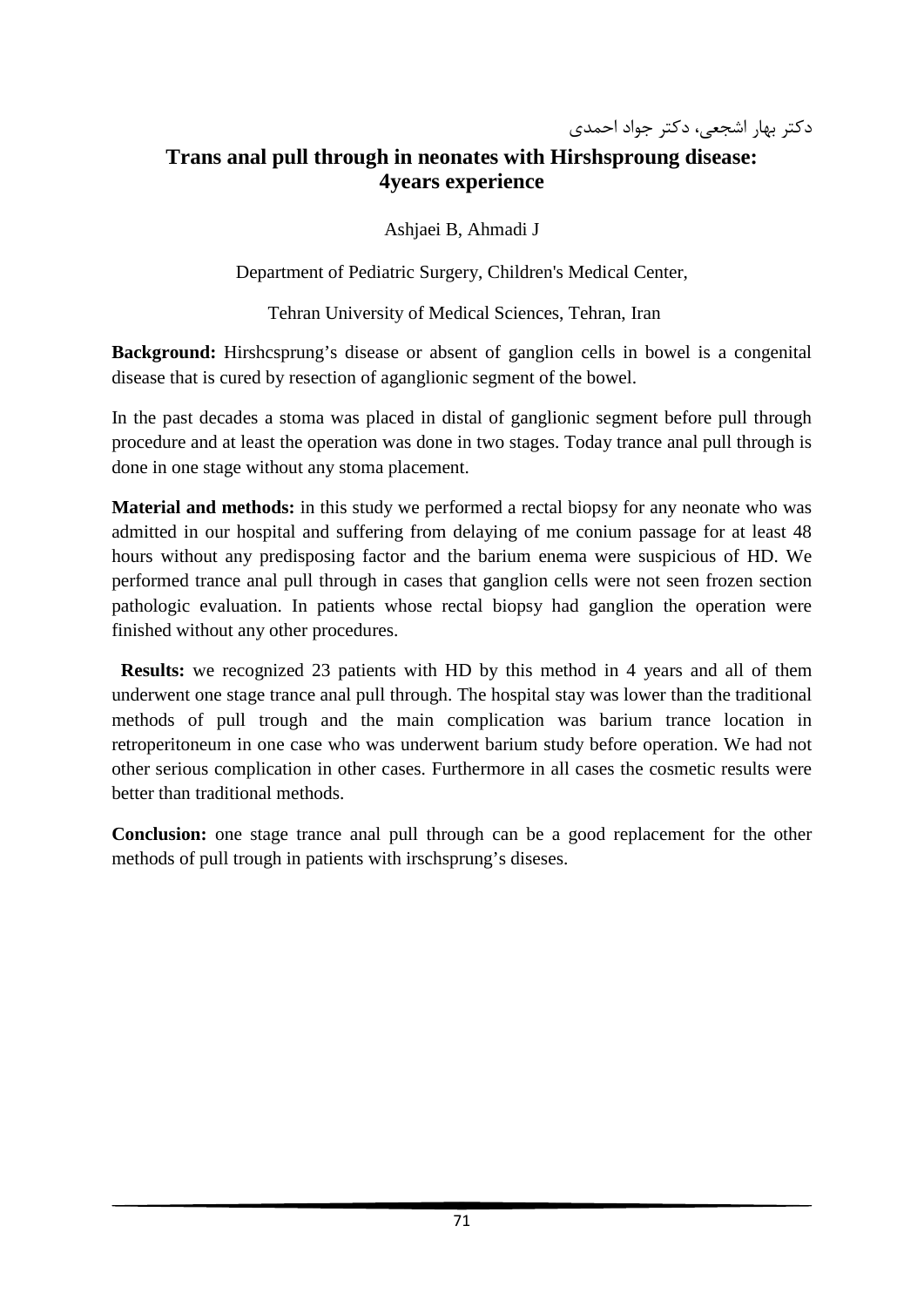دکتر بهار اشجعی، دکتر جواد احمدی

# Trans anal pull through in neonates with Hirshsproung disease: 4years experience

Ashjaei B, Ahmadi J

Department of Pediatric Surgery, Children's Medical Center,

Tehran University of Medical Sciences, Tehran, Iran

**Background:** Hirshcsprung's disease or absent of ganglion cells in bowel is a congenital disease that is cured by resection of aganglionic segment of the bowel.

In the past decades a stoma was placed in distal of ganglionic segment before pull through procedure and at least the operation was done in two stages. Today trance anal pull through is done in one stage without any stoma placement.

**Material and methods:** in this study we performed a rectal biopsy for any neonate who was admitted in our hospital and suffering from delaying of me conium passage for at least 48 hours without any predisposing factor and the barium enema were suspicious of HD. We performed trance anal pull through in cases that ganglion cells were not seen frozen section pathologic evaluation. In patients whose rectal biopsy had ganglion the operation were finished without any other procedures.

**Results:** we recognized 23 patients with HD by this method in 4 years and all of them underwent one stage trance anal pull through. The hospital stay was lower than the traditional methods of pull trough and the main complication was barium trance location in retroperitoneum in one case who was underwent barium study before operation. We had not other serious complication in other cases. Furthermore in all cases the cosmetic results were better than traditional methods.

**Conclusion:** one stage trance anal pull through can be a good replacement for the other methods of pull trough in patients with irschsprung's diseses.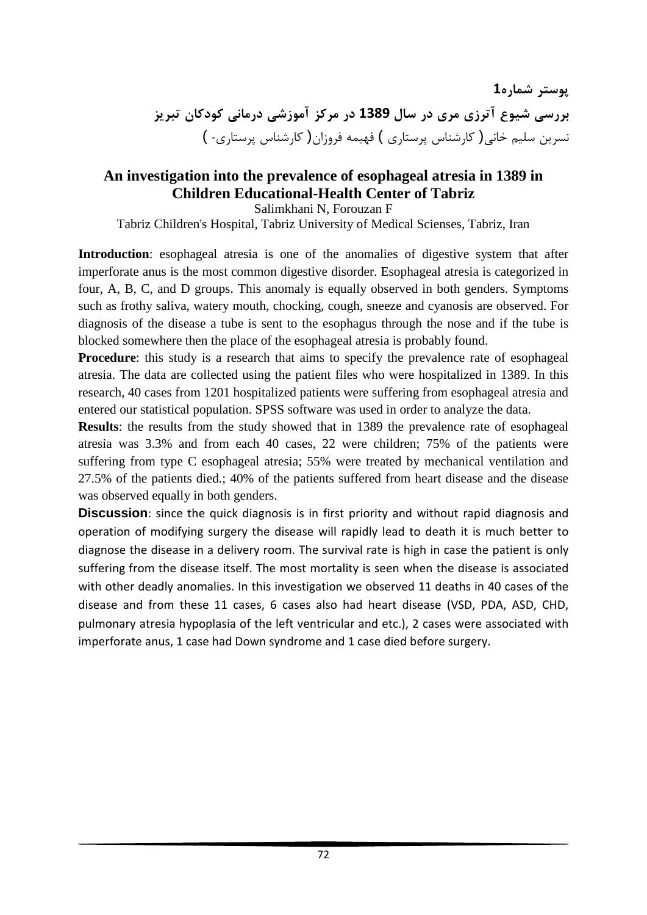**پوستر شماره1**

**بررسی شیوع آترزی مری در سال 1389 در مرکز آموزشی درمانی کودکان تبریز**

نسرین سلیم خانی( کارشناس پرستاری ) فهیمه فروزان( کارشناس پرستاری- )

## An investigation into the prevalence of esophageal atresia in 1389 in Children Educational-Health Center of Tabriz

Salimkhani N, Forouzan F

Tabriz Children's Hospital, Tabriz University of Medical Scienses, Tabriz, Iran

**Introduction**: esophageal atresia is one of the anomalies of digestive system that after imperforate anus is the most common digestive disorder. Esophageal atresia is categorized in four, A, B, C, and D groups. This anomaly is equally observed in both genders. Symptoms such as frothy saliva, watery mouth, chocking, cough, sneeze and cyanosis are observed. For diagnosis of the disease a tube is sent to the esophagus through the nose and if the tube is blocked somewhere then the place of the esophageal atresia is probably found.

**Procedure**: this study is a research that aims to specify the prevalence rate of esophageal atresia. The data are collected using the patient files who were hospitalized in 1389. In this research, 40 cases from 1201 hospitalized patients were suffering from esophageal atresia and entered our statistical population. SPSS software was used in order to analyze the data.

**Results**: the results from the study showed that in 1389 the prevalence rate of esophageal atresia was 3.3% and from each 40 cases, 22 were children; 75% of the patients were suffering from type C esophageal atresia; 55% were treated by mechanical ventilation and 27.5% of the patients died.; 40% of the patients suffered from heart disease and the disease was observed equally in both genders.

**Discussion**: since the quick diagnosis is in first priority and without rapid diagnosis and operation of modifying surgery the disease will rapidly lead to death it is much better to diagnose the disease in a delivery room. The survival rate is high in case the patient is only suffering from the disease itself. The most mortality is seen when the disease is associated with other deadly anomalies. In this investigation we observed 11 deaths in 40 cases of the disease and from these 11 cases, 6 cases also had heart disease (VSD, PDA, ASD, CHD, pulmonary atresia hypoplasia of the left ventricular and etc.), 2 cases were associated with imperforate anus, 1 case had Down syndrome and 1 case died before surgery.